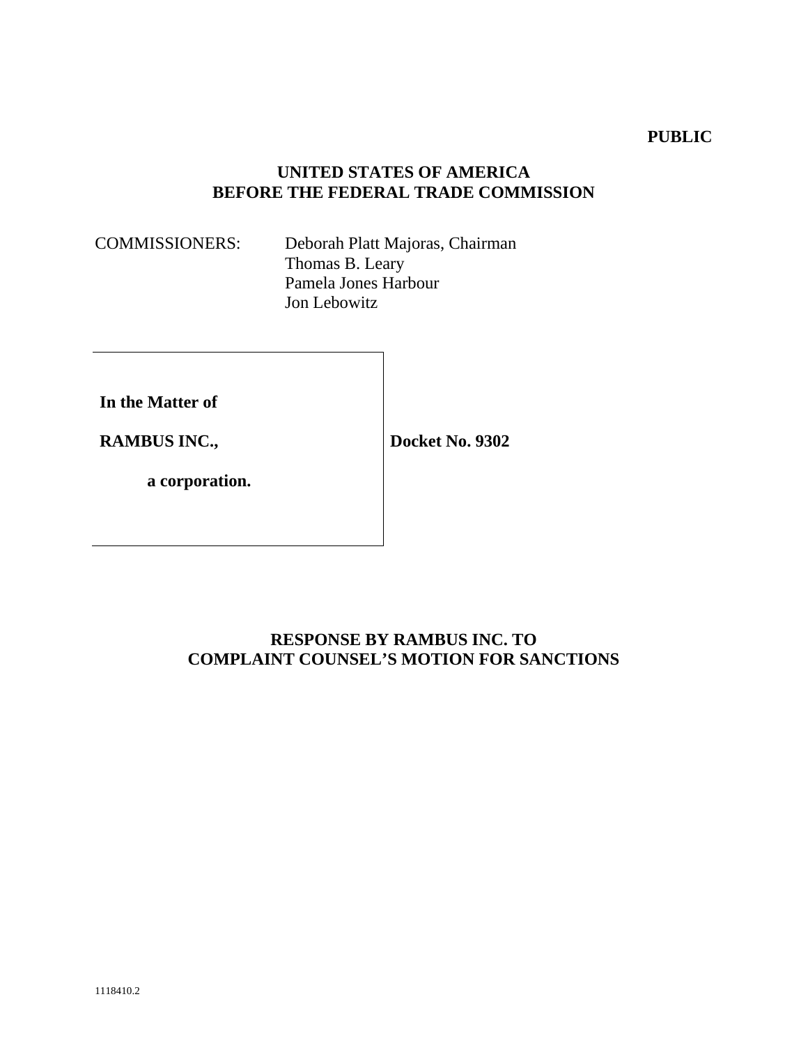**PUBLIC**

**UNITED STATES OF AMERICA**
**BEFORE THE FEDERAL TRADE COMMISSION**

COMMISSIONERS: Deborah Platt Majoras, Chairman
Thomas B. Leary
Pamela Jones Harbour
Jon Lebowitz

| | |
|---|---|
| **In the Matter of**<br><br>**RAMBUS INC.,**<br><br>**a corporation.** | **Docket No. 9302** |

**RESPONSE BY RAMBUS INC. TO**
**COMPLAINT COUNSEL'S MOTION FOR SANCTIONS**

1118410.2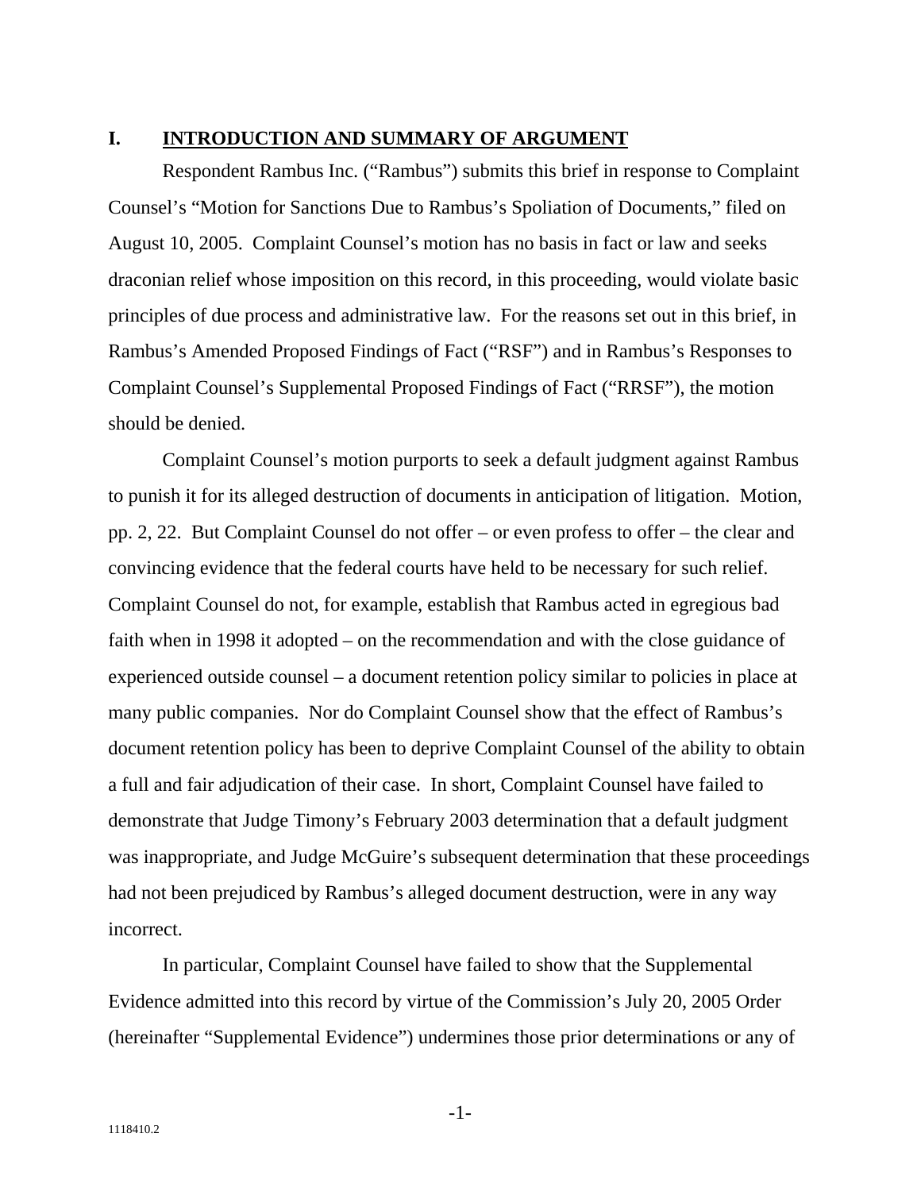## I. INTRODUCTION AND SUMMARY OF ARGUMENT

Respondent Rambus Inc. ("Rambus") submits this brief in response to Complaint Counsel's "Motion for Sanctions Due to Rambus's Spoliation of Documents," filed on August 10, 2005. Complaint Counsel's motion has no basis in fact or law and seeks draconian relief whose imposition on this record, in this proceeding, would violate basic principles of due process and administrative law. For the reasons set out in this brief, in Rambus's Amended Proposed Findings of Fact ("RSF") and in Rambus's Responses to Complaint Counsel's Supplemental Proposed Findings of Fact ("RRSF"), the motion should be denied.

Complaint Counsel's motion purports to seek a default judgment against Rambus to punish it for its alleged destruction of documents in anticipation of litigation. Motion, pp. 2, 22. But Complaint Counsel do not offer – or even profess to offer – the clear and convincing evidence that the federal courts have held to be necessary for such relief. Complaint Counsel do not, for example, establish that Rambus acted in egregious bad faith when in 1998 it adopted – on the recommendation and with the close guidance of experienced outside counsel – a document retention policy similar to policies in place at many public companies. Nor do Complaint Counsel show that the effect of Rambus's document retention policy has been to deprive Complaint Counsel of the ability to obtain a full and fair adjudication of their case. In short, Complaint Counsel have failed to demonstrate that Judge Timony's February 2003 determination that a default judgment was inappropriate, and Judge McGuire's subsequent determination that these proceedings had not been prejudiced by Rambus's alleged document destruction, were in any way incorrect.

In particular, Complaint Counsel have failed to show that the Supplemental Evidence admitted into this record by virtue of the Commission's July 20, 2005 Order (hereinafter "Supplemental Evidence") undermines those prior determinations or any of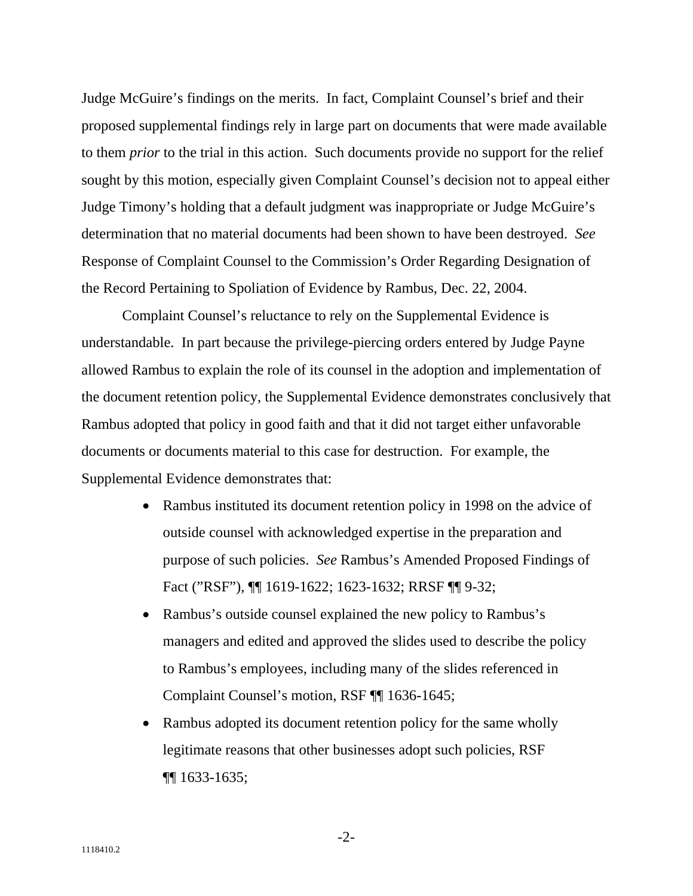Judge McGuire's findings on the merits. In fact, Complaint Counsel's brief and their proposed supplemental findings rely in large part on documents that were made available to them *prior* to the trial in this action. Such documents provide no support for the relief sought by this motion, especially given Complaint Counsel's decision not to appeal either Judge Timony's holding that a default judgment was inappropriate or Judge McGuire's determination that no material documents had been shown to have been destroyed. *See* Response of Complaint Counsel to the Commission's Order Regarding Designation of the Record Pertaining to Spoliation of Evidence by Rambus, Dec. 22, 2004.

Complaint Counsel's reluctance to rely on the Supplemental Evidence is understandable. In part because the privilege-piercing orders entered by Judge Payne allowed Rambus to explain the role of its counsel in the adoption and implementation of the document retention policy, the Supplemental Evidence demonstrates conclusively that Rambus adopted that policy in good faith and that it did not target either unfavorable documents or documents material to this case for destruction. For example, the Supplemental Evidence demonstrates that:

- Rambus instituted its document retention policy in 1998 on the advice of outside counsel with acknowledged expertise in the preparation and purpose of such policies. *See* Rambus's Amended Proposed Findings of Fact ("RSF"), ¶¶ 1619-1622; 1623-1632; RRSF ¶¶ 9-32;
- Rambus's outside counsel explained the new policy to Rambus's managers and edited and approved the slides used to describe the policy to Rambus's employees, including many of the slides referenced in Complaint Counsel's motion, RSF ¶¶ 1636-1645;
- Rambus adopted its document retention policy for the same wholly legitimate reasons that other businesses adopt such policies, RSF ¶¶ 1633-1635;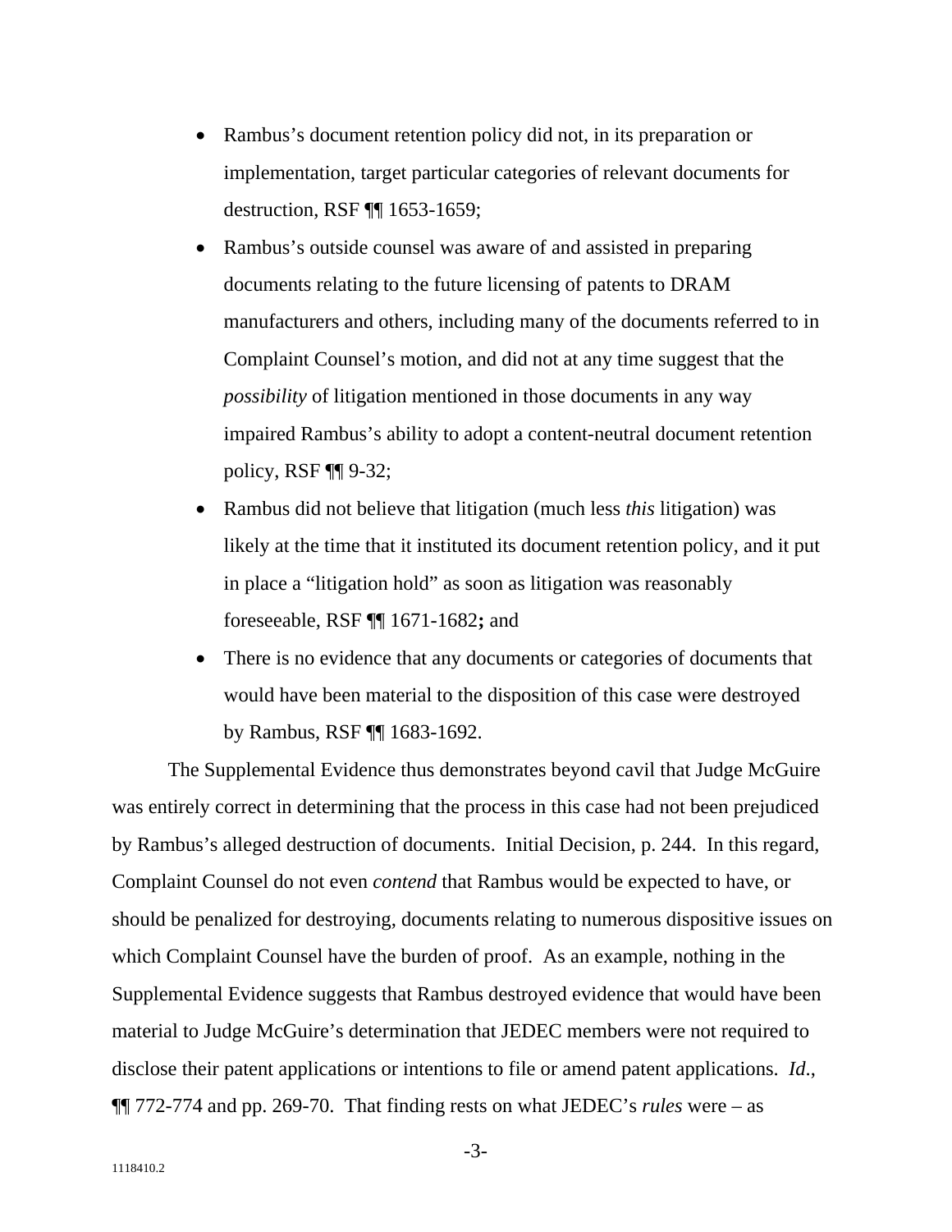- Rambus's document retention policy did not, in its preparation or implementation, target particular categories of relevant documents for destruction, RSF ¶¶ 1653-1659;
- Rambus's outside counsel was aware of and assisted in preparing documents relating to the future licensing of patents to DRAM manufacturers and others, including many of the documents referred to in Complaint Counsel's motion, and did not at any time suggest that the *possibility* of litigation mentioned in those documents in any way impaired Rambus's ability to adopt a content-neutral document retention policy, RSF ¶¶ 9-32;
- Rambus did not believe that litigation (much less *this* litigation) was likely at the time that it instituted its document retention policy, and it put in place a "litigation hold" as soon as litigation was reasonably foreseeable, RSF ¶¶ 1671-1682**;** and
- There is no evidence that any documents or categories of documents that would have been material to the disposition of this case were destroyed by Rambus, RSF ¶¶ 1683-1692.

The Supplemental Evidence thus demonstrates beyond cavil that Judge McGuire was entirely correct in determining that the process in this case had not been prejudiced by Rambus's alleged destruction of documents. Initial Decision, p. 244. In this regard, Complaint Counsel do not even *contend* that Rambus would be expected to have, or should be penalized for destroying, documents relating to numerous dispositive issues on which Complaint Counsel have the burden of proof. As an example, nothing in the Supplemental Evidence suggests that Rambus destroyed evidence that would have been material to Judge McGuire's determination that JEDEC members were not required to disclose their patent applications or intentions to file or amend patent applications. *Id.*, ¶¶ 772-774 and pp. 269-70. That finding rests on what JEDEC's *rules* were – as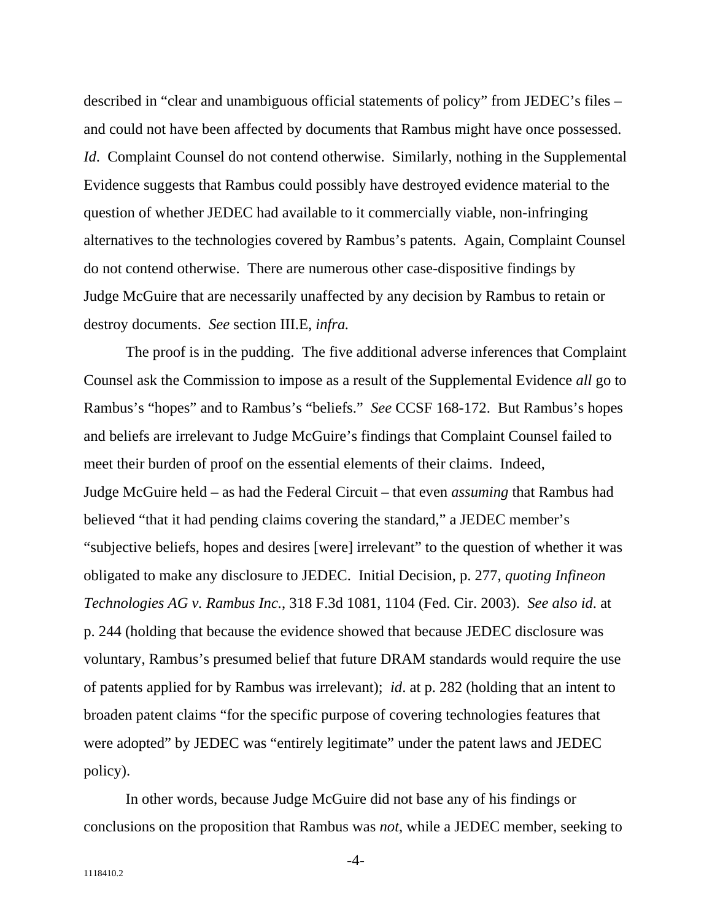described in "clear and unambiguous official statements of policy" from JEDEC's files – and could not have been affected by documents that Rambus might have once possessed. *Id*. Complaint Counsel do not contend otherwise. Similarly, nothing in the Supplemental Evidence suggests that Rambus could possibly have destroyed evidence material to the question of whether JEDEC had available to it commercially viable, non-infringing alternatives to the technologies covered by Rambus's patents. Again, Complaint Counsel do not contend otherwise. There are numerous other case-dispositive findings by Judge McGuire that are necessarily unaffected by any decision by Rambus to retain or destroy documents. *See* section III.E, *infra.*

The proof is in the pudding. The five additional adverse inferences that Complaint Counsel ask the Commission to impose as a result of the Supplemental Evidence *all* go to Rambus's "hopes" and to Rambus's "beliefs." *See* CCSF 168-172. But Rambus's hopes and beliefs are irrelevant to Judge McGuire's findings that Complaint Counsel failed to meet their burden of proof on the essential elements of their claims. Indeed, Judge McGuire held – as had the Federal Circuit – that even *assuming* that Rambus had believed "that it had pending claims covering the standard," a JEDEC member's "subjective beliefs, hopes and desires [were] irrelevant" to the question of whether it was obligated to make any disclosure to JEDEC. Initial Decision, p. 277, *quoting Infineon Technologies AG v. Rambus Inc.*, 318 F.3d 1081, 1104 (Fed. Cir. 2003). *See also id*. at p. 244 (holding that because the evidence showed that because JEDEC disclosure was voluntary, Rambus's presumed belief that future DRAM standards would require the use of patents applied for by Rambus was irrelevant); *id*. at p. 282 (holding that an intent to broaden patent claims "for the specific purpose of covering technologies features that were adopted" by JEDEC was "entirely legitimate" under the patent laws and JEDEC policy).

In other words, because Judge McGuire did not base any of his findings or conclusions on the proposition that Rambus was *not*, while a JEDEC member, seeking to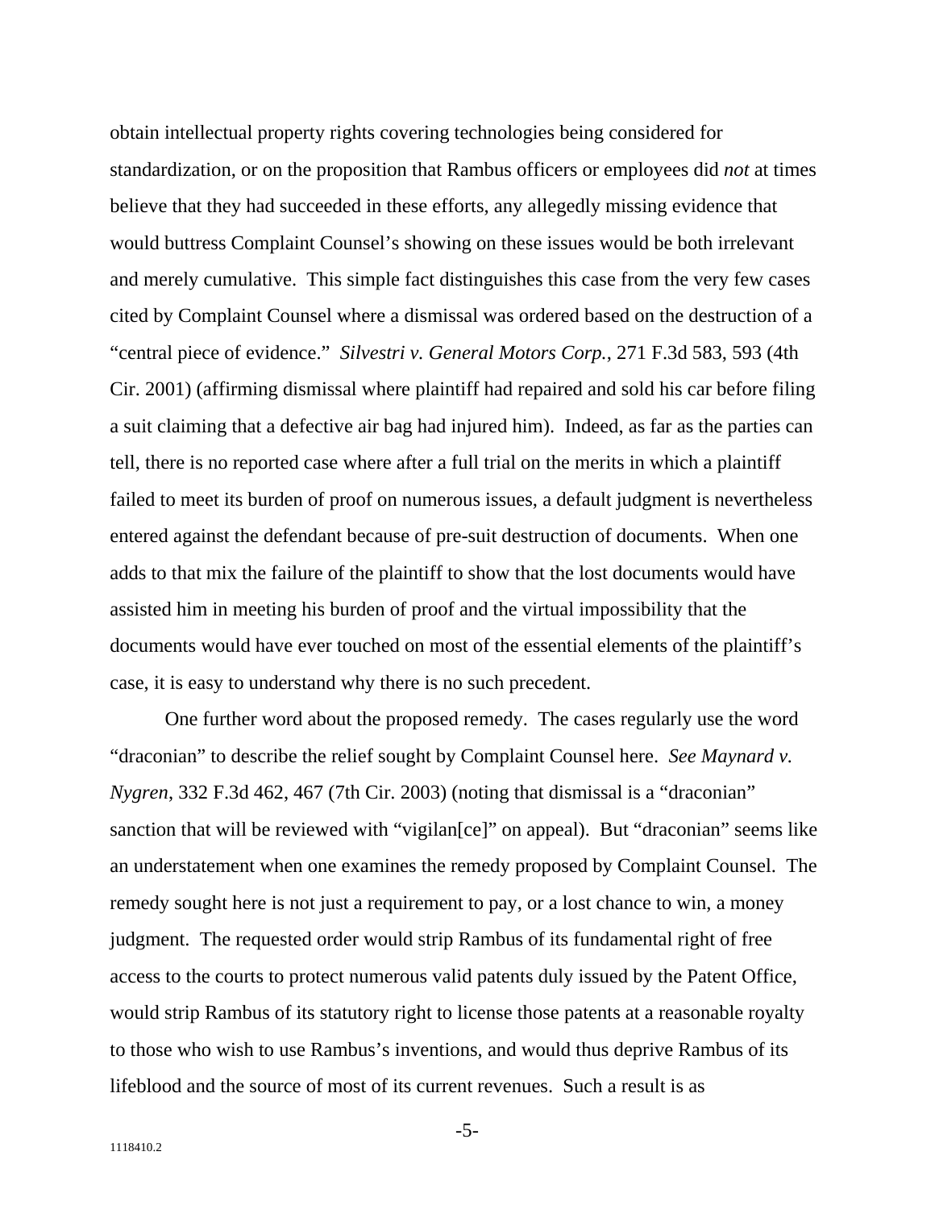obtain intellectual property rights covering technologies being considered for standardization, or on the proposition that Rambus officers or employees did *not* at times believe that they had succeeded in these efforts, any allegedly missing evidence that would buttress Complaint Counsel's showing on these issues would be both irrelevant and merely cumulative. This simple fact distinguishes this case from the very few cases cited by Complaint Counsel where a dismissal was ordered based on the destruction of a "central piece of evidence." *Silvestri v. General Motors Corp.*, 271 F.3d 583, 593 (4th Cir. 2001) (affirming dismissal where plaintiff had repaired and sold his car before filing a suit claiming that a defective air bag had injured him). Indeed, as far as the parties can tell, there is no reported case where after a full trial on the merits in which a plaintiff failed to meet its burden of proof on numerous issues, a default judgment is nevertheless entered against the defendant because of pre-suit destruction of documents. When one adds to that mix the failure of the plaintiff to show that the lost documents would have assisted him in meeting his burden of proof and the virtual impossibility that the documents would have ever touched on most of the essential elements of the plaintiff's case, it is easy to understand why there is no such precedent.

One further word about the proposed remedy. The cases regularly use the word "draconian" to describe the relief sought by Complaint Counsel here. *See Maynard v. Nygren*, 332 F.3d 462, 467 (7th Cir. 2003) (noting that dismissal is a "draconian" sanction that will be reviewed with "vigilan[ce]" on appeal). But "draconian" seems like an understatement when one examines the remedy proposed by Complaint Counsel. The remedy sought here is not just a requirement to pay, or a lost chance to win, a money judgment. The requested order would strip Rambus of its fundamental right of free access to the courts to protect numerous valid patents duly issued by the Patent Office, would strip Rambus of its statutory right to license those patents at a reasonable royalty to those who wish to use Rambus's inventions, and would thus deprive Rambus of its lifeblood and the source of most of its current revenues. Such a result is as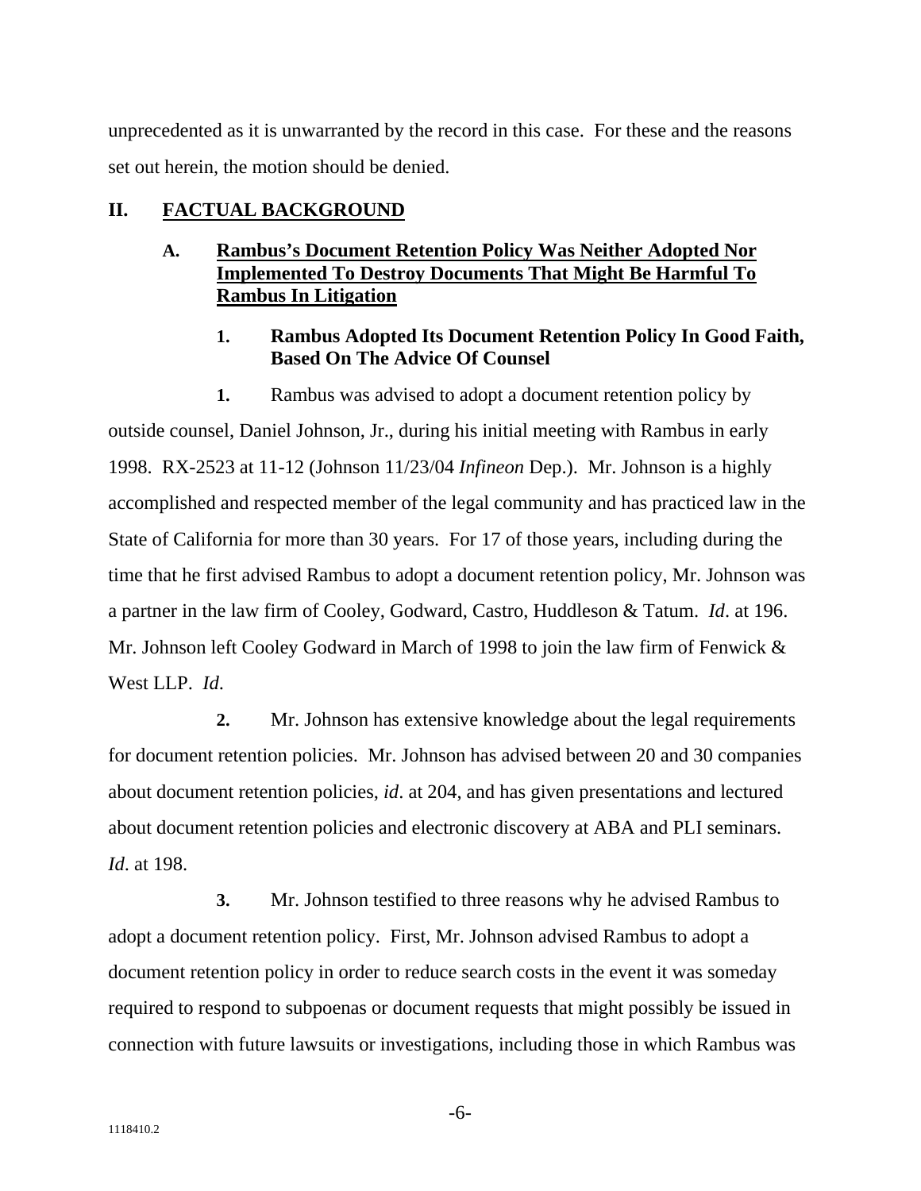unprecedented as it is unwarranted by the record in this case. For these and the reasons set out herein, the motion should be denied.

## II. FACTUAL BACKGROUND

### A. Rambus's Document Retention Policy Was Neither Adopted Nor Implemented To Destroy Documents That Might Be Harmful To Rambus In Litigation

#### 1. Rambus Adopted Its Document Retention Policy In Good Faith, Based On The Advice Of Counsel

**1.** Rambus was advised to adopt a document retention policy by outside counsel, Daniel Johnson, Jr., during his initial meeting with Rambus in early 1998. RX-2523 at 11-12 (Johnson 11/23/04 *Infineon* Dep.). Mr. Johnson is a highly accomplished and respected member of the legal community and has practiced law in the State of California for more than 30 years. For 17 of those years, including during the time that he first advised Rambus to adopt a document retention policy, Mr. Johnson was a partner in the law firm of Cooley, Godward, Castro, Huddleson & Tatum. *Id*. at 196. Mr. Johnson left Cooley Godward in March of 1998 to join the law firm of Fenwick & West LLP. *Id*.

**2.** Mr. Johnson has extensive knowledge about the legal requirements for document retention policies. Mr. Johnson has advised between 20 and 30 companies about document retention policies, *id*. at 204, and has given presentations and lectured about document retention policies and electronic discovery at ABA and PLI seminars. *Id*. at 198.

**3.** Mr. Johnson testified to three reasons why he advised Rambus to adopt a document retention policy. First, Mr. Johnson advised Rambus to adopt a document retention policy in order to reduce search costs in the event it was someday required to respond to subpoenas or document requests that might possibly be issued in connection with future lawsuits or investigations, including those in which Rambus was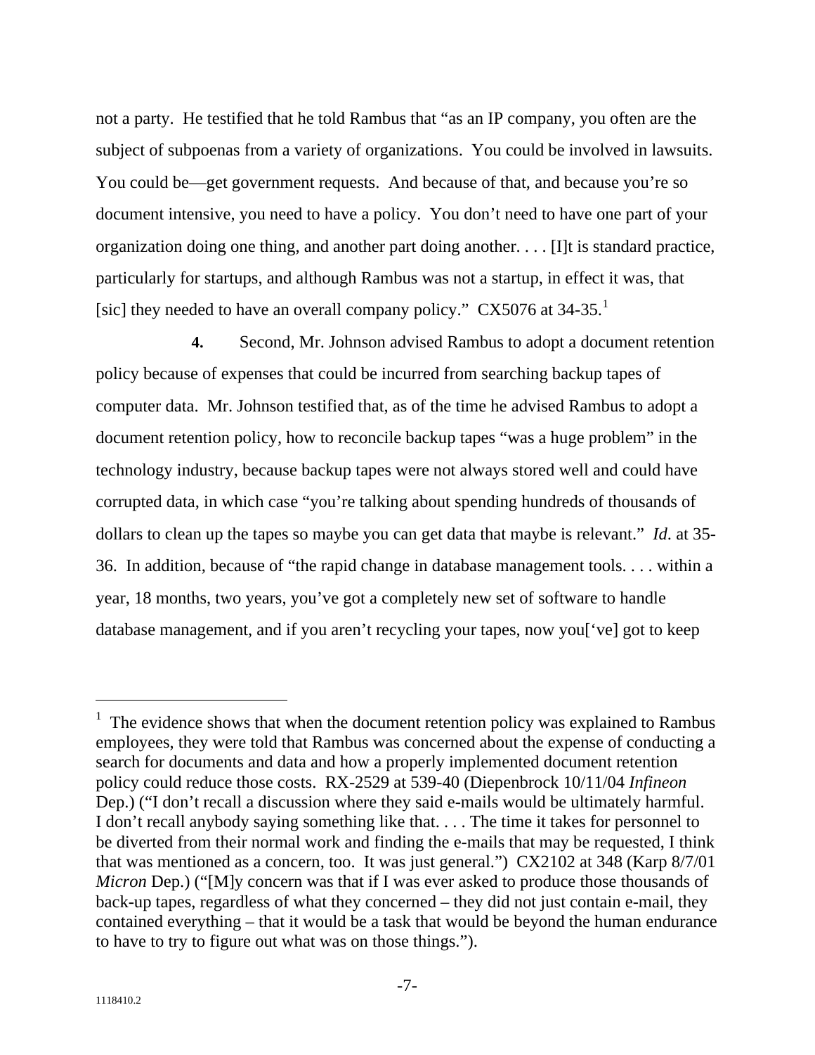not a party. He testified that he told Rambus that "as an IP company, you often are the subject of subpoenas from a variety of organizations. You could be involved in lawsuits. You could be—get government requests. And because of that, and because you're so document intensive, you need to have a policy. You don't need to have one part of your organization doing one thing, and another part doing another. . . . [I]t is standard practice, particularly for startups, and although Rambus was not a startup, in effect it was, that [sic] they needed to have an overall company policy." CX5076 at 34-35.[1]

**4.** Second, Mr. Johnson advised Rambus to adopt a document retention policy because of expenses that could be incurred from searching backup tapes of computer data. Mr. Johnson testified that, as of the time he advised Rambus to adopt a document retention policy, how to reconcile backup tapes "was a huge problem" in the technology industry, because backup tapes were not always stored well and could have corrupted data, in which case "you're talking about spending hundreds of thousands of dollars to clean up the tapes so maybe you can get data that maybe is relevant." *Id.* at 35-36. In addition, because of "the rapid change in database management tools. . . . within a year, 18 months, two years, you've got a completely new set of software to handle database management, and if you aren't recycling your tapes, now you['ve] got to keep

---

[1] The evidence shows that when the document retention policy was explained to Rambus employees, they were told that Rambus was concerned about the expense of conducting a search for documents and data and how a properly implemented document retention policy could reduce those costs. RX-2529 at 539-40 (Diepenbrock 10/11/04 *Infineon* Dep.) ("I don't recall a discussion where they said e-mails would be ultimately harmful. I don't recall anybody saying something like that. . . . The time it takes for personnel to be diverted from their normal work and finding the e-mails that may be requested, I think that was mentioned as a concern, too. It was just general.") CX2102 at 348 (Karp 8/7/01 *Micron* Dep.) ("[M]y concern was that if I was ever asked to produce those thousands of back-up tapes, regardless of what they concerned – they did not just contain e-mail, they contained everything – that it would be a task that would be beyond the human endurance to have to try to figure out what was on those things.").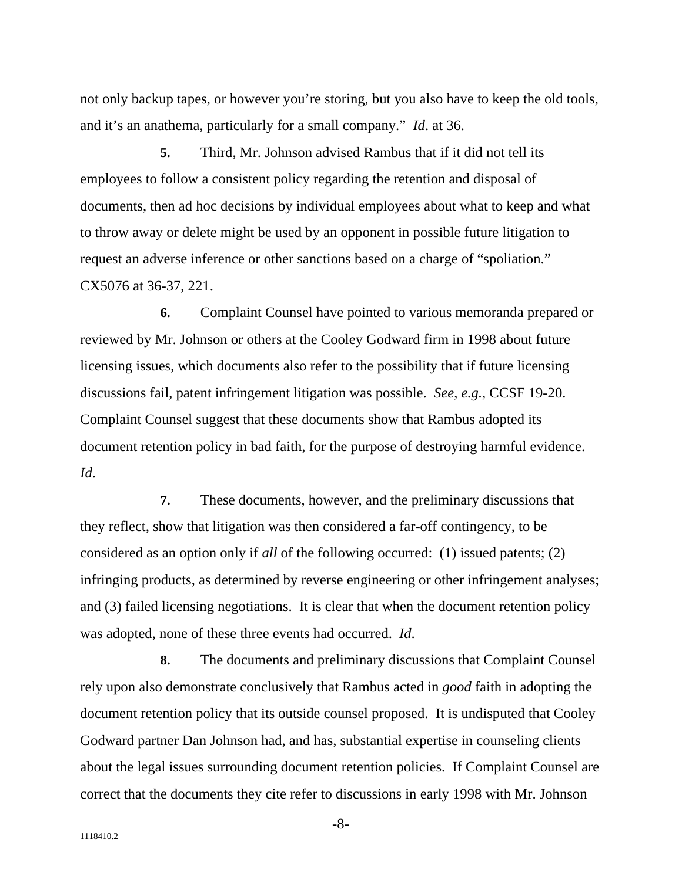not only backup tapes, or however you're storing, but you also have to keep the old tools, and it's an anathema, particularly for a small company." *Id*. at 36.

**5.** Third, Mr. Johnson advised Rambus that if it did not tell its employees to follow a consistent policy regarding the retention and disposal of documents, then ad hoc decisions by individual employees about what to keep and what to throw away or delete might be used by an opponent in possible future litigation to request an adverse inference or other sanctions based on a charge of "spoliation." CX5076 at 36-37, 221.

**6.** Complaint Counsel have pointed to various memoranda prepared or reviewed by Mr. Johnson or others at the Cooley Godward firm in 1998 about future licensing issues, which documents also refer to the possibility that if future licensing discussions fail, patent infringement litigation was possible. *See*, *e.g.*, CCSF 19-20. Complaint Counsel suggest that these documents show that Rambus adopted its document retention policy in bad faith, for the purpose of destroying harmful evidence. *Id*.

**7.** These documents, however, and the preliminary discussions that they reflect, show that litigation was then considered a far-off contingency, to be considered as an option only if *all* of the following occurred: (1) issued patents; (2) infringing products, as determined by reverse engineering or other infringement analyses; and (3) failed licensing negotiations. It is clear that when the document retention policy was adopted, none of these three events had occurred. *Id*.

**8.** The documents and preliminary discussions that Complaint Counsel rely upon also demonstrate conclusively that Rambus acted in *good* faith in adopting the document retention policy that its outside counsel proposed. It is undisputed that Cooley Godward partner Dan Johnson had, and has, substantial expertise in counseling clients about the legal issues surrounding document retention policies. If Complaint Counsel are correct that the documents they cite refer to discussions in early 1998 with Mr. Johnson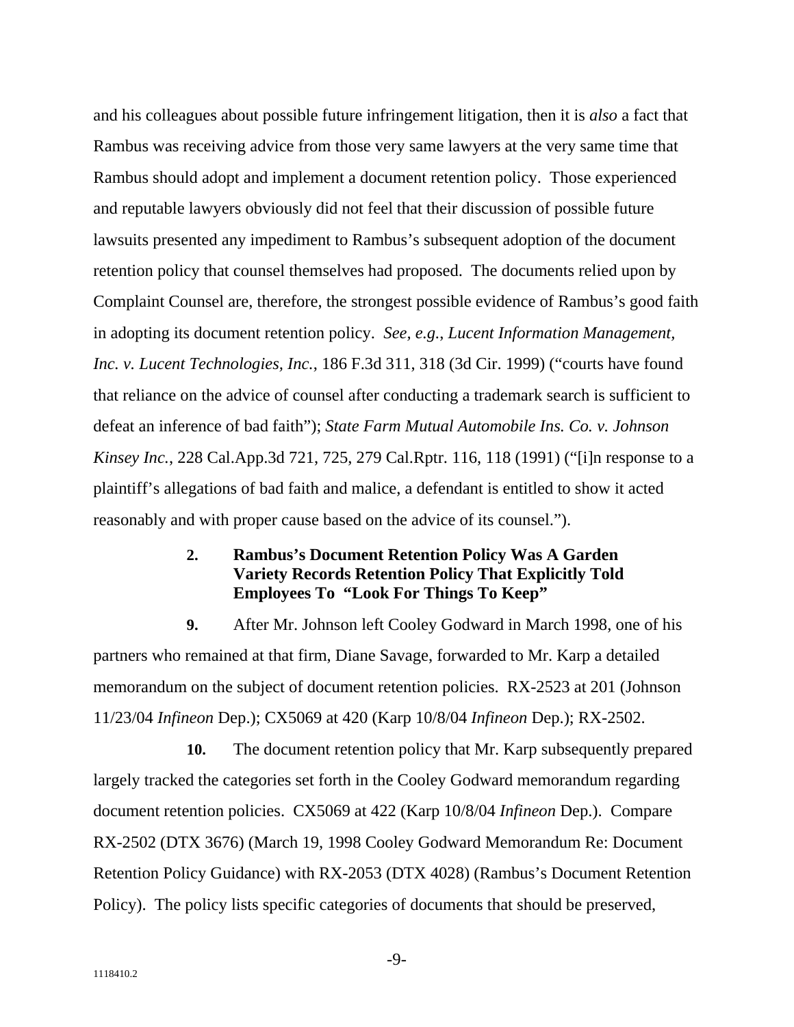and his colleagues about possible future infringement litigation, then it is *also* a fact that Rambus was receiving advice from those very same lawyers at the very same time that Rambus should adopt and implement a document retention policy. Those experienced and reputable lawyers obviously did not feel that their discussion of possible future lawsuits presented any impediment to Rambus's subsequent adoption of the document retention policy that counsel themselves had proposed. The documents relied upon by Complaint Counsel are, therefore, the strongest possible evidence of Rambus's good faith in adopting its document retention policy. *See, e.g.*, *Lucent Information Management, Inc. v. Lucent Technologies, Inc.*, 186 F.3d 311, 318 (3d Cir. 1999) ("courts have found that reliance on the advice of counsel after conducting a trademark search is sufficient to defeat an inference of bad faith"); *State Farm Mutual Automobile Ins. Co. v. Johnson Kinsey Inc.*, 228 Cal.App.3d 721, 725, 279 Cal.Rptr. 116, 118 (1991) ("[i]n response to a plaintiff's allegations of bad faith and malice, a defendant is entitled to show it acted reasonably and with proper cause based on the advice of its counsel.").

### 2. Rambus's Document Retention Policy Was A Garden Variety Records Retention Policy That Explicitly Told Employees To "Look For Things To Keep"

**9.** After Mr. Johnson left Cooley Godward in March 1998, one of his partners who remained at that firm, Diane Savage, forwarded to Mr. Karp a detailed memorandum on the subject of document retention policies. RX-2523 at 201 (Johnson 11/23/04 *Infineon* Dep.); CX5069 at 420 (Karp 10/8/04 *Infineon* Dep.); RX-2502.

**10.** The document retention policy that Mr. Karp subsequently prepared largely tracked the categories set forth in the Cooley Godward memorandum regarding document retention policies. CX5069 at 422 (Karp 10/8/04 *Infineon* Dep.). Compare RX-2502 (DTX 3676) (March 19, 1998 Cooley Godward Memorandum Re: Document Retention Policy Guidance) with RX-2053 (DTX 4028) (Rambus's Document Retention Policy). The policy lists specific categories of documents that should be preserved,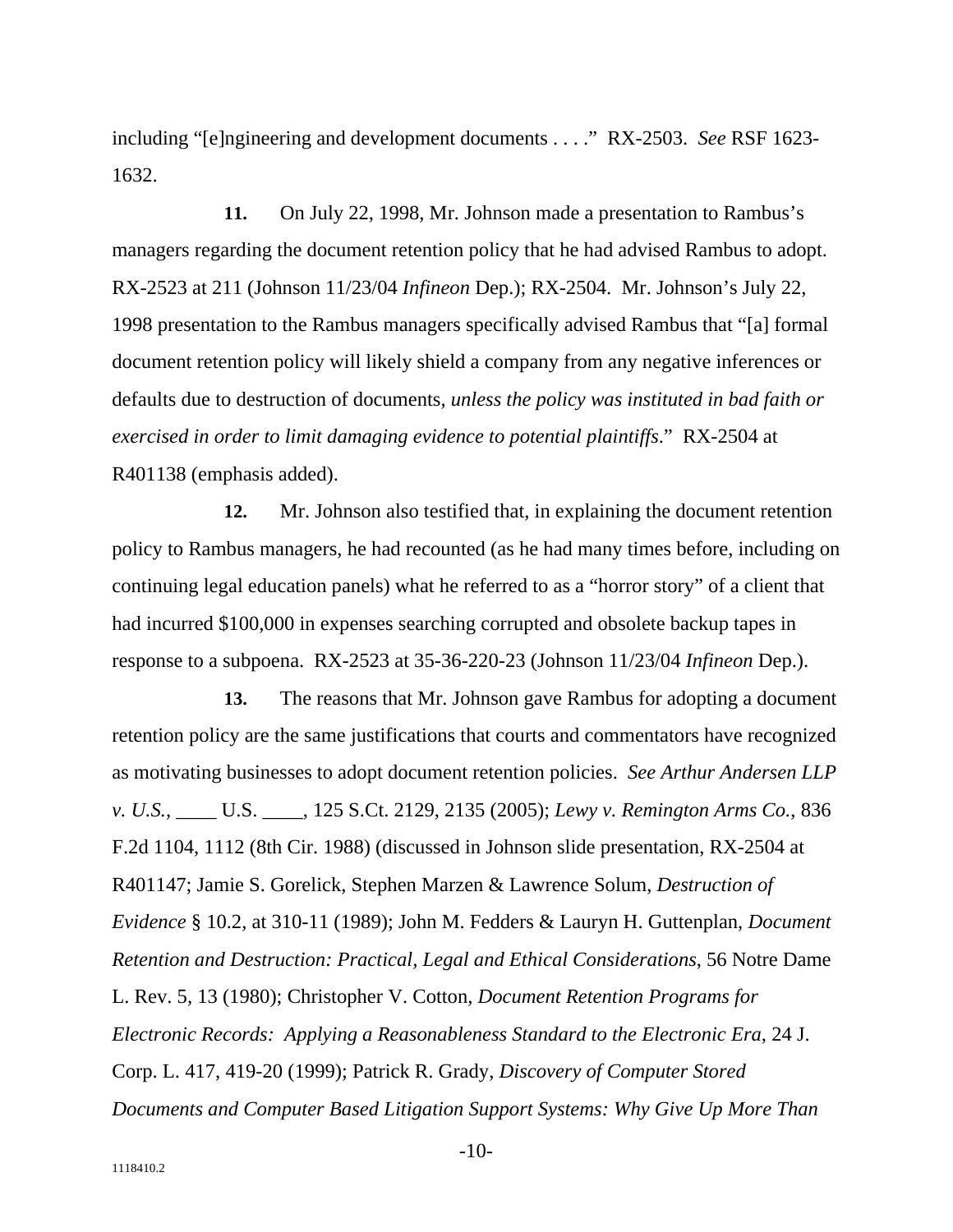including "[e]ngineering and development documents . . . ." RX-2503. *See* RSF 1623-1632.

**11.** On July 22, 1998, Mr. Johnson made a presentation to Rambus's managers regarding the document retention policy that he had advised Rambus to adopt. RX-2523 at 211 (Johnson 11/23/04 *Infineon* Dep.); RX-2504. Mr. Johnson's July 22, 1998 presentation to the Rambus managers specifically advised Rambus that "[a] formal document retention policy will likely shield a company from any negative inferences or defaults due to destruction of documents, *unless the policy was instituted in bad faith or exercised in order to limit damaging evidence to potential plaintiffs*." RX-2504 at R401138 (emphasis added).

**12.** Mr. Johnson also testified that, in explaining the document retention policy to Rambus managers, he had recounted (as he had many times before, including on continuing legal education panels) what he referred to as a "horror story" of a client that had incurred $100,000 in expenses searching corrupted and obsolete backup tapes in response to a subpoena. RX-2523 at 35-36-220-23 (Johnson 11/23/04 *Infineon* Dep.).

**13.** The reasons that Mr. Johnson gave Rambus for adopting a document retention policy are the same justifications that courts and commentators have recognized as motivating businesses to adopt document retention policies. *See Arthur Andersen LLP v. U.S.*, ____ U.S. ____, 125 S.Ct. 2129, 2135 (2005); *Lewy v. Remington Arms Co.*, 836 F.2d 1104, 1112 (8th Cir. 1988) (discussed in Johnson slide presentation, RX-2504 at R401147; Jamie S. Gorelick, Stephen Marzen & Lawrence Solum, *Destruction of Evidence* § 10.2, at 310-11 (1989); John M. Fedders & Lauryn H. Guttenplan, *Document Retention and Destruction: Practical, Legal and Ethical Considerations*, 56 Notre Dame L. Rev. 5, 13 (1980); Christopher V. Cotton, *Document Retention Programs for Electronic Records: Applying a Reasonableness Standard to the Electronic Era*, 24 J. Corp. L. 417, 419-20 (1999); Patrick R. Grady, *Discovery of Computer Stored Documents and Computer Based Litigation Support Systems: Why Give Up More Than*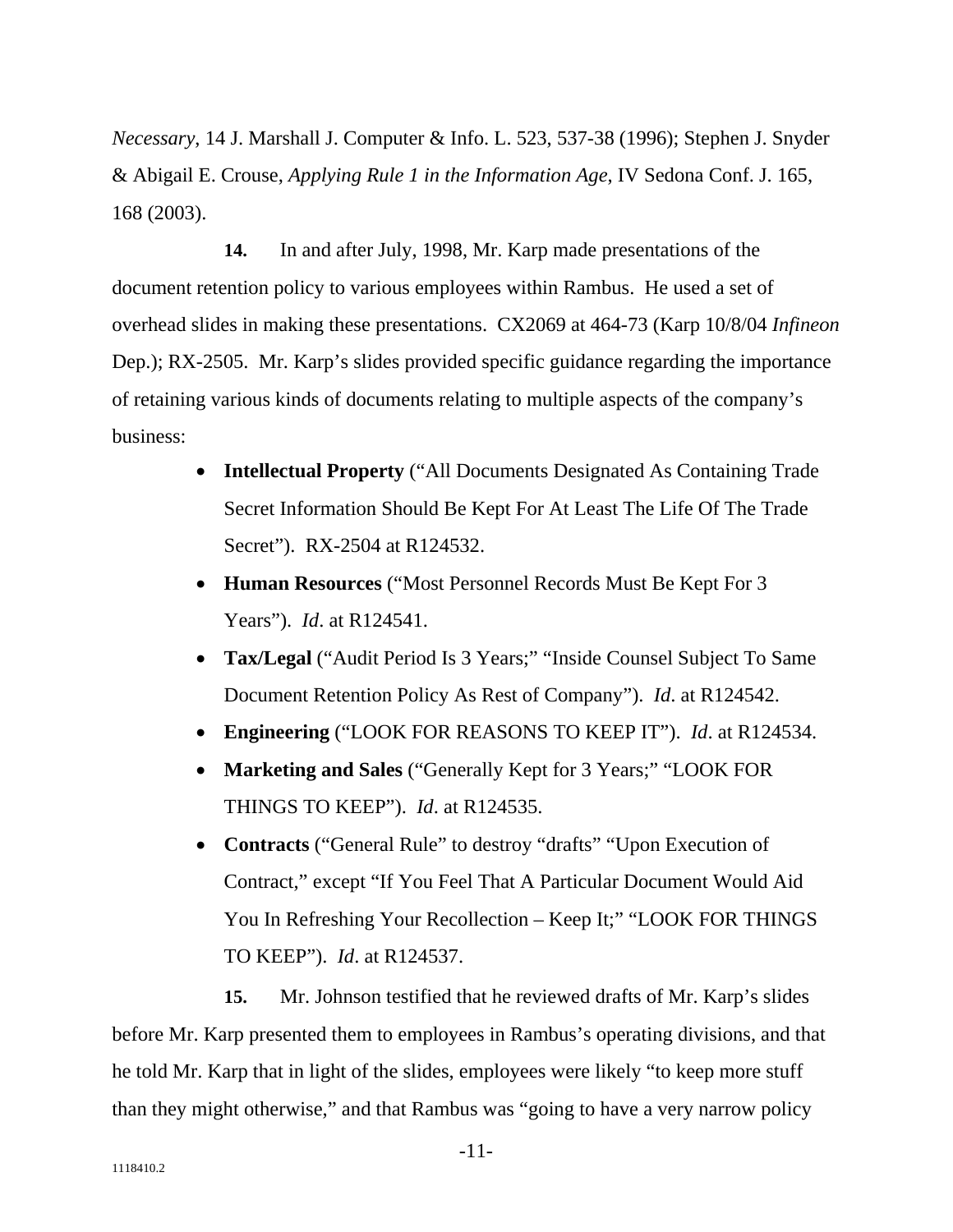*Necessary*, 14 J. Marshall J. Computer & Info. L. 523, 537-38 (1996); Stephen J. Snyder & Abigail E. Crouse, *Applying Rule 1 in the Information Age*, IV Sedona Conf. J. 165, 168 (2003).

**14.** In and after July, 1998, Mr. Karp made presentations of the document retention policy to various employees within Rambus. He used a set of overhead slides in making these presentations. CX2069 at 464-73 (Karp 10/8/04 *Infineon* Dep.); RX-2505. Mr. Karp's slides provided specific guidance regarding the importance of retaining various kinds of documents relating to multiple aspects of the company's business:

- **Intellectual Property** ("All Documents Designated As Containing Trade Secret Information Should Be Kept For At Least The Life Of The Trade Secret"). RX-2504 at R124532.
- **Human Resources** ("Most Personnel Records Must Be Kept For 3 Years"). *Id*. at R124541.
- **Tax/Legal** ("Audit Period Is 3 Years;" "Inside Counsel Subject To Same Document Retention Policy As Rest of Company"). *Id.* at R124542.
- **Engineering** ("LOOK FOR REASONS TO KEEP IT"). *Id*. at R124534.
- **Marketing and Sales** ("Generally Kept for 3 Years;" "LOOK FOR THINGS TO KEEP"). *Id*. at R124535.
- **Contracts** ("General Rule" to destroy "drafts" "Upon Execution of Contract," except "If You Feel That A Particular Document Would Aid You In Refreshing Your Recollection – Keep It;" "LOOK FOR THINGS TO KEEP"). *Id*. at R124537.

**15.** Mr. Johnson testified that he reviewed drafts of Mr. Karp's slides before Mr. Karp presented them to employees in Rambus's operating divisions, and that he told Mr. Karp that in light of the slides, employees were likely "to keep more stuff than they might otherwise," and that Rambus was "going to have a very narrow policy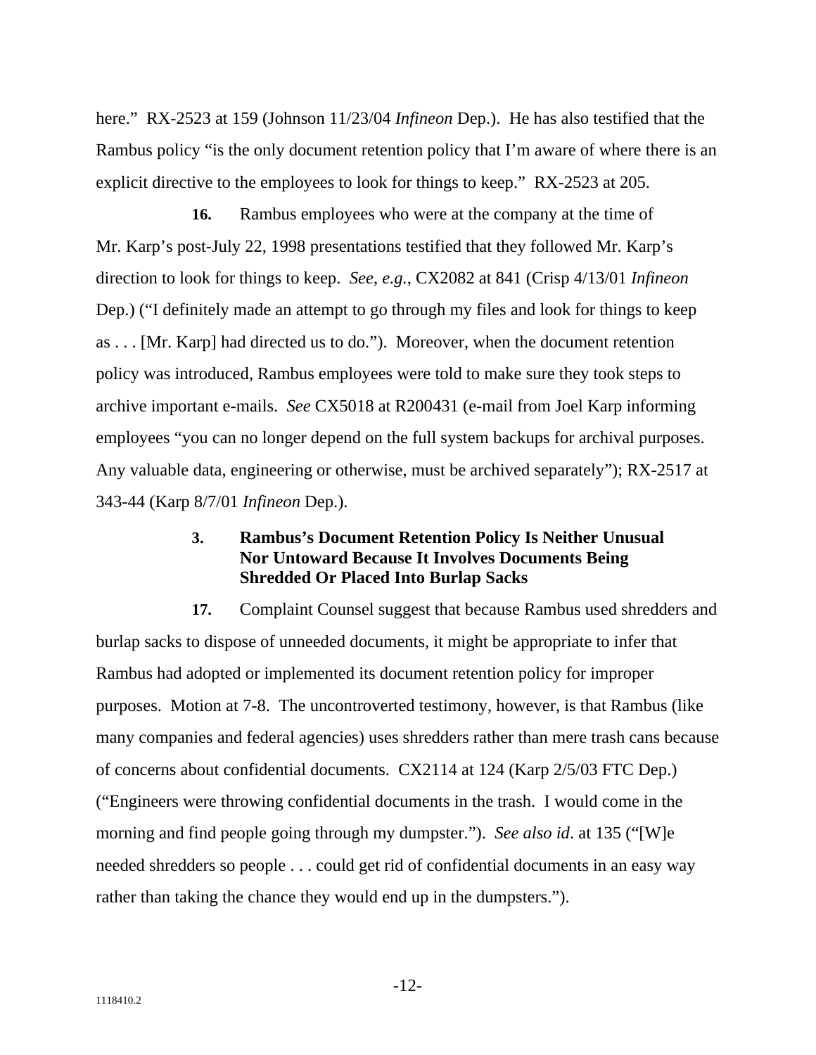here." RX-2523 at 159 (Johnson 11/23/04 *Infineon* Dep.). He has also testified that the Rambus policy "is the only document retention policy that I'm aware of where there is an explicit directive to the employees to look for things to keep." RX-2523 at 205.

**16.** Rambus employees who were at the company at the time of Mr. Karp's post-July 22, 1998 presentations testified that they followed Mr. Karp's direction to look for things to keep. *See*, *e.g.*, CX2082 at 841 (Crisp 4/13/01 *Infineon* Dep.) ("I definitely made an attempt to go through my files and look for things to keep as . . . [Mr. Karp] had directed us to do."). Moreover, when the document retention policy was introduced, Rambus employees were told to make sure they took steps to archive important e-mails. *See* CX5018 at R200431 (e-mail from Joel Karp informing employees "you can no longer depend on the full system backups for archival purposes. Any valuable data, engineering or otherwise, must be archived separately"); RX-2517 at 343-44 (Karp 8/7/01 *Infineon* Dep.).

### 3. Rambus's Document Retention Policy Is Neither Unusual Nor Untoward Because It Involves Documents Being Shredded Or Placed Into Burlap Sacks

**17.** Complaint Counsel suggest that because Rambus used shredders and burlap sacks to dispose of unneeded documents, it might be appropriate to infer that Rambus had adopted or implemented its document retention policy for improper purposes. Motion at 7-8. The uncontroverted testimony, however, is that Rambus (like many companies and federal agencies) uses shredders rather than mere trash cans because of concerns about confidential documents. CX2114 at 124 (Karp 2/5/03 FTC Dep.) ("Engineers were throwing confidential documents in the trash. I would come in the morning and find people going through my dumpster."). *See also id*. at 135 ("[W]e needed shredders so people . . . could get rid of confidential documents in an easy way rather than taking the chance they would end up in the dumpsters.").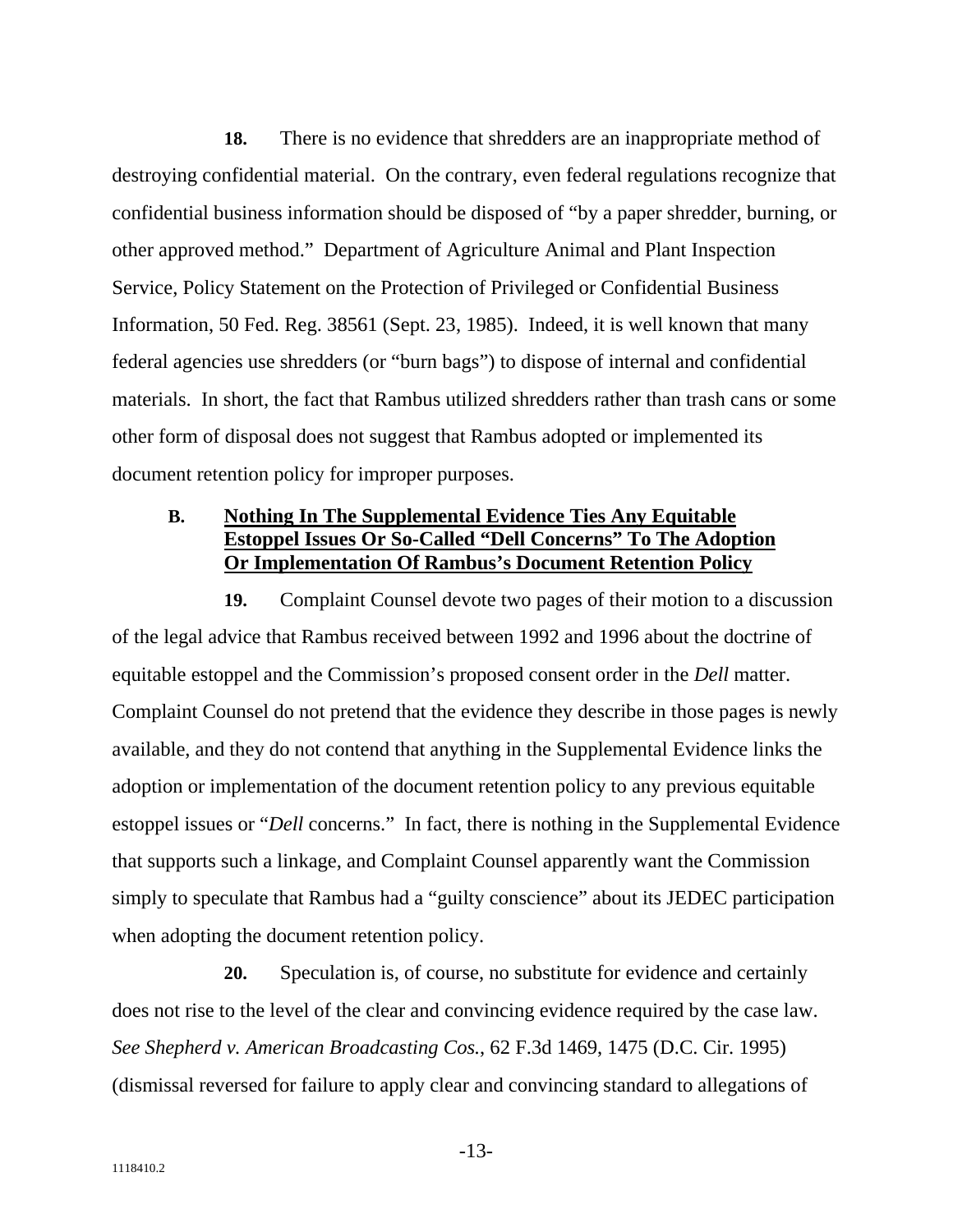**18.** There is no evidence that shredders are an inappropriate method of destroying confidential material. On the contrary, even federal regulations recognize that confidential business information should be disposed of "by a paper shredder, burning, or other approved method." Department of Agriculture Animal and Plant Inspection Service, Policy Statement on the Protection of Privileged or Confidential Business Information, 50 Fed. Reg. 38561 (Sept. 23, 1985). Indeed, it is well known that many federal agencies use shredders (or "burn bags") to dispose of internal and confidential materials. In short, the fact that Rambus utilized shredders rather than trash cans or some other form of disposal does not suggest that Rambus adopted or implemented its document retention policy for improper purposes.

### B. Nothing In The Supplemental Evidence Ties Any Equitable Estoppel Issues Or So-Called "Dell Concerns" To The Adoption Or Implementation Of Rambus's Document Retention Policy

**19.** Complaint Counsel devote two pages of their motion to a discussion of the legal advice that Rambus received between 1992 and 1996 about the doctrine of equitable estoppel and the Commission's proposed consent order in the *Dell* matter. Complaint Counsel do not pretend that the evidence they describe in those pages is newly available, and they do not contend that anything in the Supplemental Evidence links the adoption or implementation of the document retention policy to any previous equitable estoppel issues or "*Dell* concerns." In fact, there is nothing in the Supplemental Evidence that supports such a linkage, and Complaint Counsel apparently want the Commission simply to speculate that Rambus had a "guilty conscience" about its JEDEC participation when adopting the document retention policy.

**20.** Speculation is, of course, no substitute for evidence and certainly does not rise to the level of the clear and convincing evidence required by the case law. *See Shepherd v. American Broadcasting Cos.*, 62 F.3d 1469, 1475 (D.C. Cir. 1995) (dismissal reversed for failure to apply clear and convincing standard to allegations of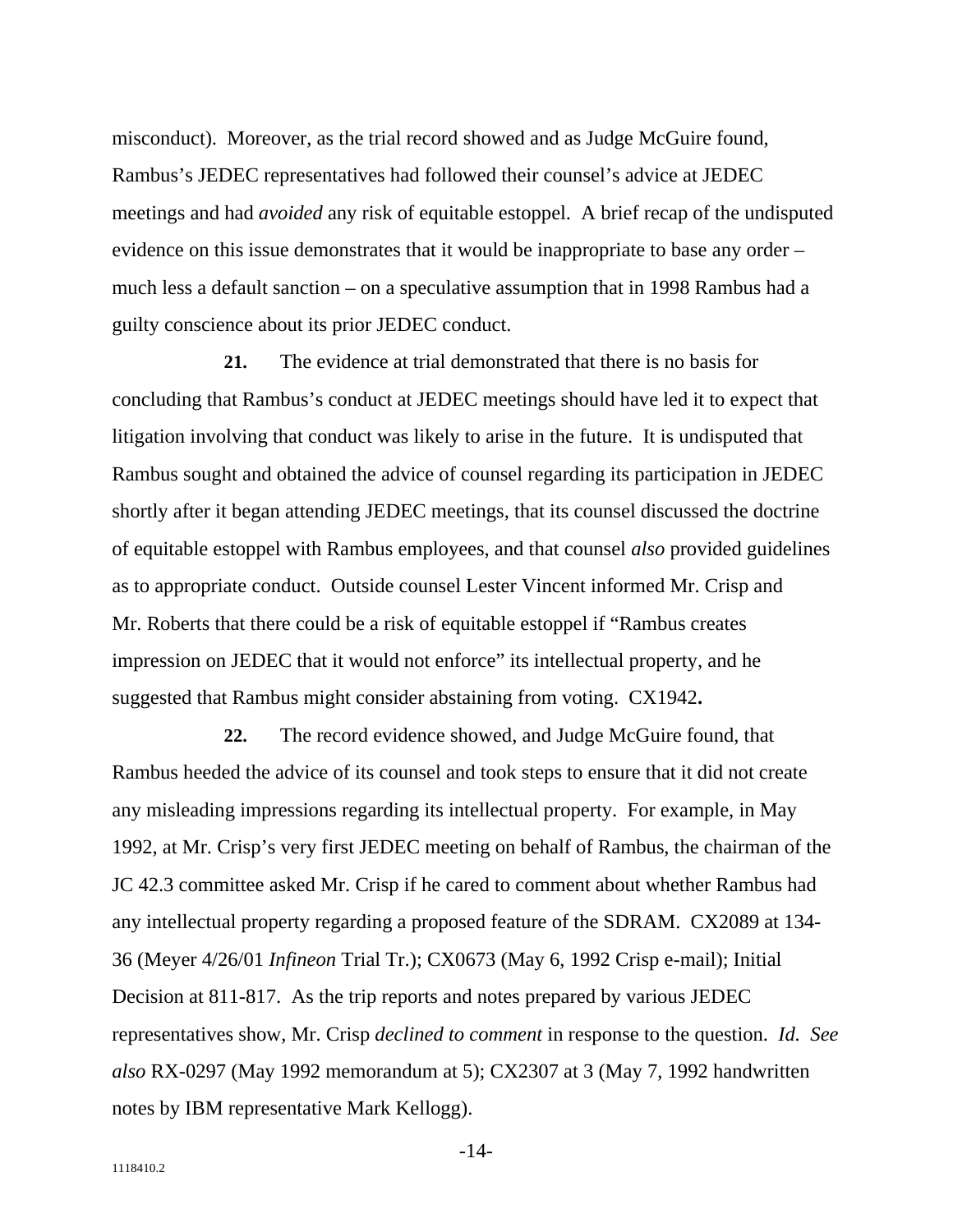misconduct). Moreover, as the trial record showed and as Judge McGuire found, Rambus's JEDEC representatives had followed their counsel's advice at JEDEC meetings and had *avoided* any risk of equitable estoppel. A brief recap of the undisputed evidence on this issue demonstrates that it would be inappropriate to base any order – much less a default sanction – on a speculative assumption that in 1998 Rambus had a guilty conscience about its prior JEDEC conduct.

**21.** The evidence at trial demonstrated that there is no basis for concluding that Rambus's conduct at JEDEC meetings should have led it to expect that litigation involving that conduct was likely to arise in the future. It is undisputed that Rambus sought and obtained the advice of counsel regarding its participation in JEDEC shortly after it began attending JEDEC meetings, that its counsel discussed the doctrine of equitable estoppel with Rambus employees, and that counsel *also* provided guidelines as to appropriate conduct. Outside counsel Lester Vincent informed Mr. Crisp and Mr. Roberts that there could be a risk of equitable estoppel if "Rambus creates impression on JEDEC that it would not enforce" its intellectual property, and he suggested that Rambus might consider abstaining from voting. CX1942**.**

**22.** The record evidence showed, and Judge McGuire found, that Rambus heeded the advice of its counsel and took steps to ensure that it did not create any misleading impressions regarding its intellectual property. For example, in May 1992, at Mr. Crisp's very first JEDEC meeting on behalf of Rambus, the chairman of the JC 42.3 committee asked Mr. Crisp if he cared to comment about whether Rambus had any intellectual property regarding a proposed feature of the SDRAM. CX2089 at 134-36 (Meyer 4/26/01 *Infineon* Trial Tr.); CX0673 (May 6, 1992 Crisp e-mail); Initial Decision at 811-817. As the trip reports and notes prepared by various JEDEC representatives show, Mr. Crisp *declined to comment* in response to the question. *Id. See also* RX-0297 (May 1992 memorandum at 5); CX2307 at 3 (May 7, 1992 handwritten notes by IBM representative Mark Kellogg).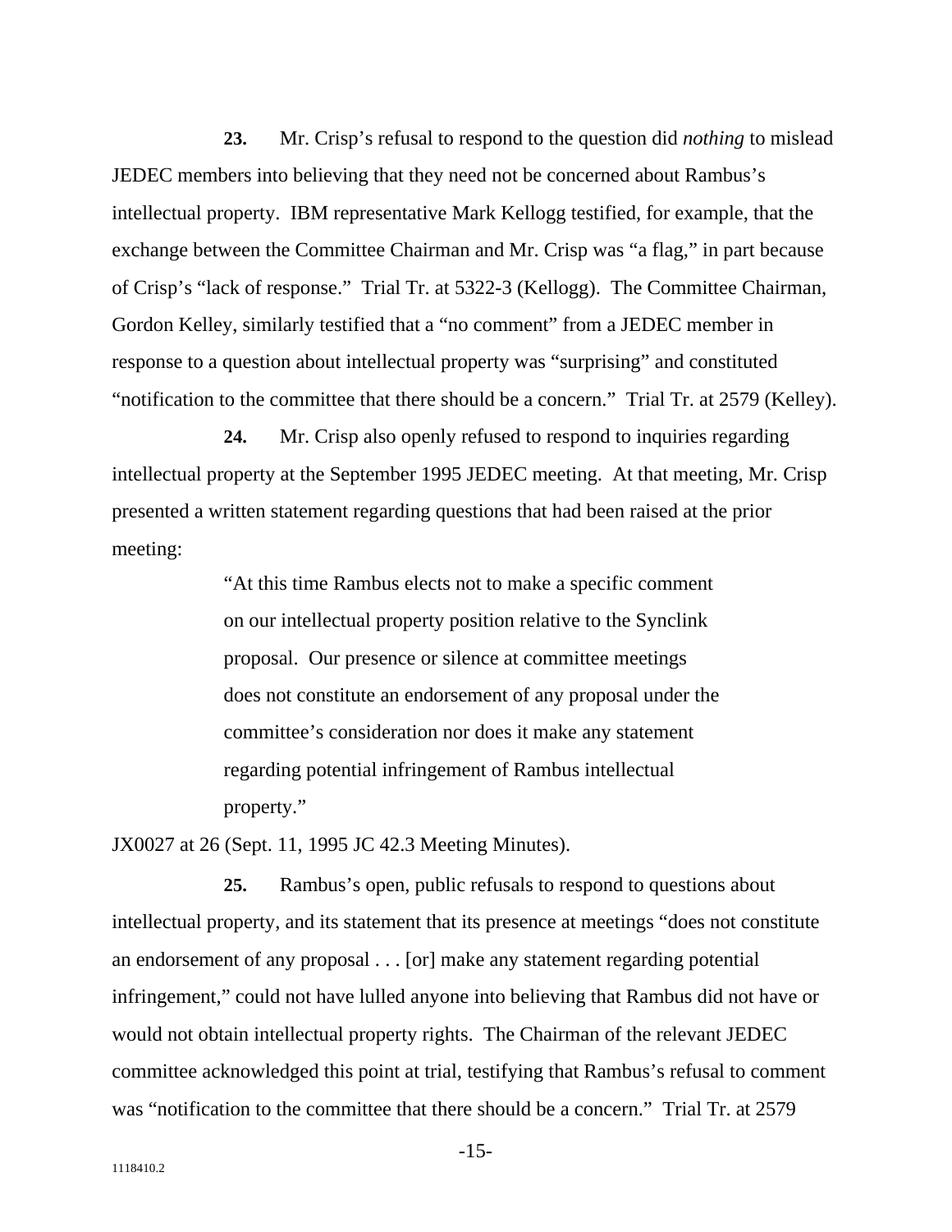**23.** Mr. Crisp's refusal to respond to the question did *nothing* to mislead JEDEC members into believing that they need not be concerned about Rambus's intellectual property. IBM representative Mark Kellogg testified, for example, that the exchange between the Committee Chairman and Mr. Crisp was "a flag," in part because of Crisp's "lack of response." Trial Tr. at 5322-3 (Kellogg). The Committee Chairman, Gordon Kelley, similarly testified that a "no comment" from a JEDEC member in response to a question about intellectual property was "surprising" and constituted "notification to the committee that there should be a concern." Trial Tr. at 2579 (Kelley).

**24.** Mr. Crisp also openly refused to respond to inquiries regarding intellectual property at the September 1995 JEDEC meeting. At that meeting, Mr. Crisp presented a written statement regarding questions that had been raised at the prior meeting:

> "At this time Rambus elects not to make a specific comment on our intellectual property position relative to the Synclink proposal. Our presence or silence at committee meetings does not constitute an endorsement of any proposal under the committee's consideration nor does it make any statement regarding potential infringement of Rambus intellectual property."

JX0027 at 26 (Sept. 11, 1995 JC 42.3 Meeting Minutes).

**25.** Rambus's open, public refusals to respond to questions about intellectual property, and its statement that its presence at meetings "does not constitute an endorsement of any proposal . . . [or] make any statement regarding potential infringement," could not have lulled anyone into believing that Rambus did not have or would not obtain intellectual property rights. The Chairman of the relevant JEDEC committee acknowledged this point at trial, testifying that Rambus's refusal to comment was "notification to the committee that there should be a concern." Trial Tr. at 2579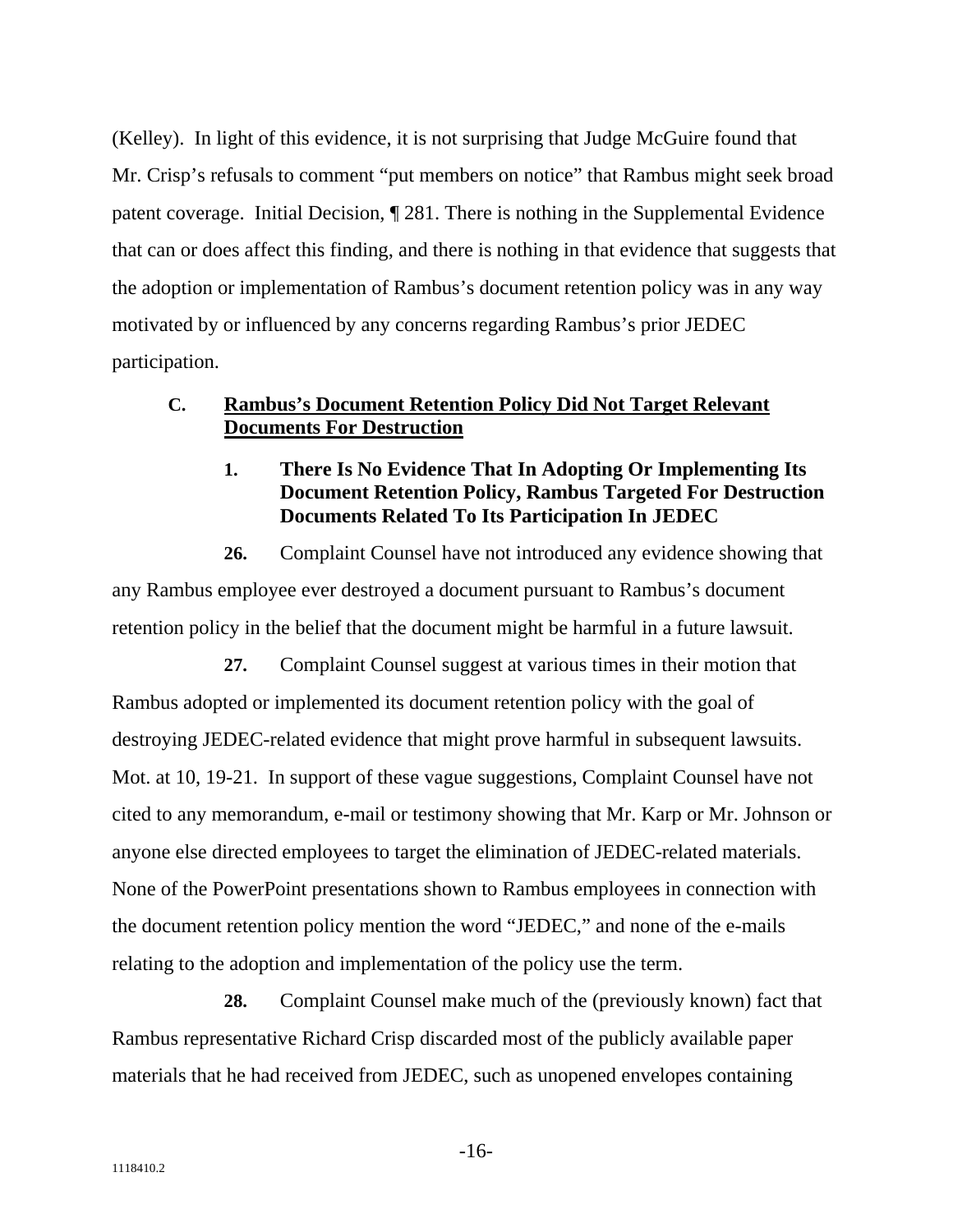(Kelley). In light of this evidence, it is not surprising that Judge McGuire found that Mr. Crisp's refusals to comment "put members on notice" that Rambus might seek broad patent coverage. Initial Decision, ¶ 281. There is nothing in the Supplemental Evidence that can or does affect this finding, and there is nothing in that evidence that suggests that the adoption or implementation of Rambus's document retention policy was in any way motivated by or influenced by any concerns regarding Rambus's prior JEDEC participation.

### C. Rambus's Document Retention Policy Did Not Target Relevant Documents For Destruction

#### 1. There Is No Evidence That In Adopting Or Implementing Its Document Retention Policy, Rambus Targeted For Destruction Documents Related To Its Participation In JEDEC

**26.** Complaint Counsel have not introduced any evidence showing that any Rambus employee ever destroyed a document pursuant to Rambus's document retention policy in the belief that the document might be harmful in a future lawsuit.

**27.** Complaint Counsel suggest at various times in their motion that Rambus adopted or implemented its document retention policy with the goal of destroying JEDEC-related evidence that might prove harmful in subsequent lawsuits. Mot. at 10, 19-21. In support of these vague suggestions, Complaint Counsel have not cited to any memorandum, e-mail or testimony showing that Mr. Karp or Mr. Johnson or anyone else directed employees to target the elimination of JEDEC-related materials. None of the PowerPoint presentations shown to Rambus employees in connection with the document retention policy mention the word "JEDEC," and none of the e-mails relating to the adoption and implementation of the policy use the term.

**28.** Complaint Counsel make much of the (previously known) fact that Rambus representative Richard Crisp discarded most of the publicly available paper materials that he had received from JEDEC, such as unopened envelopes containing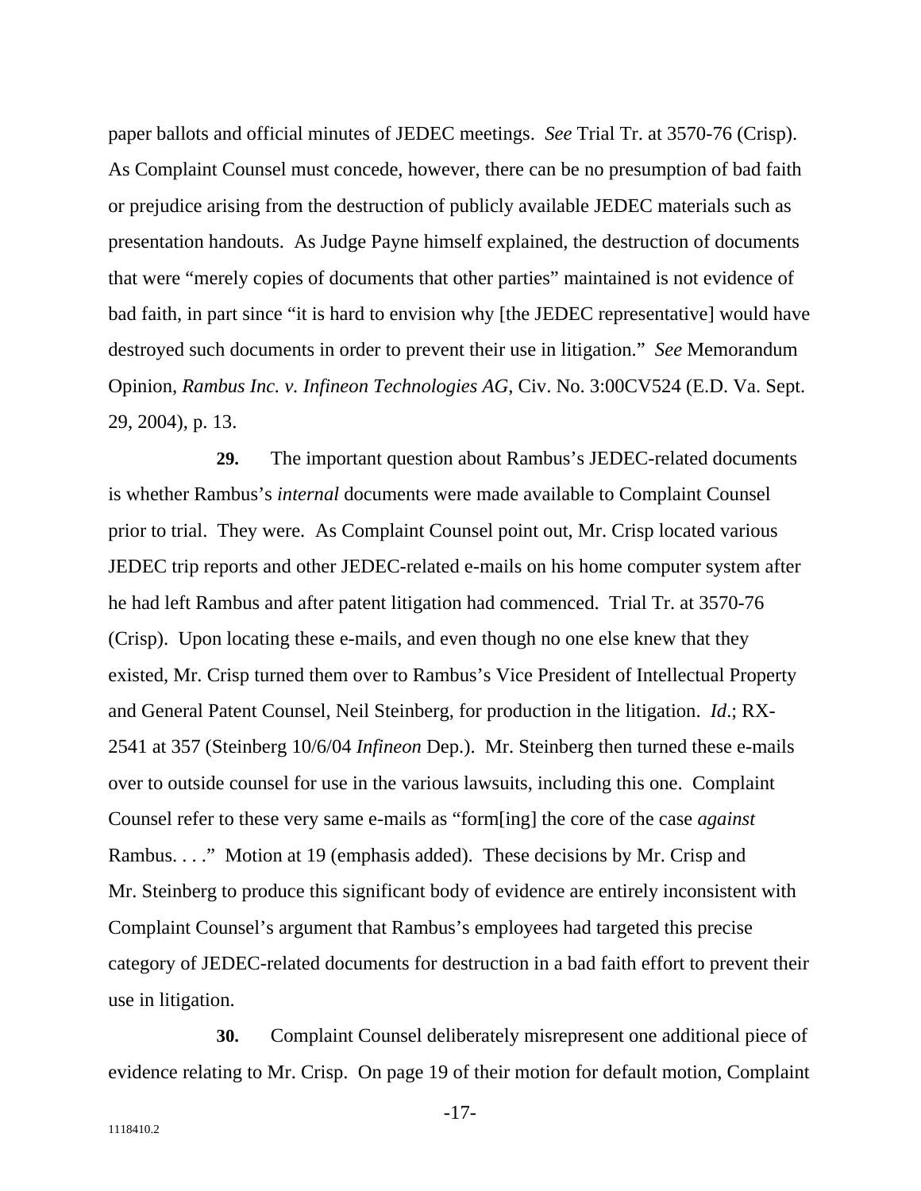paper ballots and official minutes of JEDEC meetings. *See* Trial Tr. at 3570-76 (Crisp). As Complaint Counsel must concede, however, there can be no presumption of bad faith or prejudice arising from the destruction of publicly available JEDEC materials such as presentation handouts. As Judge Payne himself explained, the destruction of documents that were "merely copies of documents that other parties" maintained is not evidence of bad faith, in part since "it is hard to envision why [the JEDEC representative] would have destroyed such documents in order to prevent their use in litigation." *See* Memorandum Opinion, *Rambus Inc. v. Infineon Technologies AG*, Civ. No. 3:00CV524 (E.D. Va. Sept. 29, 2004), p. 13.

**29.** The important question about Rambus's JEDEC-related documents is whether Rambus's *internal* documents were made available to Complaint Counsel prior to trial. They were. As Complaint Counsel point out, Mr. Crisp located various JEDEC trip reports and other JEDEC-related e-mails on his home computer system after he had left Rambus and after patent litigation had commenced. Trial Tr. at 3570-76 (Crisp). Upon locating these e-mails, and even though no one else knew that they existed, Mr. Crisp turned them over to Rambus's Vice President of Intellectual Property and General Patent Counsel, Neil Steinberg, for production in the litigation. *Id*.; RX-2541 at 357 (Steinberg 10/6/04 *Infineon* Dep.). Mr. Steinberg then turned these e-mails over to outside counsel for use in the various lawsuits, including this one. Complaint Counsel refer to these very same e-mails as "form[ing] the core of the case *against* Rambus. . . ." Motion at 19 (emphasis added). These decisions by Mr. Crisp and Mr. Steinberg to produce this significant body of evidence are entirely inconsistent with Complaint Counsel's argument that Rambus's employees had targeted this precise category of JEDEC-related documents for destruction in a bad faith effort to prevent their use in litigation.

**30.** Complaint Counsel deliberately misrepresent one additional piece of evidence relating to Mr. Crisp. On page 19 of their motion for default motion, Complaint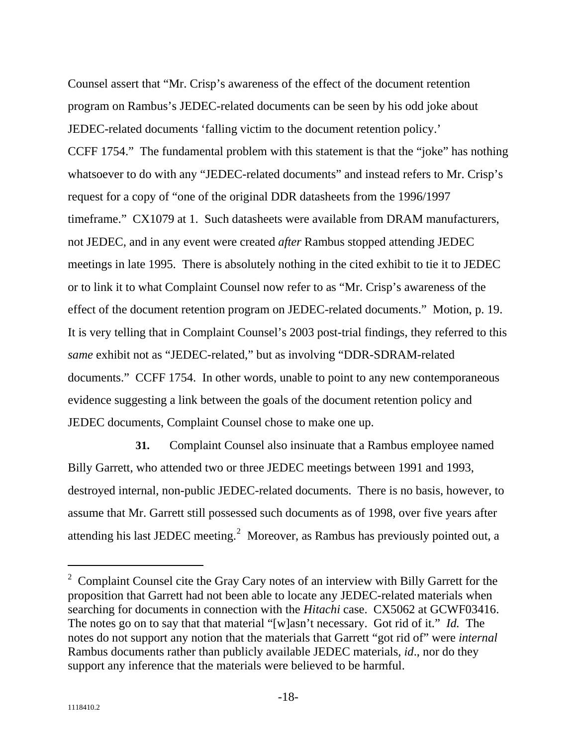Counsel assert that "Mr. Crisp's awareness of the effect of the document retention program on Rambus's JEDEC-related documents can be seen by his odd joke about JEDEC-related documents 'falling victim to the document retention policy.' CCFF 1754." The fundamental problem with this statement is that the "joke" has nothing whatsoever to do with any "JEDEC-related documents" and instead refers to Mr. Crisp's request for a copy of "one of the original DDR datasheets from the 1996/1997 timeframe." CX1079 at 1. Such datasheets were available from DRAM manufacturers, not JEDEC, and in any event were created *after* Rambus stopped attending JEDEC meetings in late 1995. There is absolutely nothing in the cited exhibit to tie it to JEDEC or to link it to what Complaint Counsel now refer to as "Mr. Crisp's awareness of the effect of the document retention program on JEDEC-related documents." Motion, p. 19. It is very telling that in Complaint Counsel's 2003 post-trial findings, they referred to this *same* exhibit not as "JEDEC-related," but as involving "DDR-SDRAM-related documents." CCFF 1754. In other words, unable to point to any new contemporaneous evidence suggesting a link between the goals of the document retention policy and JEDEC documents, Complaint Counsel chose to make one up.

**31.** Complaint Counsel also insinuate that a Rambus employee named Billy Garrett, who attended two or three JEDEC meetings between 1991 and 1993, destroyed internal, non-public JEDEC-related documents. There is no basis, however, to assume that Mr. Garrett still possessed such documents as of 1998, over five years after attending his last JEDEC meeting.[2] Moreover, as Rambus has previously pointed out, a

[2] Complaint Counsel cite the Gray Cary notes of an interview with Billy Garrett for the proposition that Garrett had not been able to locate any JEDEC-related materials when searching for documents in connection with the *Hitachi* case. CX5062 at GCWF03416. The notes go on to say that that material "[w]asn't necessary. Got rid of it." *Id.* The notes do not support any notion that the materials that Garrett "got rid of" were *internal* Rambus documents rather than publicly available JEDEC materials, *id*., nor do they support any inference that the materials were believed to be harmful.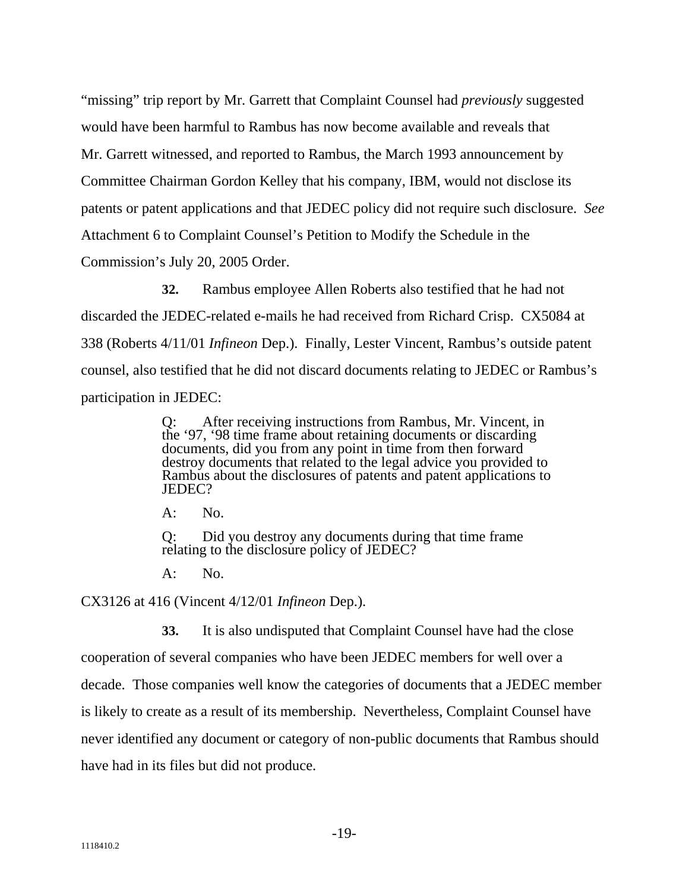"missing" trip report by Mr. Garrett that Complaint Counsel had *previously* suggested would have been harmful to Rambus has now become available and reveals that Mr. Garrett witnessed, and reported to Rambus, the March 1993 announcement by Committee Chairman Gordon Kelley that his company, IBM, would not disclose its patents or patent applications and that JEDEC policy did not require such disclosure. *See* Attachment 6 to Complaint Counsel's Petition to Modify the Schedule in the Commission's July 20, 2005 Order.

**32.** Rambus employee Allen Roberts also testified that he had not discarded the JEDEC-related e-mails he had received from Richard Crisp. CX5084 at 338 (Roberts 4/11/01 *Infineon* Dep.). Finally, Lester Vincent, Rambus's outside patent counsel, also testified that he did not discard documents relating to JEDEC or Rambus's participation in JEDEC:

> Q: After receiving instructions from Rambus, Mr. Vincent, in the '97, '98 time frame about retaining documents or discarding documents, did you from any point in time from then forward destroy documents that related to the legal advice you provided to Rambus about the disclosures of patents and patent applications to JEDEC?
>
> A: No.
>
> Q: Did you destroy any documents during that time frame relating to the disclosure policy of JEDEC?
>
> A: No.

CX3126 at 416 (Vincent 4/12/01 *Infineon* Dep.).

**33.** It is also undisputed that Complaint Counsel have had the close cooperation of several companies who have been JEDEC members for well over a decade. Those companies well know the categories of documents that a JEDEC member is likely to create as a result of its membership. Nevertheless, Complaint Counsel have never identified any document or category of non-public documents that Rambus should have had in its files but did not produce.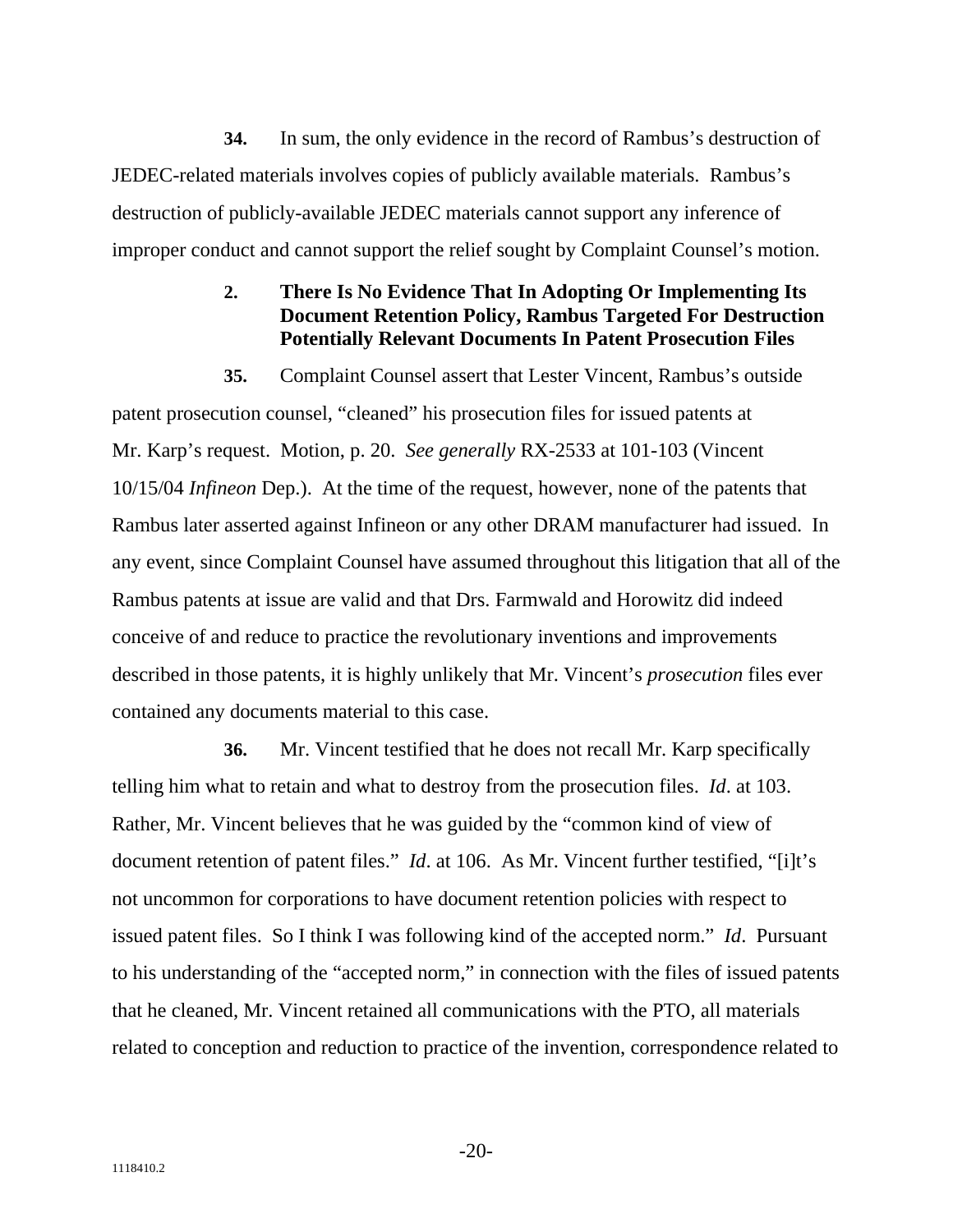**34.** In sum, the only evidence in the record of Rambus's destruction of JEDEC-related materials involves copies of publicly available materials. Rambus's destruction of publicly-available JEDEC materials cannot support any inference of improper conduct and cannot support the relief sought by Complaint Counsel's motion.

### 2. There Is No Evidence That In Adopting Or Implementing Its Document Retention Policy, Rambus Targeted For Destruction Potentially Relevant Documents In Patent Prosecution Files

**35.** Complaint Counsel assert that Lester Vincent, Rambus's outside patent prosecution counsel, "cleaned" his prosecution files for issued patents at Mr. Karp's request. Motion, p. 20. *See generally* RX-2533 at 101-103 (Vincent 10/15/04 *Infineon* Dep.). At the time of the request, however, none of the patents that Rambus later asserted against Infineon or any other DRAM manufacturer had issued. In any event, since Complaint Counsel have assumed throughout this litigation that all of the Rambus patents at issue are valid and that Drs. Farmwald and Horowitz did indeed conceive of and reduce to practice the revolutionary inventions and improvements described in those patents, it is highly unlikely that Mr. Vincent's *prosecution* files ever contained any documents material to this case.

**36.** Mr. Vincent testified that he does not recall Mr. Karp specifically telling him what to retain and what to destroy from the prosecution files. *Id*. at 103. Rather, Mr. Vincent believes that he was guided by the "common kind of view of document retention of patent files." *Id*. at 106. As Mr. Vincent further testified, "[i]t's not uncommon for corporations to have document retention policies with respect to issued patent files. So I think I was following kind of the accepted norm." *Id*. Pursuant to his understanding of the "accepted norm," in connection with the files of issued patents that he cleaned, Mr. Vincent retained all communications with the PTO, all materials related to conception and reduction to practice of the invention, correspondence related to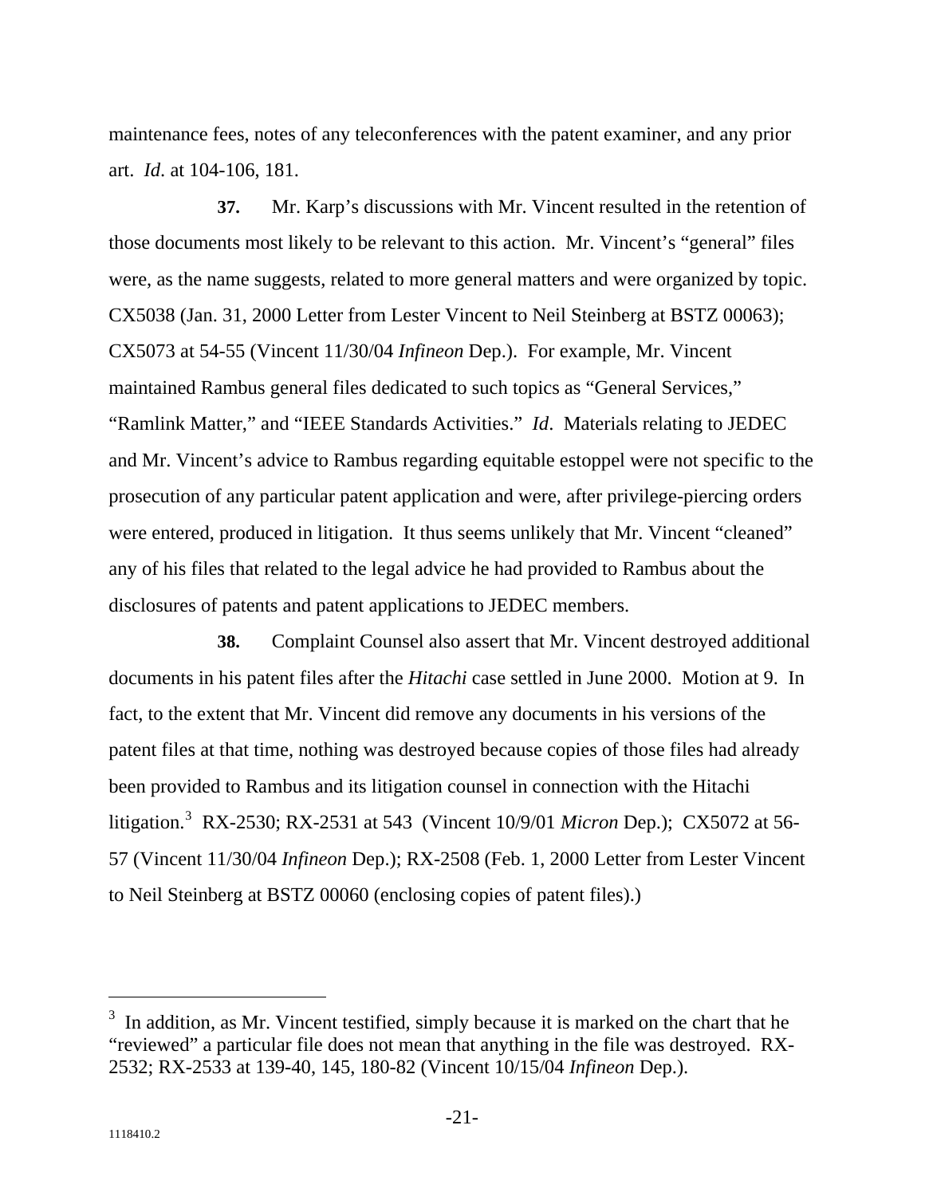maintenance fees, notes of any teleconferences with the patent examiner, and any prior art. *Id*. at 104-106, 181.

**37.** Mr. Karp's discussions with Mr. Vincent resulted in the retention of those documents most likely to be relevant to this action. Mr. Vincent's "general" files were, as the name suggests, related to more general matters and were organized by topic. CX5038 (Jan. 31, 2000 Letter from Lester Vincent to Neil Steinberg at BSTZ 00063); CX5073 at 54-55 (Vincent 11/30/04 *Infineon* Dep.). For example, Mr. Vincent maintained Rambus general files dedicated to such topics as "General Services," "Ramlink Matter," and "IEEE Standards Activities." *Id*. Materials relating to JEDEC and Mr. Vincent's advice to Rambus regarding equitable estoppel were not specific to the prosecution of any particular patent application and were, after privilege-piercing orders were entered, produced in litigation. It thus seems unlikely that Mr. Vincent "cleaned" any of his files that related to the legal advice he had provided to Rambus about the disclosures of patents and patent applications to JEDEC members.

**38.** Complaint Counsel also assert that Mr. Vincent destroyed additional documents in his patent files after the *Hitachi* case settled in June 2000. Motion at 9. In fact, to the extent that Mr. Vincent did remove any documents in his versions of the patent files at that time, nothing was destroyed because copies of those files had already been provided to Rambus and its litigation counsel in connection with the Hitachi litigation.[3] RX-2530; RX-2531 at 543 (Vincent 10/9/01 *Micron* Dep.); CX5072 at 56-57 (Vincent 11/30/04 *Infineon* Dep.); RX-2508 (Feb. 1, 2000 Letter from Lester Vincent to Neil Steinberg at BSTZ 00060 (enclosing copies of patent files).)

---

[3] In addition, as Mr. Vincent testified, simply because it is marked on the chart that he "reviewed" a particular file does not mean that anything in the file was destroyed. RX-2532; RX-2533 at 139-40, 145, 180-82 (Vincent 10/15/04 *Infineon* Dep.).

1118410.2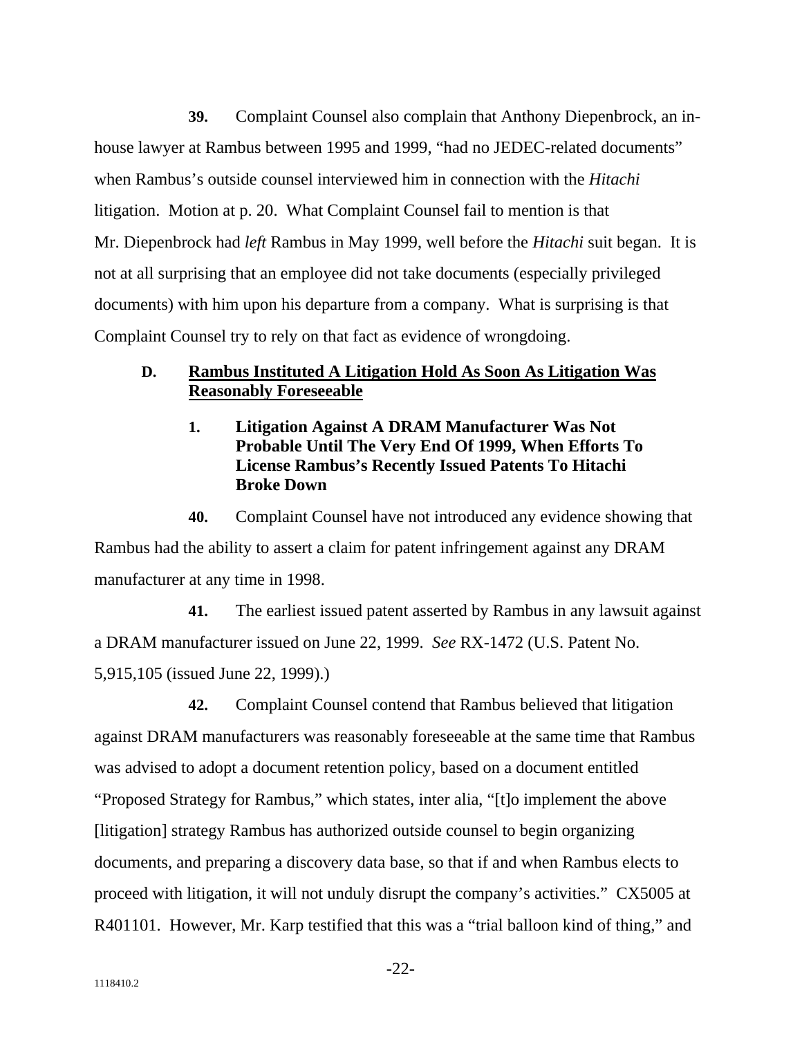**39.** Complaint Counsel also complain that Anthony Diepenbrock, an in-house lawyer at Rambus between 1995 and 1999, "had no JEDEC-related documents" when Rambus's outside counsel interviewed him in connection with the *Hitachi* litigation. Motion at p. 20. What Complaint Counsel fail to mention is that Mr. Diepenbrock had *left* Rambus in May 1999, well before the *Hitachi* suit began. It is not at all surprising that an employee did not take documents (especially privileged documents) with him upon his departure from a company. What is surprising is that Complaint Counsel try to rely on that fact as evidence of wrongdoing.

### D. <u>Rambus Instituted A Litigation Hold As Soon As Litigation Was Reasonably Foreseeable</u>

#### 1. Litigation Against A DRAM Manufacturer Was Not Probable Until The Very End Of 1999, When Efforts To License Rambus's Recently Issued Patents To Hitachi Broke Down

**40.** Complaint Counsel have not introduced any evidence showing that Rambus had the ability to assert a claim for patent infringement against any DRAM manufacturer at any time in 1998.

**41.** The earliest issued patent asserted by Rambus in any lawsuit against a DRAM manufacturer issued on June 22, 1999. *See* RX-1472 (U.S. Patent No. 5,915,105 (issued June 22, 1999).)

**42.** Complaint Counsel contend that Rambus believed that litigation against DRAM manufacturers was reasonably foreseeable at the same time that Rambus was advised to adopt a document retention policy, based on a document entitled "Proposed Strategy for Rambus," which states, inter alia, "[t]o implement the above [litigation] strategy Rambus has authorized outside counsel to begin organizing documents, and preparing a discovery data base, so that if and when Rambus elects to proceed with litigation, it will not unduly disrupt the company's activities." CX5005 at R401101. However, Mr. Karp testified that this was a "trial balloon kind of thing," and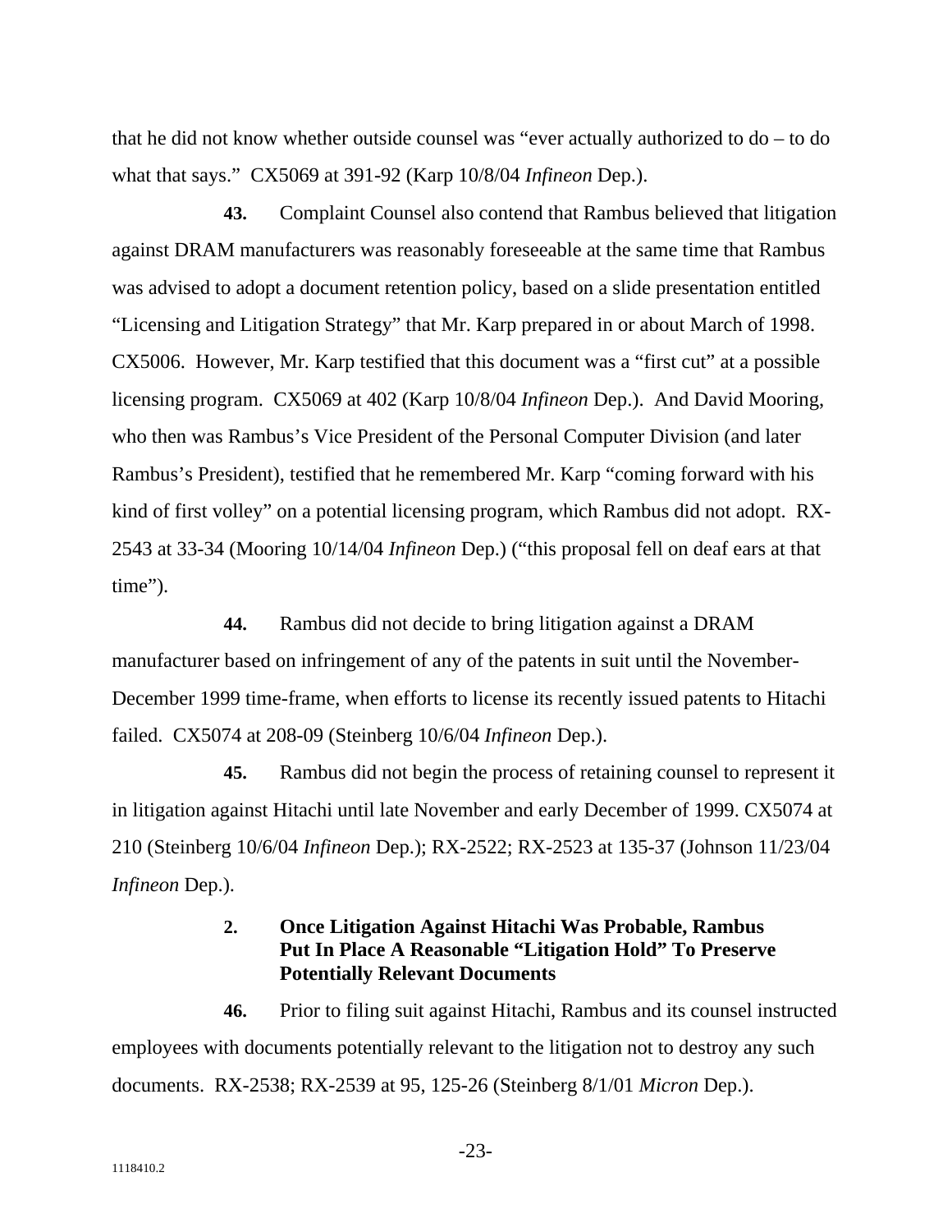that he did not know whether outside counsel was "ever actually authorized to do – to do what that says." CX5069 at 391-92 (Karp 10/8/04 *Infineon* Dep.).

**43.** Complaint Counsel also contend that Rambus believed that litigation against DRAM manufacturers was reasonably foreseeable at the same time that Rambus was advised to adopt a document retention policy, based on a slide presentation entitled "Licensing and Litigation Strategy" that Mr. Karp prepared in or about March of 1998. CX5006. However, Mr. Karp testified that this document was a "first cut" at a possible licensing program. CX5069 at 402 (Karp 10/8/04 *Infineon* Dep.). And David Mooring, who then was Rambus's Vice President of the Personal Computer Division (and later Rambus's President), testified that he remembered Mr. Karp "coming forward with his kind of first volley" on a potential licensing program, which Rambus did not adopt. RX-2543 at 33-34 (Mooring 10/14/04 *Infineon* Dep.) ("this proposal fell on deaf ears at that time").

**44.** Rambus did not decide to bring litigation against a DRAM manufacturer based on infringement of any of the patents in suit until the November-December 1999 time-frame, when efforts to license its recently issued patents to Hitachi failed. CX5074 at 208-09 (Steinberg 10/6/04 *Infineon* Dep.).

**45.** Rambus did not begin the process of retaining counsel to represent it in litigation against Hitachi until late November and early December of 1999. CX5074 at 210 (Steinberg 10/6/04 *Infineon* Dep.); RX-2522; RX-2523 at 135-37 (Johnson 11/23/04 *Infineon* Dep.).

### 2. Once Litigation Against Hitachi Was Probable, Rambus Put In Place A Reasonable "Litigation Hold" To Preserve Potentially Relevant Documents

**46.** Prior to filing suit against Hitachi, Rambus and its counsel instructed employees with documents potentially relevant to the litigation not to destroy any such documents. RX-2538; RX-2539 at 95, 125-26 (Steinberg 8/1/01 *Micron* Dep.).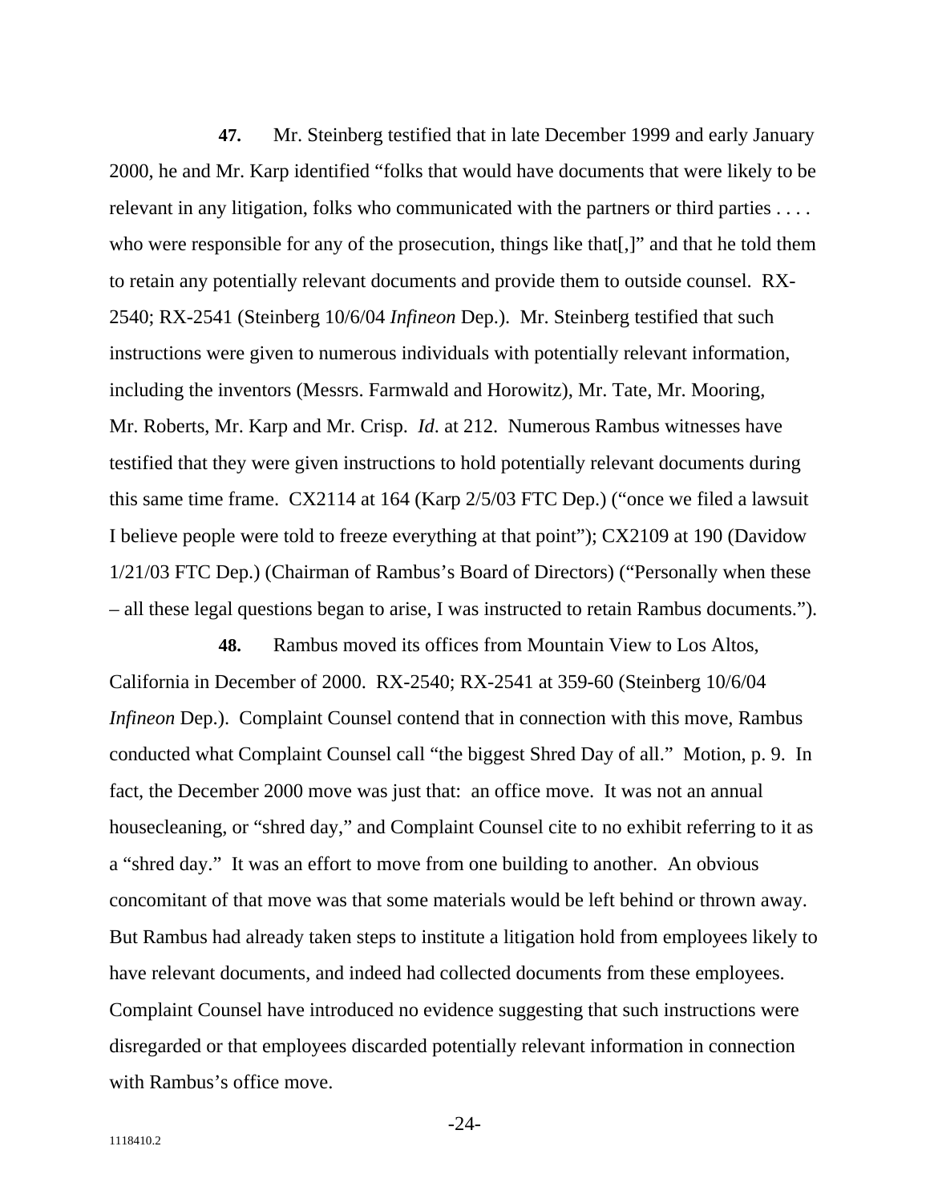**47.** Mr. Steinberg testified that in late December 1999 and early January 2000, he and Mr. Karp identified "folks that would have documents that were likely to be relevant in any litigation, folks who communicated with the partners or third parties . . . . who were responsible for any of the prosecution, things like that[,]" and that he told them to retain any potentially relevant documents and provide them to outside counsel. RX-2540; RX-2541 (Steinberg 10/6/04 *Infineon* Dep.). Mr. Steinberg testified that such instructions were given to numerous individuals with potentially relevant information, including the inventors (Messrs. Farmwald and Horowitz), Mr. Tate, Mr. Mooring, Mr. Roberts, Mr. Karp and Mr. Crisp. *Id*. at 212. Numerous Rambus witnesses have testified that they were given instructions to hold potentially relevant documents during this same time frame. CX2114 at 164 (Karp 2/5/03 FTC Dep.) ("once we filed a lawsuit I believe people were told to freeze everything at that point"); CX2109 at 190 (Davidow 1/21/03 FTC Dep.) (Chairman of Rambus's Board of Directors) ("Personally when these – all these legal questions began to arise, I was instructed to retain Rambus documents.").

**48.** Rambus moved its offices from Mountain View to Los Altos, California in December of 2000. RX-2540; RX-2541 at 359-60 (Steinberg 10/6/04 *Infineon* Dep.). Complaint Counsel contend that in connection with this move, Rambus conducted what Complaint Counsel call "the biggest Shred Day of all." Motion, p. 9. In fact, the December 2000 move was just that: an office move. It was not an annual housecleaning, or "shred day," and Complaint Counsel cite to no exhibit referring to it as a "shred day." It was an effort to move from one building to another. An obvious concomitant of that move was that some materials would be left behind or thrown away. But Rambus had already taken steps to institute a litigation hold from employees likely to have relevant documents, and indeed had collected documents from these employees. Complaint Counsel have introduced no evidence suggesting that such instructions were disregarded or that employees discarded potentially relevant information in connection with Rambus's office move.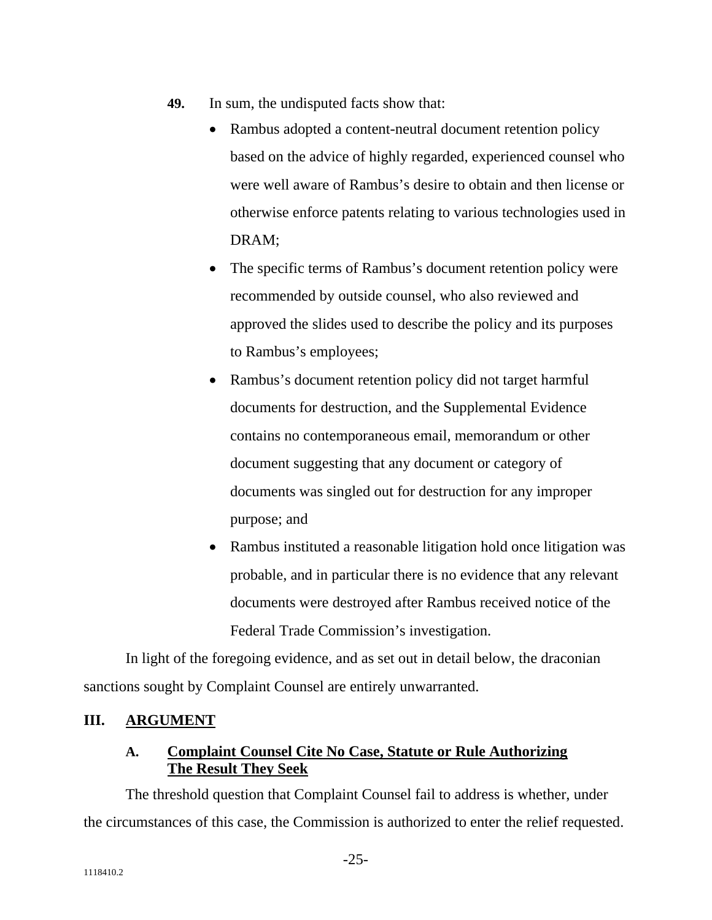**49.** In sum, the undisputed facts show that:

- Rambus adopted a content-neutral document retention policy based on the advice of highly regarded, experienced counsel who were well aware of Rambus's desire to obtain and then license or otherwise enforce patents relating to various technologies used in DRAM;
- The specific terms of Rambus's document retention policy were recommended by outside counsel, who also reviewed and approved the slides used to describe the policy and its purposes to Rambus's employees;
- Rambus's document retention policy did not target harmful documents for destruction, and the Supplemental Evidence contains no contemporaneous email, memorandum or other document suggesting that any document or category of documents was singled out for destruction for any improper purpose; and
- Rambus instituted a reasonable litigation hold once litigation was probable, and in particular there is no evidence that any relevant documents were destroyed after Rambus received notice of the Federal Trade Commission's investigation.

In light of the foregoing evidence, and as set out in detail below, the draconian sanctions sought by Complaint Counsel are entirely unwarranted.

## III. ARGUMENT

### A. Complaint Counsel Cite No Case, Statute or Rule Authorizing The Result They Seek

The threshold question that Complaint Counsel fail to address is whether, under the circumstances of this case, the Commission is authorized to enter the relief requested.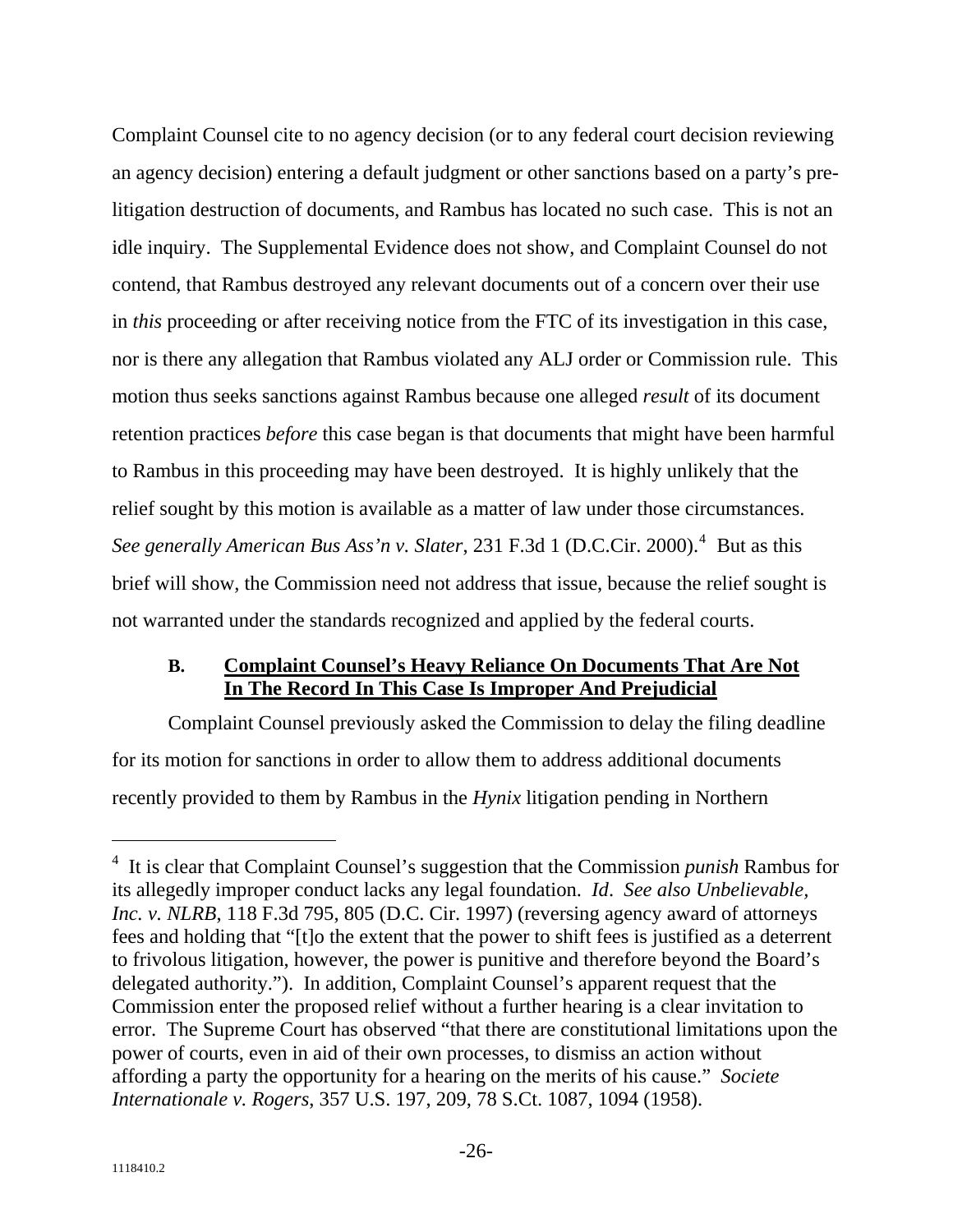Complaint Counsel cite to no agency decision (or to any federal court decision reviewing an agency decision) entering a default judgment or other sanctions based on a party's pre-litigation destruction of documents, and Rambus has located no such case. This is not an idle inquiry. The Supplemental Evidence does not show, and Complaint Counsel do not contend, that Rambus destroyed any relevant documents out of a concern over their use in *this* proceeding or after receiving notice from the FTC of its investigation in this case, nor is there any allegation that Rambus violated any ALJ order or Commission rule. This motion thus seeks sanctions against Rambus because one alleged *result* of its document retention practices *before* this case began is that documents that might have been harmful to Rambus in this proceeding may have been destroyed. It is highly unlikely that the relief sought by this motion is available as a matter of law under those circumstances. *See generally American Bus Ass'n v. Slater*, 231 F.3d 1 (D.C.Cir. 2000).[4] But as this brief will show, the Commission need not address that issue, because the relief sought is not warranted under the standards recognized and applied by the federal courts.

### B. Complaint Counsel's Heavy Reliance On Documents That Are Not In The Record In This Case Is Improper And Prejudicial

Complaint Counsel previously asked the Commission to delay the filing deadline for its motion for sanctions in order to allow them to address additional documents recently provided to them by Rambus in the *Hynix* litigation pending in Northern

---

[4] It is clear that Complaint Counsel's suggestion that the Commission *punish* Rambus for its allegedly improper conduct lacks any legal foundation. *Id*. *See also Unbelievable, Inc. v. NLRB*, 118 F.3d 795, 805 (D.C. Cir. 1997) (reversing agency award of attorneys fees and holding that "[t]o the extent that the power to shift fees is justified as a deterrent to frivolous litigation, however, the power is punitive and therefore beyond the Board's delegated authority."). In addition, Complaint Counsel's apparent request that the Commission enter the proposed relief without a further hearing is a clear invitation to error. The Supreme Court has observed "that there are constitutional limitations upon the power of courts, even in aid of their own processes, to dismiss an action without affording a party the opportunity for a hearing on the merits of his cause." *Societe Internationale v. Rogers*, 357 U.S. 197, 209, 78 S.Ct. 1087, 1094 (1958).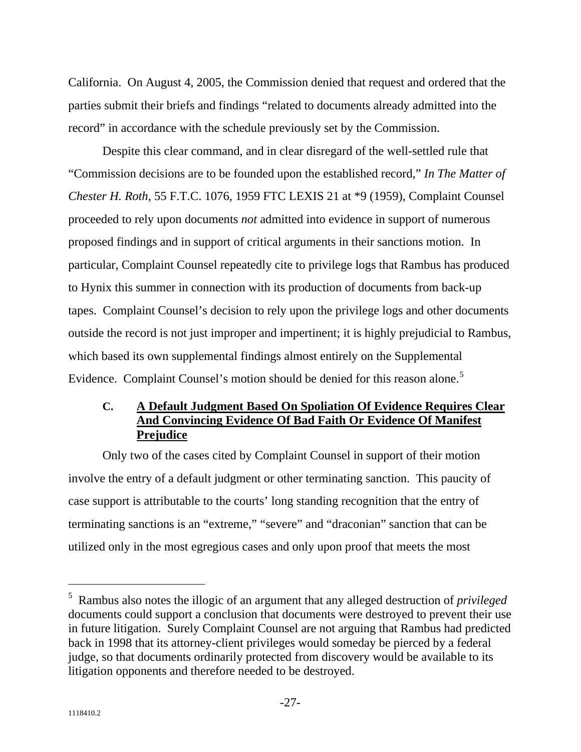California. On August 4, 2005, the Commission denied that request and ordered that the parties submit their briefs and findings "related to documents already admitted into the record" in accordance with the schedule previously set by the Commission.

Despite this clear command, and in clear disregard of the well-settled rule that "Commission decisions are to be founded upon the established record," *In The Matter of Chester H. Roth*, 55 F.T.C. 1076, 1959 FTC LEXIS 21 at *9 (1959), Complaint Counsel proceeded to rely upon documents *not* admitted into evidence in support of numerous proposed findings and in support of critical arguments in their sanctions motion. In particular, Complaint Counsel repeatedly cite to privilege logs that Rambus has produced to Hynix this summer in connection with its production of documents from back-up tapes. Complaint Counsel's decision to rely upon the privilege logs and other documents outside the record is not just improper and impertinent; it is highly prejudicial to Rambus, which based its own supplemental findings almost entirely on the Supplemental Evidence. Complaint Counsel's motion should be denied for this reason alone.[5]

### C. A Default Judgment Based On Spoliation Of Evidence Requires Clear And Convincing Evidence Of Bad Faith Or Evidence Of Manifest Prejudice

Only two of the cases cited by Complaint Counsel in support of their motion involve the entry of a default judgment or other terminating sanction. This paucity of case support is attributable to the courts' long standing recognition that the entry of terminating sanctions is an "extreme," "severe" and "draconian" sanction that can be utilized only in the most egregious cases and only upon proof that meets the most

---

[5] Rambus also notes the illogic of an argument that any alleged destruction of *privileged* documents could support a conclusion that documents were destroyed to prevent their use in future litigation. Surely Complaint Counsel are not arguing that Rambus had predicted back in 1998 that its attorney-client privileges would someday be pierced by a federal judge, so that documents ordinarily protected from discovery would be available to its litigation opponents and therefore needed to be destroyed.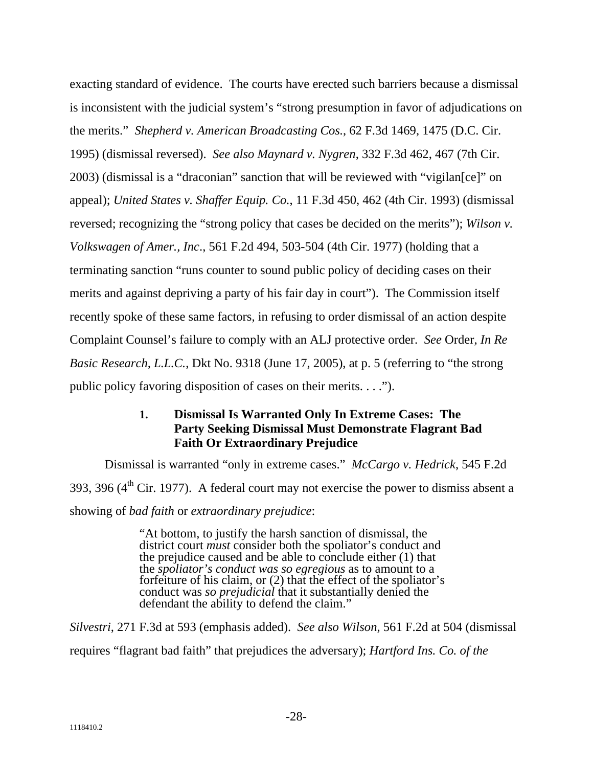exacting standard of evidence. The courts have erected such barriers because a dismissal is inconsistent with the judicial system's "strong presumption in favor of adjudications on the merits." *Shepherd v. American Broadcasting Cos.*, 62 F.3d 1469, 1475 (D.C. Cir. 1995) (dismissal reversed). *See also Maynard v. Nygren*, 332 F.3d 462, 467 (7th Cir. 2003) (dismissal is a "draconian" sanction that will be reviewed with "vigilan[ce]" on appeal); *United States v. Shaffer Equip. Co.*, 11 F.3d 450, 462 (4th Cir. 1993) (dismissal reversed; recognizing the "strong policy that cases be decided on the merits"); *Wilson v. Volkswagen of Amer., Inc*., 561 F.2d 494, 503-504 (4th Cir. 1977) (holding that a terminating sanction "runs counter to sound public policy of deciding cases on their merits and against depriving a party of his fair day in court"). The Commission itself recently spoke of these same factors, in refusing to order dismissal of an action despite Complaint Counsel's failure to comply with an ALJ protective order. *See* Order, *In Re Basic Research, L.L.C.*, Dkt No. 9318 (June 17, 2005), at p. 5 (referring to "the strong public policy favoring disposition of cases on their merits. . . .").

### 1. Dismissal Is Warranted Only In Extreme Cases: The Party Seeking Dismissal Must Demonstrate Flagrant Bad Faith Or Extraordinary Prejudice

Dismissal is warranted "only in extreme cases." *McCargo v. Hedrick*, 545 F.2d 393, 396 (4th Cir. 1977). A federal court may not exercise the power to dismiss absent a showing of *bad faith* or *extraordinary prejudice*:

> "At bottom, to justify the harsh sanction of dismissal, the district court *must* consider both the spoliator's conduct and the prejudice caused and be able to conclude either (1) that the *spoliator's conduct was so egregious* as to amount to a forfeiture of his claim, or (2) that the effect of the spoliator's conduct was *so prejudicial* that it substantially denied the defendant the ability to defend the claim."

*Silvestri*, 271 F.3d at 593 (emphasis added). *See also Wilson*, 561 F.2d at 504 (dismissal requires "flagrant bad faith" that prejudices the adversary); *Hartford Ins. Co. of the*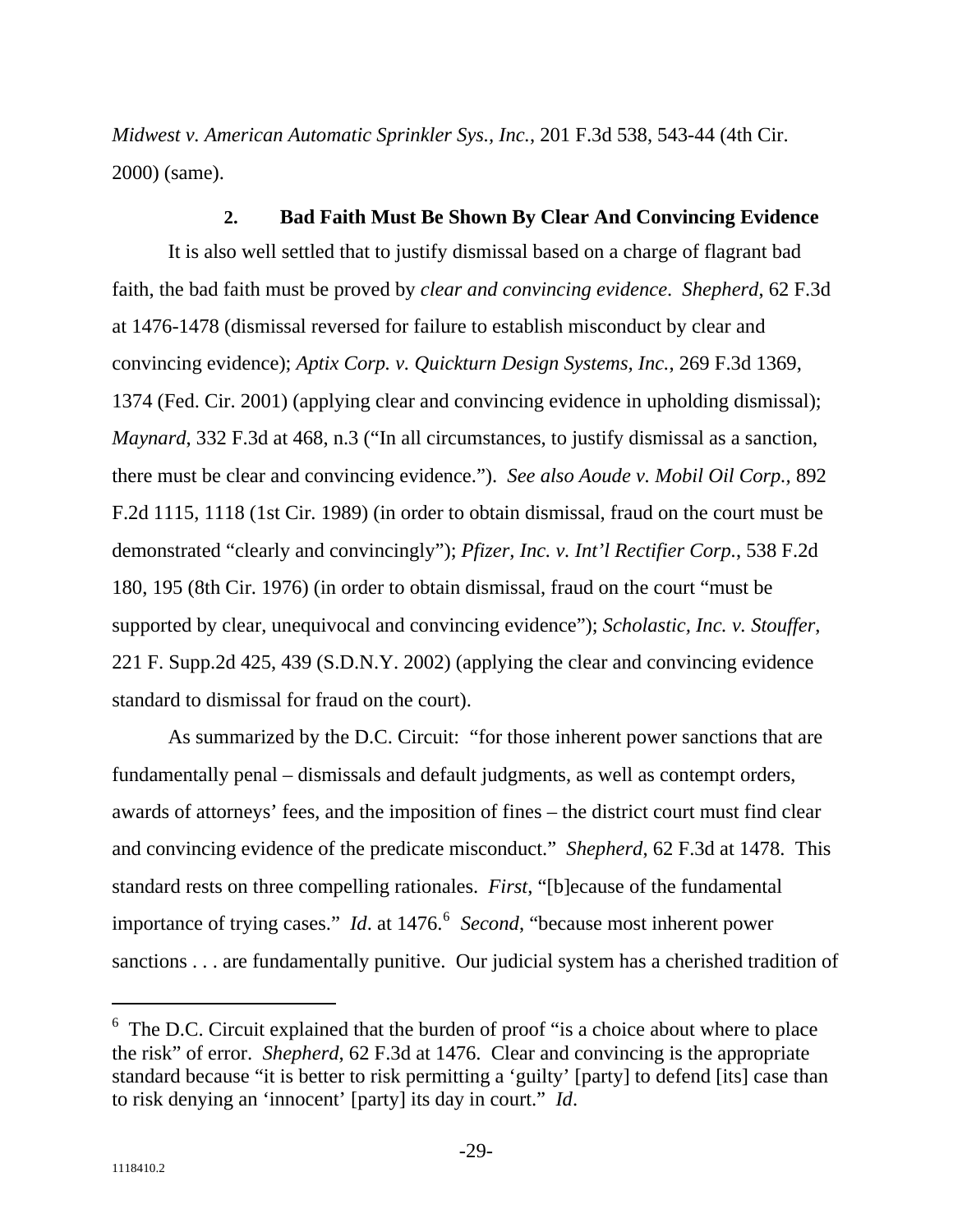*Midwest v. American Automatic Sprinkler Sys., Inc.*, 201 F.3d 538, 543-44 (4th Cir. 2000) (same).

#### 2. Bad Faith Must Be Shown By Clear And Convincing Evidence

It is also well settled that to justify dismissal based on a charge of flagrant bad faith, the bad faith must be proved by *clear and convincing evidence*. *Shepherd*, 62 F.3d at 1476-1478 (dismissal reversed for failure to establish misconduct by clear and convincing evidence); *Aptix Corp. v. Quickturn Design Systems, Inc.*, 269 F.3d 1369, 1374 (Fed. Cir. 2001) (applying clear and convincing evidence in upholding dismissal); *Maynard*, 332 F.3d at 468, n.3 ("In all circumstances, to justify dismissal as a sanction, there must be clear and convincing evidence."). *See also Aoude v. Mobil Oil Corp.,* 892 F.2d 1115, 1118 (1st Cir. 1989) (in order to obtain dismissal, fraud on the court must be demonstrated "clearly and convincingly"); *Pfizer, Inc. v. Int'l Rectifier Corp.*, 538 F.2d 180, 195 (8th Cir. 1976) (in order to obtain dismissal, fraud on the court "must be supported by clear, unequivocal and convincing evidence"); *Scholastic, Inc. v. Stouffer*, 221 F. Supp.2d 425, 439 (S.D.N.Y. 2002) (applying the clear and convincing evidence standard to dismissal for fraud on the court).

As summarized by the D.C. Circuit: "for those inherent power sanctions that are fundamentally penal – dismissals and default judgments, as well as contempt orders, awards of attorneys' fees, and the imposition of fines – the district court must find clear and convincing evidence of the predicate misconduct." *Shepherd*, 62 F.3d at 1478. This standard rests on three compelling rationales. *First*, "[b]ecause of the fundamental importance of trying cases." *Id*. at 1476.[6] *Second*, "because most inherent power sanctions . . . are fundamentally punitive. Our judicial system has a cherished tradition of

[6] The D.C. Circuit explained that the burden of proof "is a choice about where to place the risk" of error. *Shepherd*, 62 F.3d at 1476. Clear and convincing is the appropriate standard because "it is better to risk permitting a 'guilty' [party] to defend [its] case than to risk denying an 'innocent' [party] its day in court." *Id*.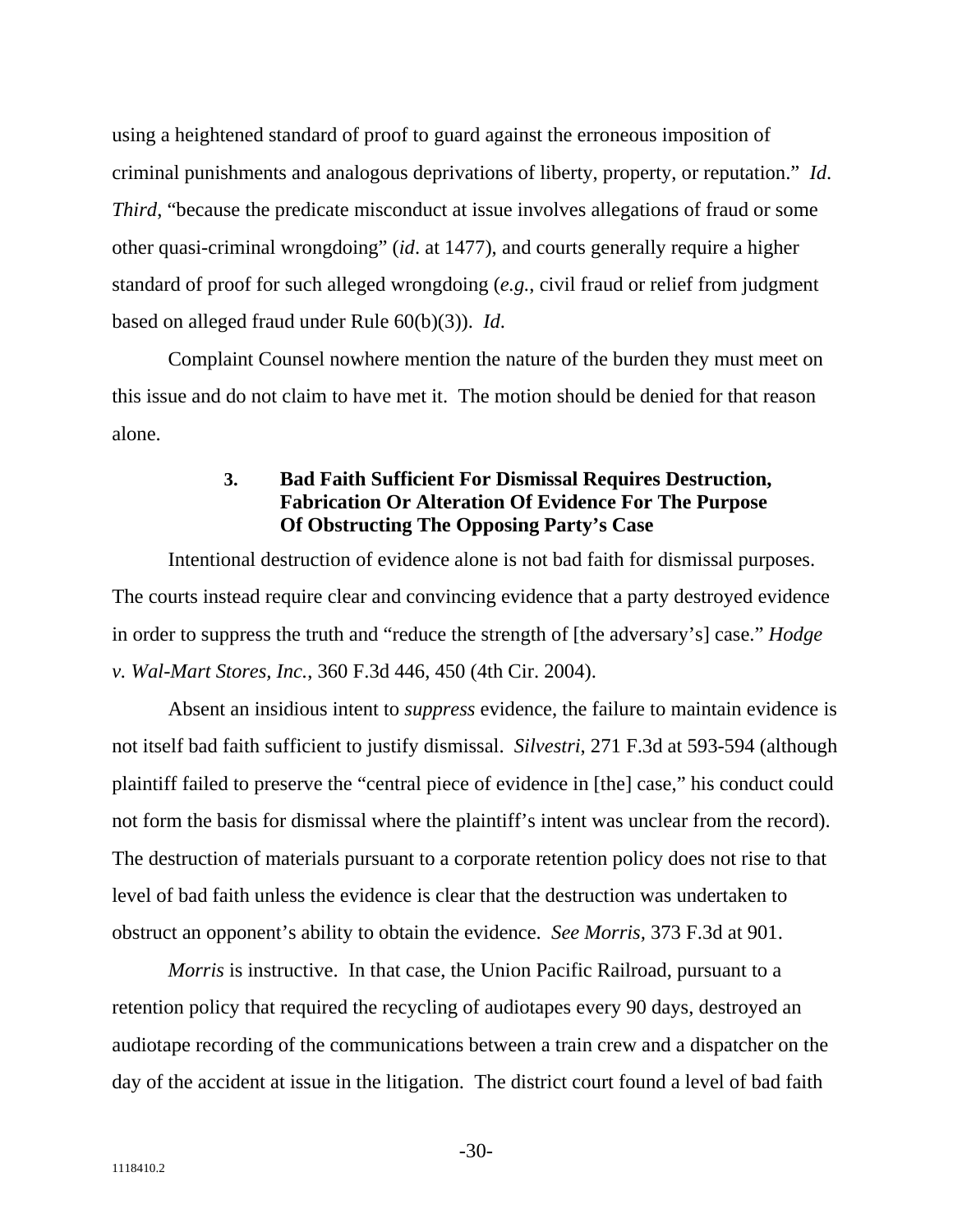using a heightened standard of proof to guard against the erroneous imposition of criminal punishments and analogous deprivations of liberty, property, or reputation." *Id*. *Third*, "because the predicate misconduct at issue involves allegations of fraud or some other quasi-criminal wrongdoing" (*id*. at 1477), and courts generally require a higher standard of proof for such alleged wrongdoing (*e.g.*, civil fraud or relief from judgment based on alleged fraud under Rule 60(b)(3)). *Id*.

Complaint Counsel nowhere mention the nature of the burden they must meet on this issue and do not claim to have met it. The motion should be denied for that reason alone.

### 3. Bad Faith Sufficient For Dismissal Requires Destruction, Fabrication Or Alteration Of Evidence For The Purpose Of Obstructing The Opposing Party's Case

Intentional destruction of evidence alone is not bad faith for dismissal purposes. The courts instead require clear and convincing evidence that a party destroyed evidence in order to suppress the truth and "reduce the strength of [the adversary's] case." *Hodge v. Wal-Mart Stores, Inc.*, 360 F.3d 446, 450 (4th Cir. 2004).

Absent an insidious intent to *suppress* evidence, the failure to maintain evidence is not itself bad faith sufficient to justify dismissal. *Silvestri*, 271 F.3d at 593-594 (although plaintiff failed to preserve the "central piece of evidence in [the] case," his conduct could not form the basis for dismissal where the plaintiff's intent was unclear from the record). The destruction of materials pursuant to a corporate retention policy does not rise to that level of bad faith unless the evidence is clear that the destruction was undertaken to obstruct an opponent's ability to obtain the evidence. *See Morris*, 373 F.3d at 901.

*Morris* is instructive. In that case, the Union Pacific Railroad, pursuant to a retention policy that required the recycling of audiotapes every 90 days, destroyed an audiotape recording of the communications between a train crew and a dispatcher on the day of the accident at issue in the litigation. The district court found a level of bad faith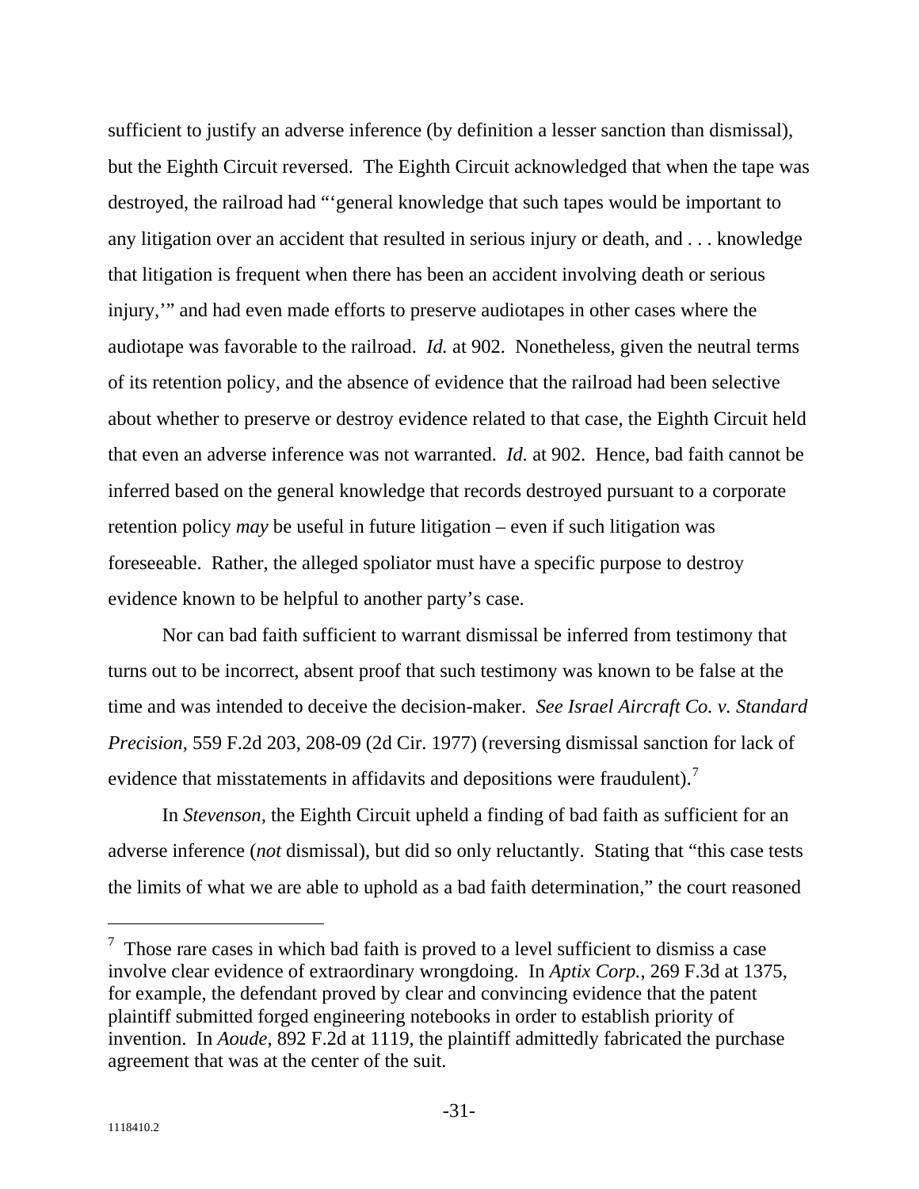sufficient to justify an adverse inference (by definition a lesser sanction than dismissal), but the Eighth Circuit reversed. The Eighth Circuit acknowledged that when the tape was destroyed, the railroad had "'general knowledge that such tapes would be important to any litigation over an accident that resulted in serious injury or death, and . . . knowledge that litigation is frequent when there has been an accident involving death or serious injury,'" and had even made efforts to preserve audiotapes in other cases where the audiotape was favorable to the railroad. *Id.* at 902. Nonetheless, given the neutral terms of its retention policy, and the absence of evidence that the railroad had been selective about whether to preserve or destroy evidence related to that case, the Eighth Circuit held that even an adverse inference was not warranted. *Id.* at 902. Hence, bad faith cannot be inferred based on the general knowledge that records destroyed pursuant to a corporate retention policy *may* be useful in future litigation – even if such litigation was foreseeable. Rather, the alleged spoliator must have a specific purpose to destroy evidence known to be helpful to another party's case.

Nor can bad faith sufficient to warrant dismissal be inferred from testimony that turns out to be incorrect, absent proof that such testimony was known to be false at the time and was intended to deceive the decision-maker. *See Israel Aircraft Co. v. Standard Precision*, 559 F.2d 203, 208-09 (2d Cir. 1977) (reversing dismissal sanction for lack of evidence that misstatements in affidavits and depositions were fraudulent).[7]

In *Stevenson*, the Eighth Circuit upheld a finding of bad faith as sufficient for an adverse inference (*not* dismissal), but did so only reluctantly. Stating that "this case tests the limits of what we are able to uphold as a bad faith determination," the court reasoned

---

[7] Those rare cases in which bad faith is proved to a level sufficient to dismiss a case involve clear evidence of extraordinary wrongdoing. In *Aptix Corp.*, 269 F.3d at 1375, for example, the defendant proved by clear and convincing evidence that the patent plaintiff submitted forged engineering notebooks in order to establish priority of invention. In *Aoude*, 892 F.2d at 1119, the plaintiff admittedly fabricated the purchase agreement that was at the center of the suit.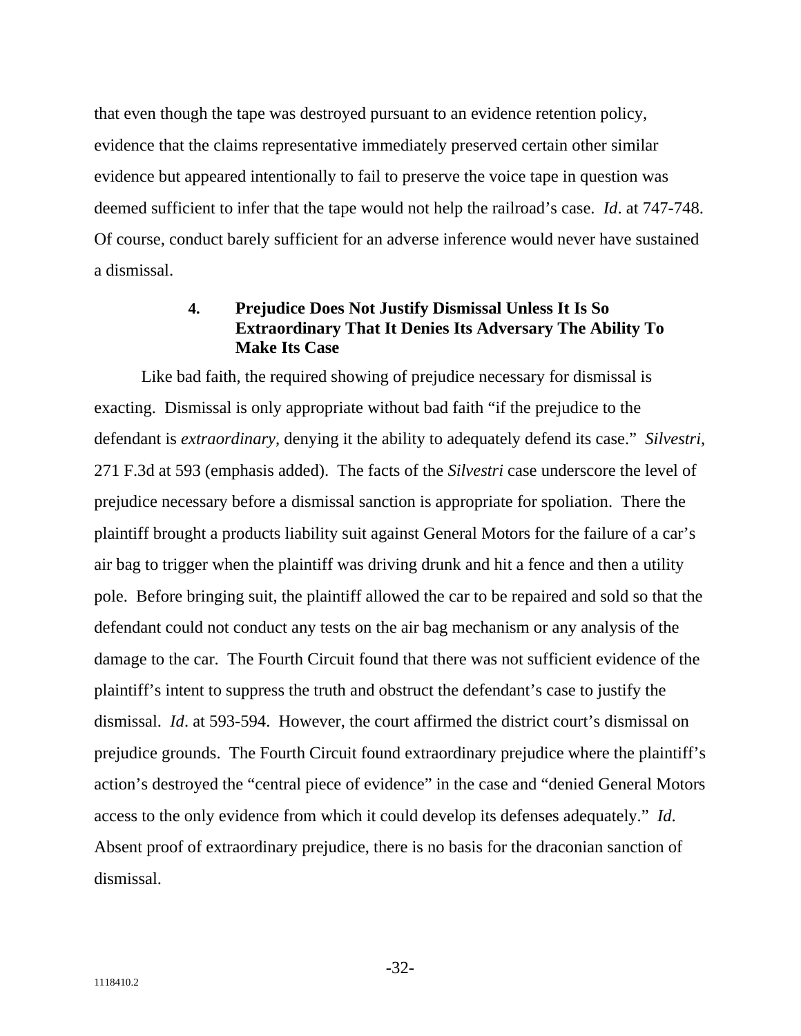that even though the tape was destroyed pursuant to an evidence retention policy, evidence that the claims representative immediately preserved certain other similar evidence but appeared intentionally to fail to preserve the voice tape in question was deemed sufficient to infer that the tape would not help the railroad's case. *Id*. at 747-748. Of course, conduct barely sufficient for an adverse inference would never have sustained a dismissal.

#### 4. Prejudice Does Not Justify Dismissal Unless It Is So Extraordinary That It Denies Its Adversary The Ability To Make Its Case

Like bad faith, the required showing of prejudice necessary for dismissal is exacting. Dismissal is only appropriate without bad faith "if the prejudice to the defendant is *extraordinary*, denying it the ability to adequately defend its case." *Silvestri*, 271 F.3d at 593 (emphasis added). The facts of the *Silvestri* case underscore the level of prejudice necessary before a dismissal sanction is appropriate for spoliation. There the plaintiff brought a products liability suit against General Motors for the failure of a car's air bag to trigger when the plaintiff was driving drunk and hit a fence and then a utility pole. Before bringing suit, the plaintiff allowed the car to be repaired and sold so that the defendant could not conduct any tests on the air bag mechanism or any analysis of the damage to the car. The Fourth Circuit found that there was not sufficient evidence of the plaintiff's intent to suppress the truth and obstruct the defendant's case to justify the dismissal. *Id*. at 593-594. However, the court affirmed the district court's dismissal on prejudice grounds. The Fourth Circuit found extraordinary prejudice where the plaintiff's action's destroyed the "central piece of evidence" in the case and "denied General Motors access to the only evidence from which it could develop its defenses adequately." *Id*. Absent proof of extraordinary prejudice, there is no basis for the draconian sanction of dismissal.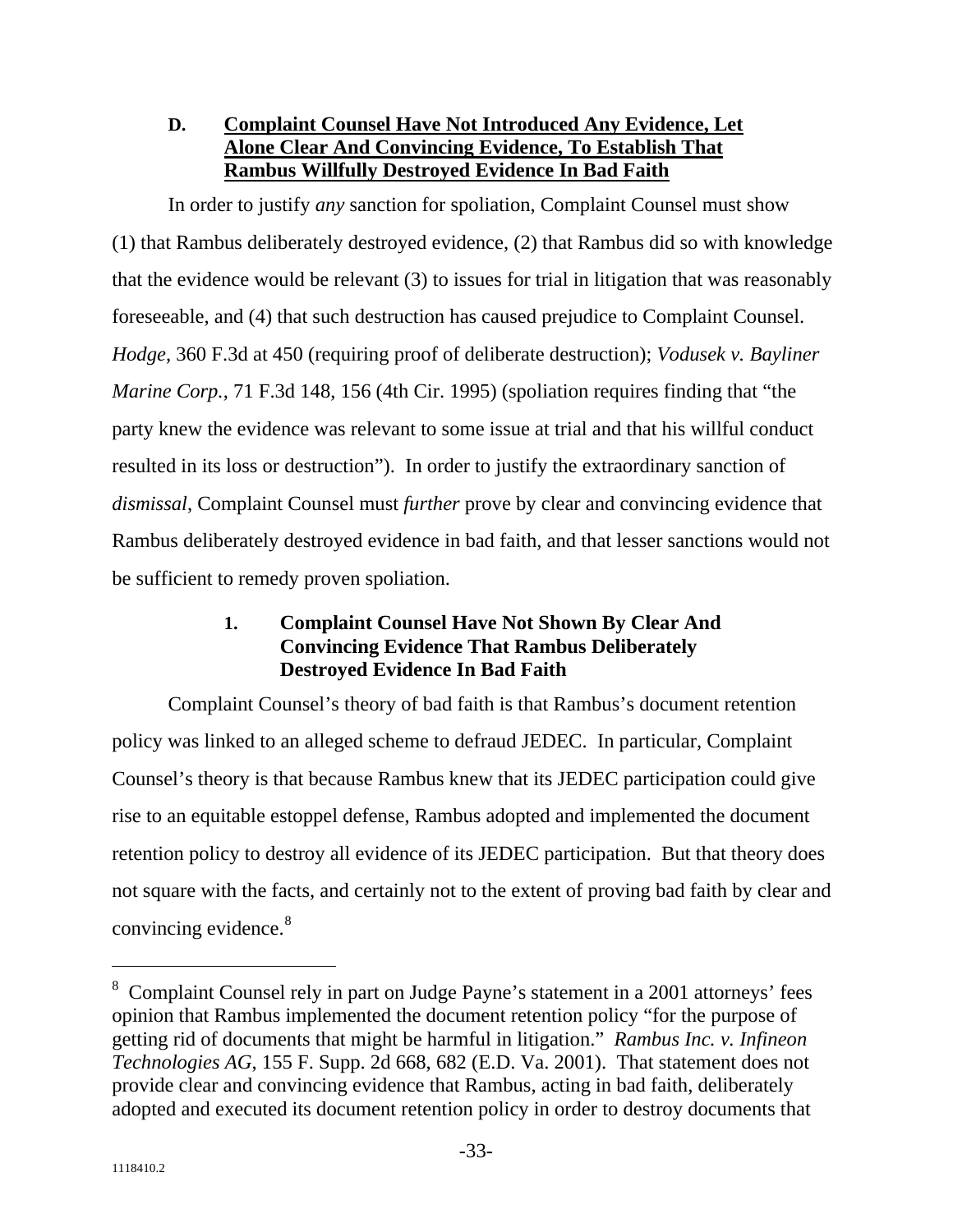### D. Complaint Counsel Have Not Introduced Any Evidence, Let Alone Clear And Convincing Evidence, To Establish That Rambus Willfully Destroyed Evidence In Bad Faith

In order to justify *any* sanction for spoliation, Complaint Counsel must show (1) that Rambus deliberately destroyed evidence, (2) that Rambus did so with knowledge that the evidence would be relevant (3) to issues for trial in litigation that was reasonably foreseeable, and (4) that such destruction has caused prejudice to Complaint Counsel. *Hodge*, 360 F.3d at 450 (requiring proof of deliberate destruction); *Vodusek v. Bayliner Marine Corp.*, 71 F.3d 148, 156 (4th Cir. 1995) (spoliation requires finding that "the party knew the evidence was relevant to some issue at trial and that his willful conduct resulted in its loss or destruction"). In order to justify the extraordinary sanction of *dismissal*, Complaint Counsel must *further* prove by clear and convincing evidence that Rambus deliberately destroyed evidence in bad faith, and that lesser sanctions would not be sufficient to remedy proven spoliation.

#### 1. Complaint Counsel Have Not Shown By Clear And Convincing Evidence That Rambus Deliberately Destroyed Evidence In Bad Faith

Complaint Counsel's theory of bad faith is that Rambus's document retention policy was linked to an alleged scheme to defraud JEDEC. In particular, Complaint Counsel's theory is that because Rambus knew that its JEDEC participation could give rise to an equitable estoppel defense, Rambus adopted and implemented the document retention policy to destroy all evidence of its JEDEC participation. But that theory does not square with the facts, and certainly not to the extent of proving bad faith by clear and convincing evidence.[8]

[8] Complaint Counsel rely in part on Judge Payne's statement in a 2001 attorneys' fees opinion that Rambus implemented the document retention policy "for the purpose of getting rid of documents that might be harmful in litigation." *Rambus Inc. v. Infineon Technologies AG*, 155 F. Supp. 2d 668, 682 (E.D. Va. 2001). That statement does not provide clear and convincing evidence that Rambus, acting in bad faith, deliberately adopted and executed its document retention policy in order to destroy documents that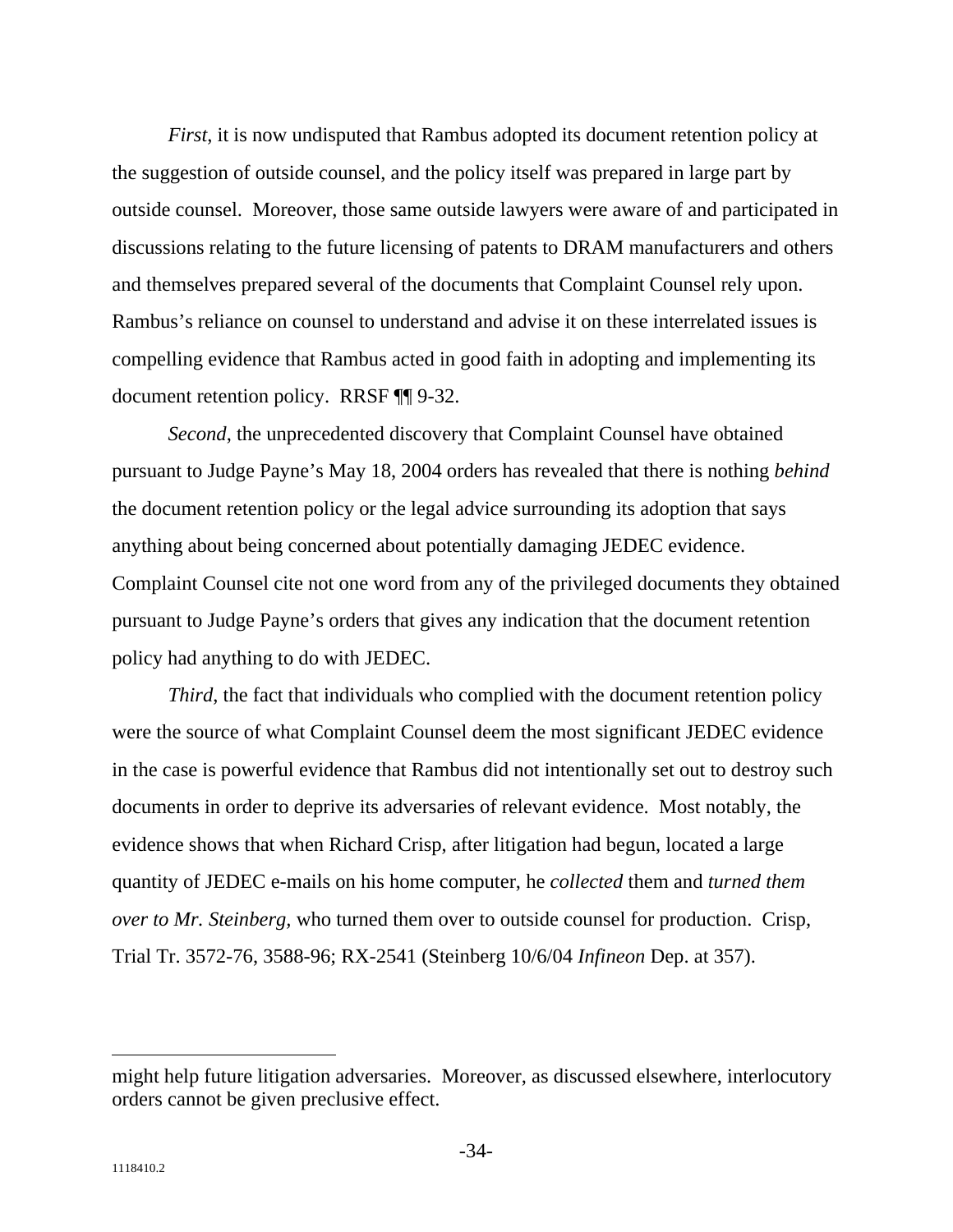*First*, it is now undisputed that Rambus adopted its document retention policy at the suggestion of outside counsel, and the policy itself was prepared in large part by outside counsel. Moreover, those same outside lawyers were aware of and participated in discussions relating to the future licensing of patents to DRAM manufacturers and others and themselves prepared several of the documents that Complaint Counsel rely upon. Rambus's reliance on counsel to understand and advise it on these interrelated issues is compelling evidence that Rambus acted in good faith in adopting and implementing its document retention policy. RRSF ¶¶ 9-32.

*Second*, the unprecedented discovery that Complaint Counsel have obtained pursuant to Judge Payne's May 18, 2004 orders has revealed that there is nothing *behind* the document retention policy or the legal advice surrounding its adoption that says anything about being concerned about potentially damaging JEDEC evidence. Complaint Counsel cite not one word from any of the privileged documents they obtained pursuant to Judge Payne's orders that gives any indication that the document retention policy had anything to do with JEDEC.

*Third*, the fact that individuals who complied with the document retention policy were the source of what Complaint Counsel deem the most significant JEDEC evidence in the case is powerful evidence that Rambus did not intentionally set out to destroy such documents in order to deprive its adversaries of relevant evidence. Most notably, the evidence shows that when Richard Crisp, after litigation had begun, located a large quantity of JEDEC e-mails on his home computer, he *collected* them and *turned them over to Mr. Steinberg,* who turned them over to outside counsel for production. Crisp, Trial Tr. 3572-76, 3588-96; RX-2541 (Steinberg 10/6/04 *Infineon* Dep. at 357).

---

might help future litigation adversaries. Moreover, as discussed elsewhere, interlocutory orders cannot be given preclusive effect.

1118410.2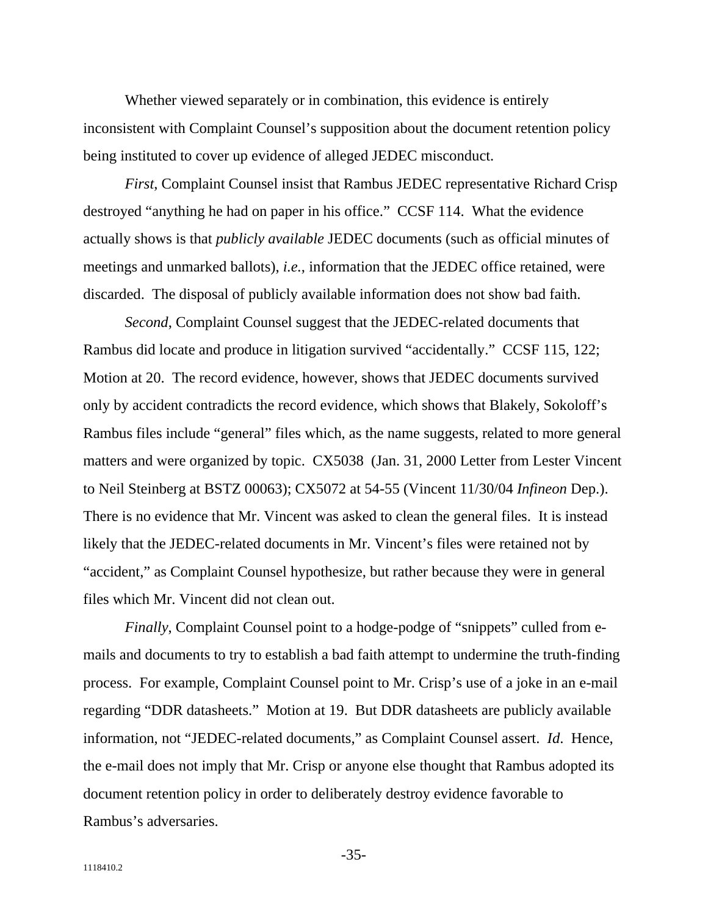Whether viewed separately or in combination, this evidence is entirely inconsistent with Complaint Counsel's supposition about the document retention policy being instituted to cover up evidence of alleged JEDEC misconduct.

*First*, Complaint Counsel insist that Rambus JEDEC representative Richard Crisp destroyed "anything he had on paper in his office." CCSF 114. What the evidence actually shows is that *publicly available* JEDEC documents (such as official minutes of meetings and unmarked ballots), *i.e.*, information that the JEDEC office retained, were discarded. The disposal of publicly available information does not show bad faith.

*Second*, Complaint Counsel suggest that the JEDEC-related documents that Rambus did locate and produce in litigation survived "accidentally." CCSF 115, 122; Motion at 20. The record evidence, however, shows that JEDEC documents survived only by accident contradicts the record evidence, which shows that Blakely, Sokoloff's Rambus files include "general" files which, as the name suggests, related to more general matters and were organized by topic. CX5038 (Jan. 31, 2000 Letter from Lester Vincent to Neil Steinberg at BSTZ 00063); CX5072 at 54-55 (Vincent 11/30/04 *Infineon* Dep.). There is no evidence that Mr. Vincent was asked to clean the general files. It is instead likely that the JEDEC-related documents in Mr. Vincent's files were retained not by "accident," as Complaint Counsel hypothesize, but rather because they were in general files which Mr. Vincent did not clean out.

*Finally*, Complaint Counsel point to a hodge-podge of "snippets" culled from e-mails and documents to try to establish a bad faith attempt to undermine the truth-finding process. For example, Complaint Counsel point to Mr. Crisp's use of a joke in an e-mail regarding "DDR datasheets." Motion at 19. But DDR datasheets are publicly available information, not "JEDEC-related documents," as Complaint Counsel assert. *Id*. Hence, the e-mail does not imply that Mr. Crisp or anyone else thought that Rambus adopted its document retention policy in order to deliberately destroy evidence favorable to Rambus's adversaries.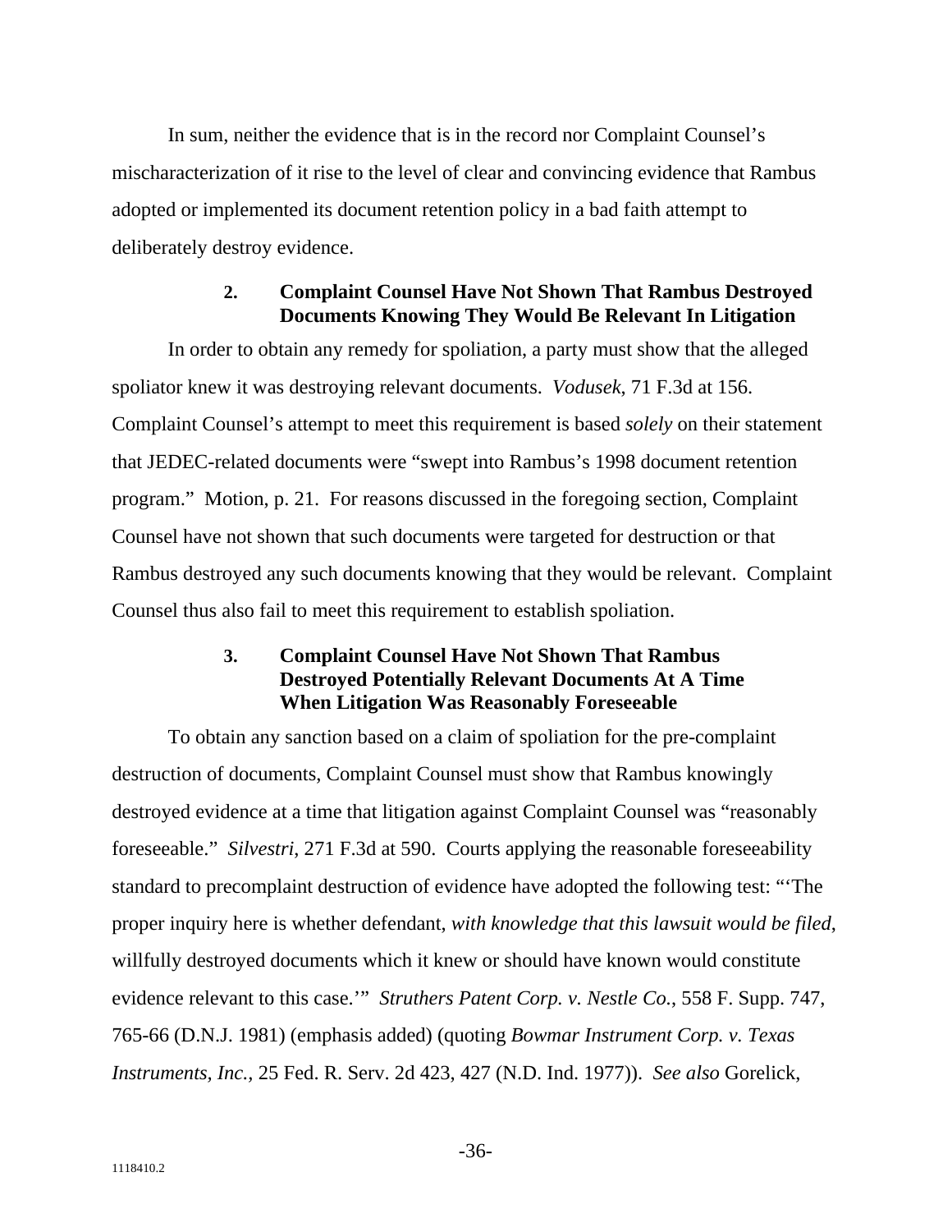In sum, neither the evidence that is in the record nor Complaint Counsel's mischaracterization of it rise to the level of clear and convincing evidence that Rambus adopted or implemented its document retention policy in a bad faith attempt to deliberately destroy evidence.

#### 2. Complaint Counsel Have Not Shown That Rambus Destroyed Documents Knowing They Would Be Relevant In Litigation

In order to obtain any remedy for spoliation, a party must show that the alleged spoliator knew it was destroying relevant documents. *Vodusek*, 71 F.3d at 156. Complaint Counsel's attempt to meet this requirement is based *solely* on their statement that JEDEC-related documents were "swept into Rambus's 1998 document retention program." Motion, p. 21. For reasons discussed in the foregoing section, Complaint Counsel have not shown that such documents were targeted for destruction or that Rambus destroyed any such documents knowing that they would be relevant. Complaint Counsel thus also fail to meet this requirement to establish spoliation.

#### 3. Complaint Counsel Have Not Shown That Rambus Destroyed Potentially Relevant Documents At A Time When Litigation Was Reasonably Foreseeable

To obtain any sanction based on a claim of spoliation for the pre-complaint destruction of documents, Complaint Counsel must show that Rambus knowingly destroyed evidence at a time that litigation against Complaint Counsel was "reasonably foreseeable." *Silvestri*, 271 F.3d at 590. Courts applying the reasonable foreseeability standard to precomplaint destruction of evidence have adopted the following test: "'The proper inquiry here is whether defendant, *with knowledge that this lawsuit would be filed*, willfully destroyed documents which it knew or should have known would constitute evidence relevant to this case.'" *Struthers Patent Corp. v. Nestle Co.*, 558 F. Supp. 747, 765-66 (D.N.J. 1981) (emphasis added) (quoting *Bowmar Instrument Corp. v. Texas Instruments, Inc.*, 25 Fed. R. Serv. 2d 423, 427 (N.D. Ind. 1977)). *See also* Gorelick,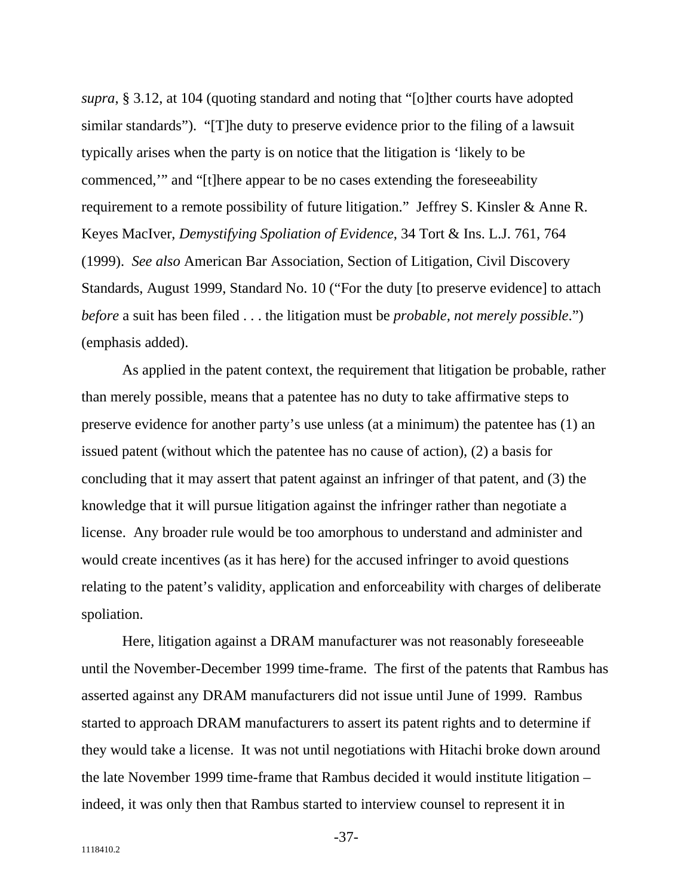*supra*, § 3.12, at 104 (quoting standard and noting that "[o]ther courts have adopted similar standards"). "[T]he duty to preserve evidence prior to the filing of a lawsuit typically arises when the party is on notice that the litigation is 'likely to be commenced,'" and "[t]here appear to be no cases extending the foreseeability requirement to a remote possibility of future litigation." Jeffrey S. Kinsler & Anne R. Keyes MacIver, *Demystifying Spoliation of Evidence*, 34 Tort & Ins. L.J. 761, 764 (1999). *See also* American Bar Association, Section of Litigation, Civil Discovery Standards, August 1999, Standard No. 10 ("For the duty [to preserve evidence] to attach *before* a suit has been filed . . . the litigation must be *probable, not merely possible*.") (emphasis added).

As applied in the patent context, the requirement that litigation be probable, rather than merely possible, means that a patentee has no duty to take affirmative steps to preserve evidence for another party's use unless (at a minimum) the patentee has (1) an issued patent (without which the patentee has no cause of action), (2) a basis for concluding that it may assert that patent against an infringer of that patent, and (3) the knowledge that it will pursue litigation against the infringer rather than negotiate a license. Any broader rule would be too amorphous to understand and administer and would create incentives (as it has here) for the accused infringer to avoid questions relating to the patent's validity, application and enforceability with charges of deliberate spoliation.

Here, litigation against a DRAM manufacturer was not reasonably foreseeable until the November-December 1999 time-frame. The first of the patents that Rambus has asserted against any DRAM manufacturers did not issue until June of 1999. Rambus started to approach DRAM manufacturers to assert its patent rights and to determine if they would take a license. It was not until negotiations with Hitachi broke down around the late November 1999 time-frame that Rambus decided it would institute litigation – indeed, it was only then that Rambus started to interview counsel to represent it in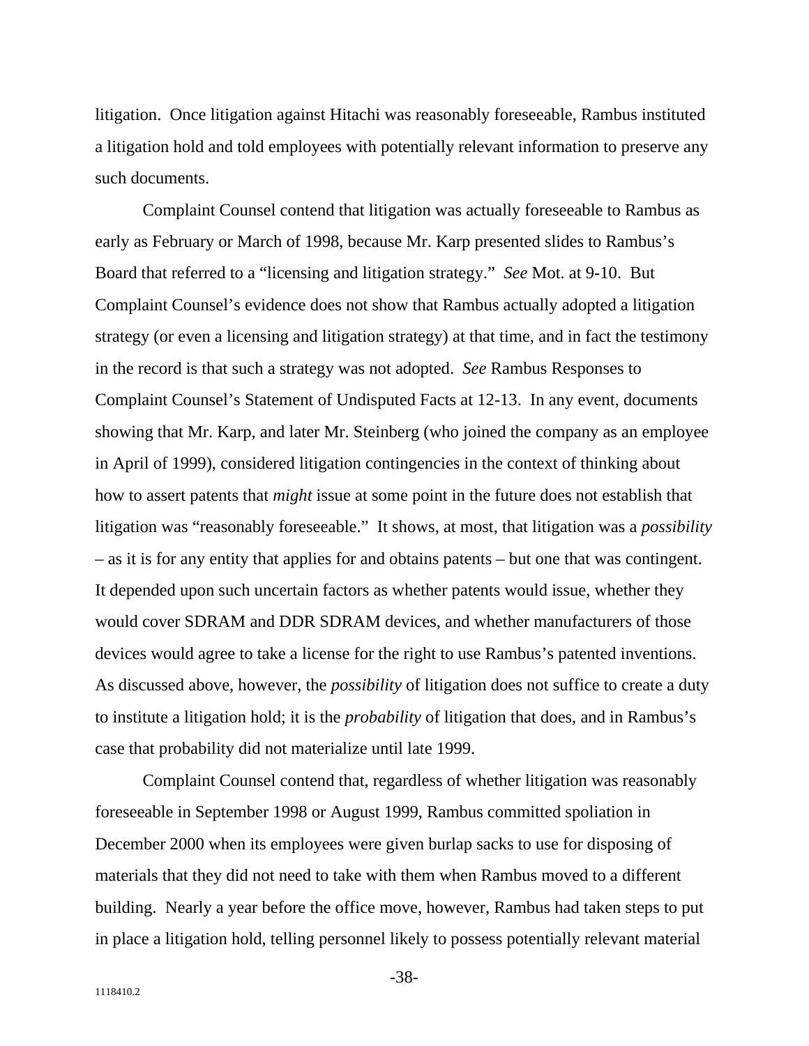litigation. Once litigation against Hitachi was reasonably foreseeable, Rambus instituted a litigation hold and told employees with potentially relevant information to preserve any such documents.

Complaint Counsel contend that litigation was actually foreseeable to Rambus as early as February or March of 1998, because Mr. Karp presented slides to Rambus's Board that referred to a "licensing and litigation strategy." *See* Mot. at 9-10. But Complaint Counsel's evidence does not show that Rambus actually adopted a litigation strategy (or even a licensing and litigation strategy) at that time, and in fact the testimony in the record is that such a strategy was not adopted. *See* Rambus Responses to Complaint Counsel's Statement of Undisputed Facts at 12-13. In any event, documents showing that Mr. Karp, and later Mr. Steinberg (who joined the company as an employee in April of 1999), considered litigation contingencies in the context of thinking about how to assert patents that *might* issue at some point in the future does not establish that litigation was "reasonably foreseeable." It shows, at most, that litigation was a *possibility* – as it is for any entity that applies for and obtains patents – but one that was contingent. It depended upon such uncertain factors as whether patents would issue, whether they would cover SDRAM and DDR SDRAM devices, and whether manufacturers of those devices would agree to take a license for the right to use Rambus's patented inventions. As discussed above, however, the *possibility* of litigation does not suffice to create a duty to institute a litigation hold; it is the *probability* of litigation that does, and in Rambus's case that probability did not materialize until late 1999.

Complaint Counsel contend that, regardless of whether litigation was reasonably foreseeable in September 1998 or August 1999, Rambus committed spoliation in December 2000 when its employees were given burlap sacks to use for disposing of materials that they did not need to take with them when Rambus moved to a different building. Nearly a year before the office move, however, Rambus had taken steps to put in place a litigation hold, telling personnel likely to possess potentially relevant material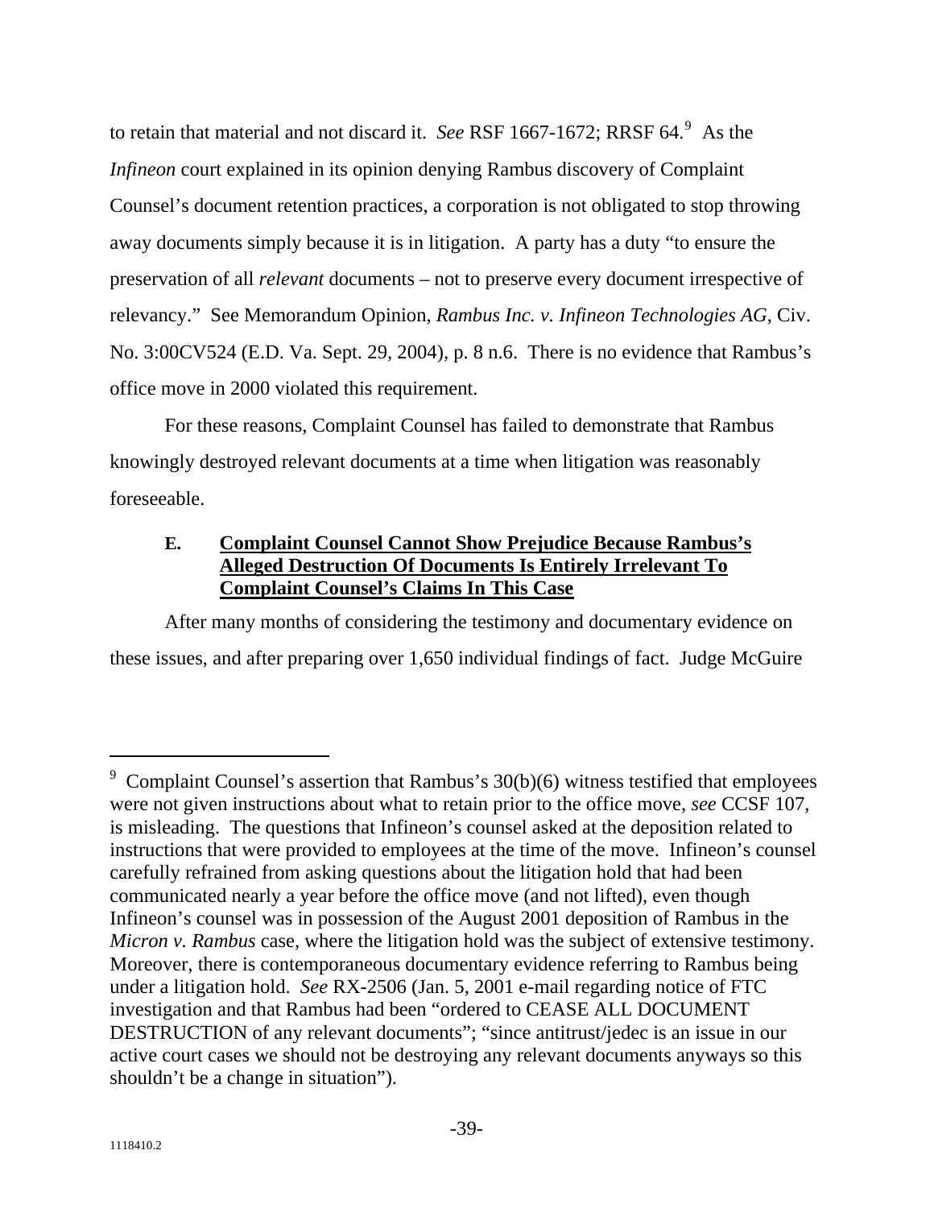to retain that material and not discard it. *See* RSF 1667-1672; RRSF 64.[9] As the *Infineon* court explained in its opinion denying Rambus discovery of Complaint Counsel's document retention practices, a corporation is not obligated to stop throwing away documents simply because it is in litigation. A party has a duty "to ensure the preservation of all *relevant* documents – not to preserve every document irrespective of relevancy." See Memorandum Opinion, *Rambus Inc. v. Infineon Technologies AG*, Civ. No. 3:00CV524 (E.D. Va. Sept. 29, 2004), p. 8 n.6. There is no evidence that Rambus's office move in 2000 violated this requirement.

For these reasons, Complaint Counsel has failed to demonstrate that Rambus knowingly destroyed relevant documents at a time when litigation was reasonably foreseeable.

### E. Complaint Counsel Cannot Show Prejudice Because Rambus's Alleged Destruction Of Documents Is Entirely Irrelevant To Complaint Counsel's Claims In This Case

After many months of considering the testimony and documentary evidence on these issues, and after preparing over 1,650 individual findings of fact. Judge McGuire

---

[9] Complaint Counsel's assertion that Rambus's 30(b)(6) witness testified that employees were not given instructions about what to retain prior to the office move, *see* CCSF 107, is misleading. The questions that Infineon's counsel asked at the deposition related to instructions that were provided to employees at the time of the move. Infineon's counsel carefully refrained from asking questions about the litigation hold that had been communicated nearly a year before the office move (and not lifted), even though Infineon's counsel was in possession of the August 2001 deposition of Rambus in the *Micron v. Rambus* case, where the litigation hold was the subject of extensive testimony. Moreover, there is contemporaneous documentary evidence referring to Rambus being under a litigation hold. *See* RX-2506 (Jan. 5, 2001 e-mail regarding notice of FTC investigation and that Rambus had been "ordered to CEASE ALL DOCUMENT DESTRUCTION of any relevant documents"; "since antitrust/jedec is an issue in our active court cases we should not be destroying any relevant documents anyways so this shouldn't be a change in situation").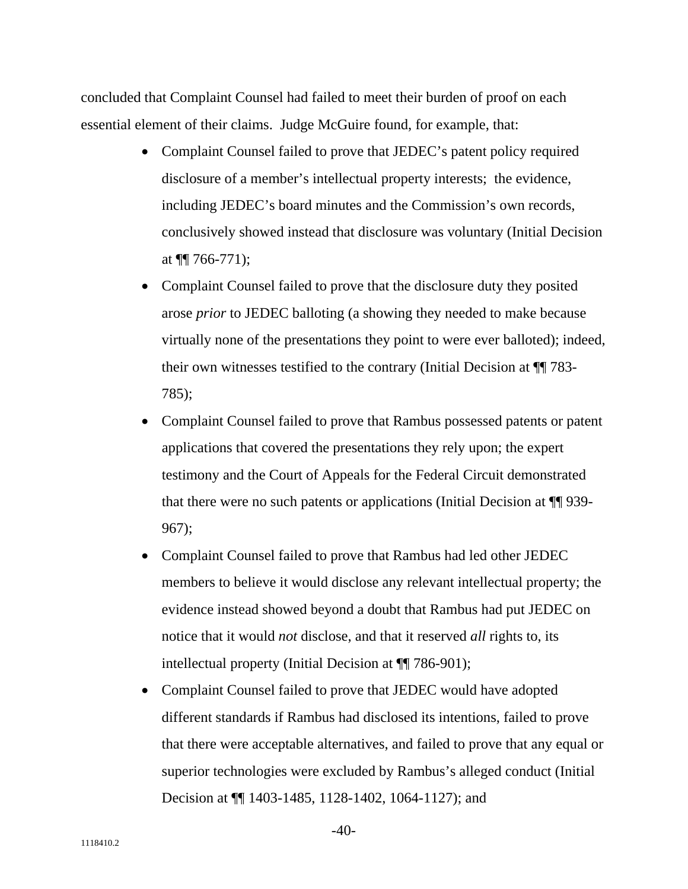concluded that Complaint Counsel had failed to meet their burden of proof on each essential element of their claims. Judge McGuire found, for example, that:

- Complaint Counsel failed to prove that JEDEC's patent policy required disclosure of a member's intellectual property interests; the evidence, including JEDEC's board minutes and the Commission's own records, conclusively showed instead that disclosure was voluntary (Initial Decision at ¶¶ 766-771);
- Complaint Counsel failed to prove that the disclosure duty they posited arose *prior* to JEDEC balloting (a showing they needed to make because virtually none of the presentations they point to were ever balloted); indeed, their own witnesses testified to the contrary (Initial Decision at ¶¶ 783-785);
- Complaint Counsel failed to prove that Rambus possessed patents or patent applications that covered the presentations they rely upon; the expert testimony and the Court of Appeals for the Federal Circuit demonstrated that there were no such patents or applications (Initial Decision at ¶¶ 939-967);
- Complaint Counsel failed to prove that Rambus had led other JEDEC members to believe it would disclose any relevant intellectual property; the evidence instead showed beyond a doubt that Rambus had put JEDEC on notice that it would *not* disclose, and that it reserved *all* rights to, its intellectual property (Initial Decision at ¶¶ 786-901);
- Complaint Counsel failed to prove that JEDEC would have adopted different standards if Rambus had disclosed its intentions, failed to prove that there were acceptable alternatives, and failed to prove that any equal or superior technologies were excluded by Rambus's alleged conduct (Initial Decision at ¶¶ 1403-1485, 1128-1402, 1064-1127); and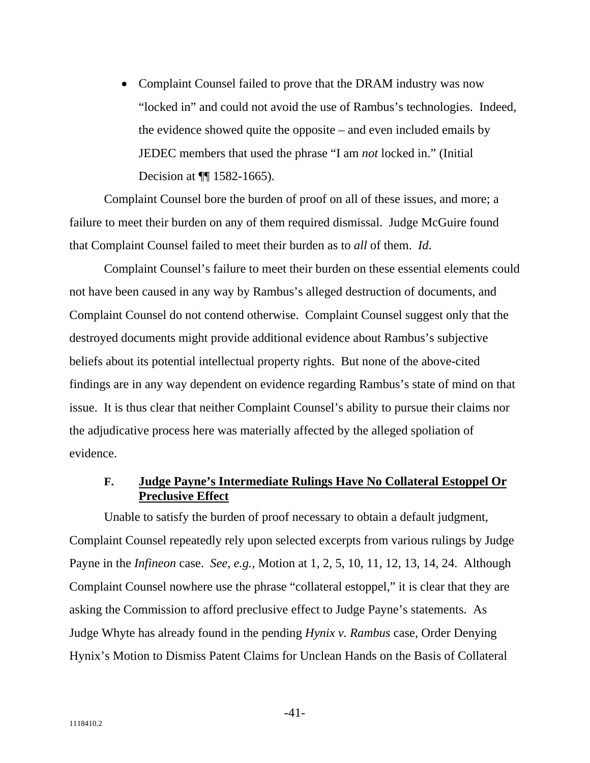- Complaint Counsel failed to prove that the DRAM industry was now "locked in" and could not avoid the use of Rambus's technologies. Indeed, the evidence showed quite the opposite – and even included emails by JEDEC members that used the phrase "I am *not* locked in." (Initial Decision at ¶¶ 1582-1665).

Complaint Counsel bore the burden of proof on all of these issues, and more; a failure to meet their burden on any of them required dismissal. Judge McGuire found that Complaint Counsel failed to meet their burden as to *all* of them. *Id.*

Complaint Counsel's failure to meet their burden on these essential elements could not have been caused in any way by Rambus's alleged destruction of documents, and Complaint Counsel do not contend otherwise. Complaint Counsel suggest only that the destroyed documents might provide additional evidence about Rambus's subjective beliefs about its potential intellectual property rights. But none of the above-cited findings are in any way dependent on evidence regarding Rambus's state of mind on that issue. It is thus clear that neither Complaint Counsel's ability to pursue their claims nor the adjudicative process here was materially affected by the alleged spoliation of evidence.

### F. <u>Judge Payne's Intermediate Rulings Have No Collateral Estoppel Or Preclusive Effect</u>

Unable to satisfy the burden of proof necessary to obtain a default judgment, Complaint Counsel repeatedly rely upon selected excerpts from various rulings by Judge Payne in the *Infineon* case. *See, e.g.*, Motion at 1, 2, 5, 10, 11, 12, 13, 14, 24. Although Complaint Counsel nowhere use the phrase "collateral estoppel," it is clear that they are asking the Commission to afford preclusive effect to Judge Payne's statements. As Judge Whyte has already found in the pending *Hynix v. Rambus* case, Order Denying Hynix's Motion to Dismiss Patent Claims for Unclean Hands on the Basis of Collateral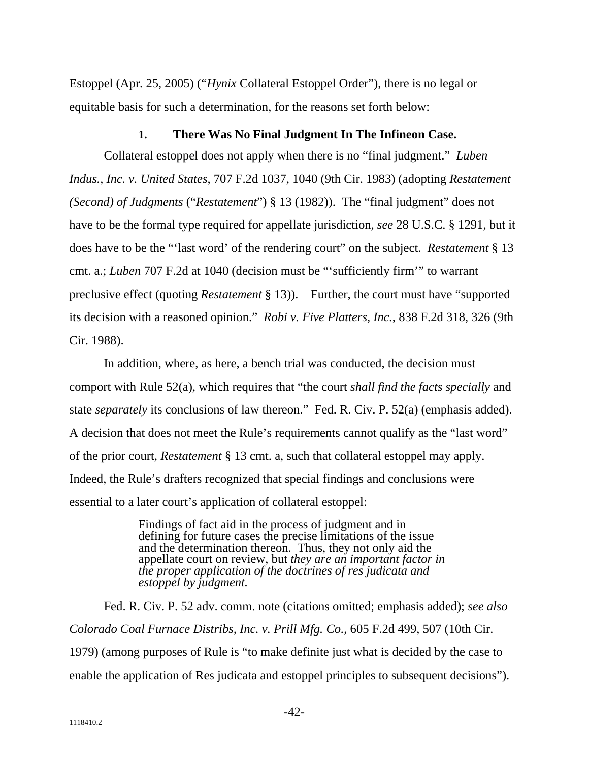Estoppel (Apr. 25, 2005) ("*Hynix* Collateral Estoppel Order"), there is no legal or equitable basis for such a determination, for the reasons set forth below:

### 1. There Was No Final Judgment In The Infineon Case.

Collateral estoppel does not apply when there is no "final judgment." *Luben Indus., Inc. v. United States*, 707 F.2d 1037, 1040 (9th Cir. 1983) (adopting *Restatement (Second) of Judgments* ("*Restatement*") § 13 (1982)). The "final judgment" does not have to be the formal type required for appellate jurisdiction, *see* 28 U.S.C. § 1291, but it does have to be the "'last word' of the rendering court" on the subject. *Restatement* § 13 cmt. a.; *Luben* 707 F.2d at 1040 (decision must be "'sufficiently firm'" to warrant preclusive effect (quoting *Restatement* § 13)). Further, the court must have "supported its decision with a reasoned opinion." *Robi v. Five Platters, Inc.*, 838 F.2d 318, 326 (9th Cir. 1988).

In addition, where, as here, a bench trial was conducted, the decision must comport with Rule 52(a), which requires that "the court *shall find the facts specially* and state *separately* its conclusions of law thereon." Fed. R. Civ. P. 52(a) (emphasis added). A decision that does not meet the Rule's requirements cannot qualify as the "last word" of the prior court, *Restatement* § 13 cmt. a, such that collateral estoppel may apply. Indeed, the Rule's drafters recognized that special findings and conclusions were essential to a later court's application of collateral estoppel:

> Findings of fact aid in the process of judgment and in defining for future cases the precise limitations of the issue and the determination thereon. Thus, they not only aid the appellate court on review, but *they are an important factor in the proper application of the doctrines of res judicata and estoppel by judgment.*

Fed. R. Civ. P. 52 adv. comm. note (citations omitted; emphasis added); *see also Colorado Coal Furnace Distribs, Inc. v. Prill Mfg. Co.*, 605 F.2d 499, 507 (10th Cir. 1979) (among purposes of Rule is "to make definite just what is decided by the case to enable the application of Res judicata and estoppel principles to subsequent decisions").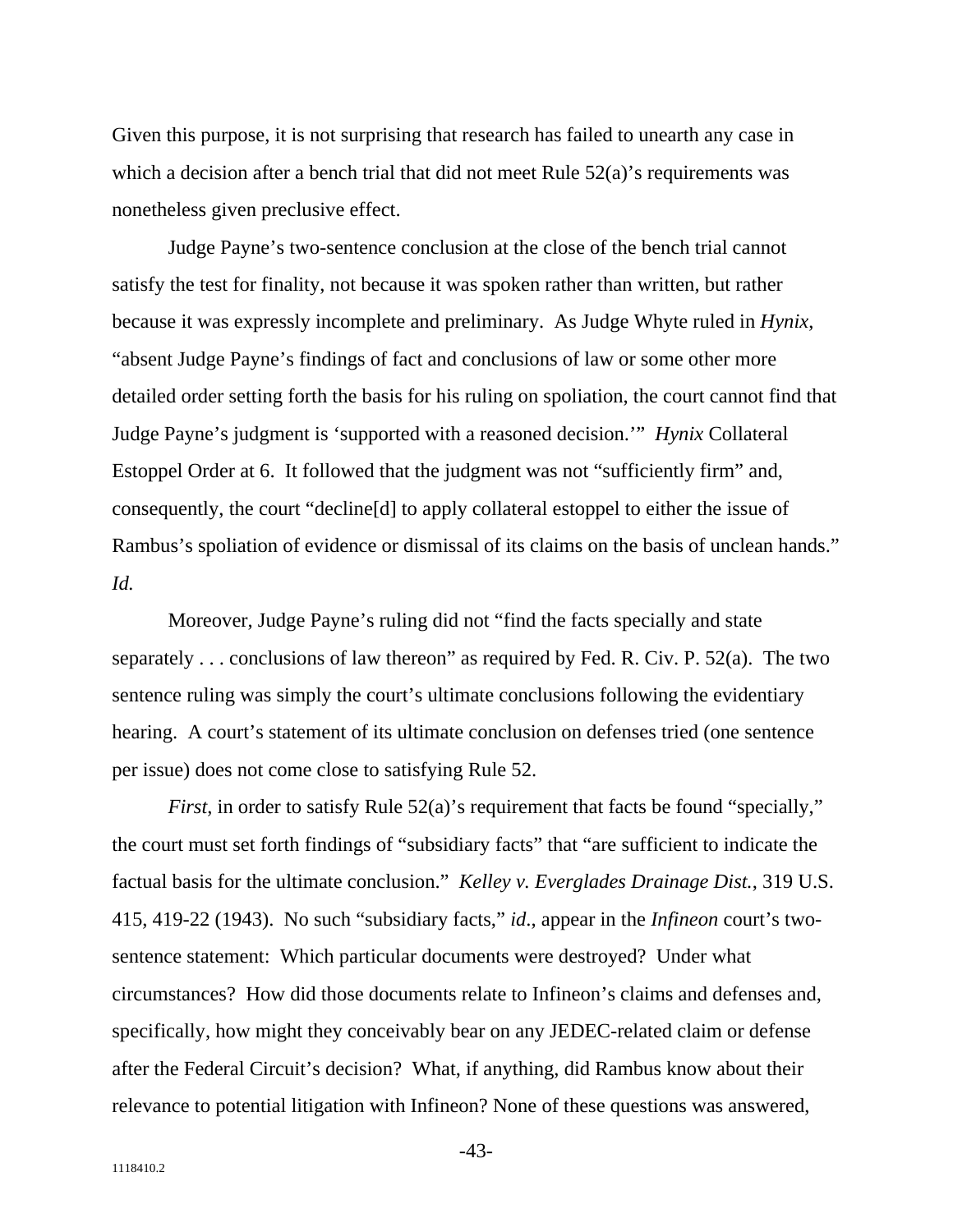Given this purpose, it is not surprising that research has failed to unearth any case in which a decision after a bench trial that did not meet Rule 52(a)'s requirements was nonetheless given preclusive effect.

Judge Payne's two-sentence conclusion at the close of the bench trial cannot satisfy the test for finality, not because it was spoken rather than written, but rather because it was expressly incomplete and preliminary. As Judge Whyte ruled in *Hynix*, "absent Judge Payne's findings of fact and conclusions of law or some other more detailed order setting forth the basis for his ruling on spoliation, the court cannot find that Judge Payne's judgment is 'supported with a reasoned decision.'" *Hynix* Collateral Estoppel Order at 6. It followed that the judgment was not "sufficiently firm" and, consequently, the court "decline[d] to apply collateral estoppel to either the issue of Rambus's spoliation of evidence or dismissal of its claims on the basis of unclean hands." *Id.*

Moreover, Judge Payne's ruling did not "find the facts specially and state separately . . . conclusions of law thereon" as required by Fed. R. Civ. P. 52(a). The two sentence ruling was simply the court's ultimate conclusions following the evidentiary hearing. A court's statement of its ultimate conclusion on defenses tried (one sentence per issue) does not come close to satisfying Rule 52.

*First*, in order to satisfy Rule 52(a)'s requirement that facts be found "specially," the court must set forth findings of "subsidiary facts" that "are sufficient to indicate the factual basis for the ultimate conclusion." *Kelley v. Everglades Drainage Dist.*, 319 U.S. 415, 419-22 (1943). No such "subsidiary facts," *id.*, appear in the *Infineon* court's two-sentence statement: Which particular documents were destroyed? Under what circumstances? How did those documents relate to Infineon's claims and defenses and, specifically, how might they conceivably bear on any JEDEC-related claim or defense after the Federal Circuit's decision? What, if anything, did Rambus know about their relevance to potential litigation with Infineon? None of these questions was answered,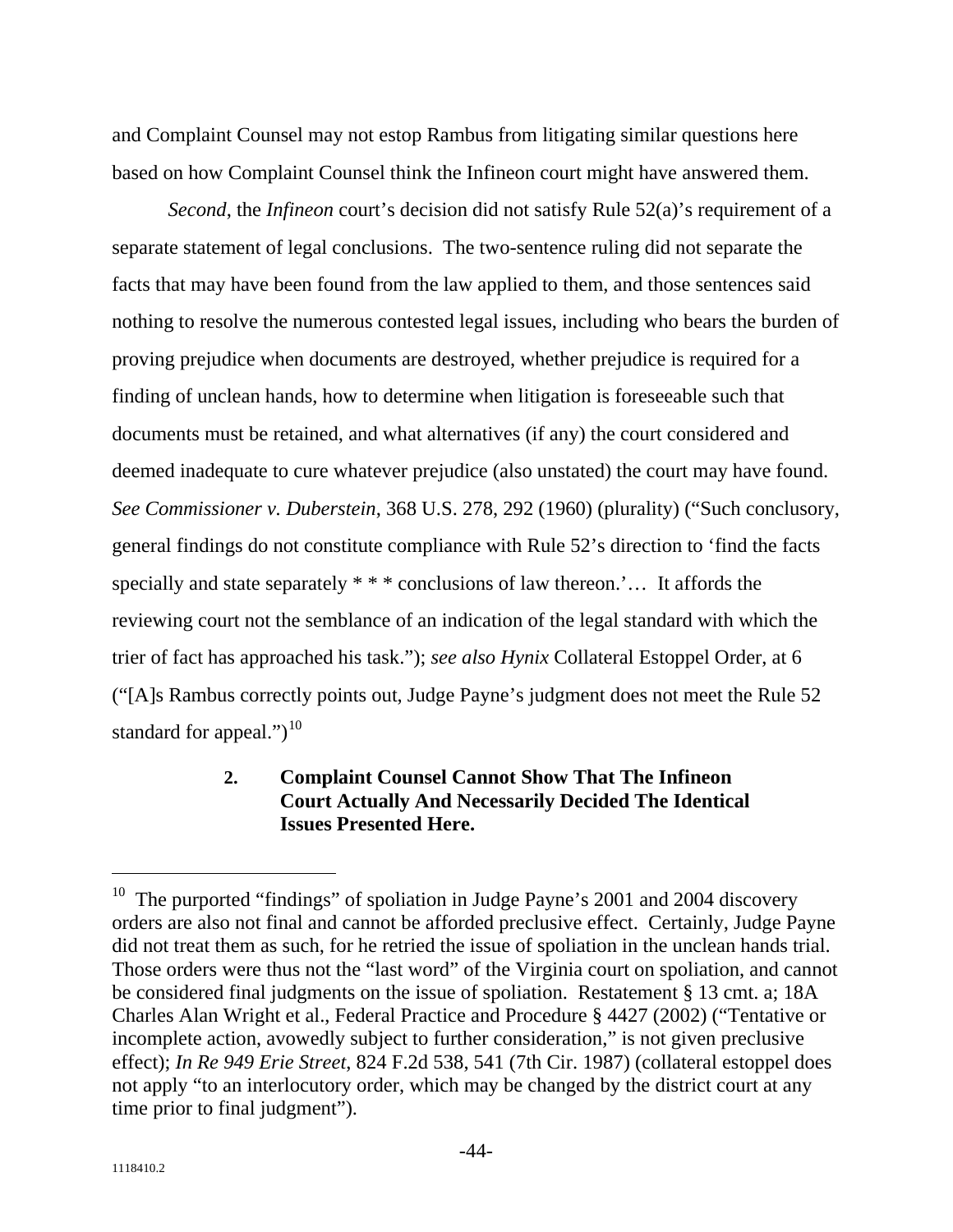and Complaint Counsel may not estop Rambus from litigating similar questions here based on how Complaint Counsel think the Infineon court might have answered them.

*Second*, the *Infineon* court's decision did not satisfy Rule 52(a)'s requirement of a separate statement of legal conclusions. The two-sentence ruling did not separate the facts that may have been found from the law applied to them, and those sentences said nothing to resolve the numerous contested legal issues, including who bears the burden of proving prejudice when documents are destroyed, whether prejudice is required for a finding of unclean hands, how to determine when litigation is foreseeable such that documents must be retained, and what alternatives (if any) the court considered and deemed inadequate to cure whatever prejudice (also unstated) the court may have found. *See Commissioner v. Duberstein*, 368 U.S. 278, 292 (1960) (plurality) ("Such conclusory, general findings do not constitute compliance with Rule 52's direction to 'find the facts specially and state separately * * * conclusions of law thereon.'… It affords the reviewing court not the semblance of an indication of the legal standard with which the trier of fact has approached his task."); *see also Hynix* Collateral Estoppel Order, at 6 ("[A]s Rambus correctly points out, Judge Payne's judgment does not meet the Rule 52 standard for appeal.")[10]

**2. Complaint Counsel Cannot Show That The Infineon Court Actually And Necessarily Decided The Identical Issues Presented Here.**

[10] The purported "findings" of spoliation in Judge Payne's 2001 and 2004 discovery orders are also not final and cannot be afforded preclusive effect. Certainly, Judge Payne did not treat them as such, for he retried the issue of spoliation in the unclean hands trial. Those orders were thus not the "last word" of the Virginia court on spoliation, and cannot be considered final judgments on the issue of spoliation. Restatement § 13 cmt. a; 18A Charles Alan Wright et al., Federal Practice and Procedure § 4427 (2002) ("Tentative or incomplete action, avowedly subject to further consideration," is not given preclusive effect); *In Re 949 Erie Street*, 824 F.2d 538, 541 (7th Cir. 1987) (collateral estoppel does not apply "to an interlocutory order, which may be changed by the district court at any time prior to final judgment").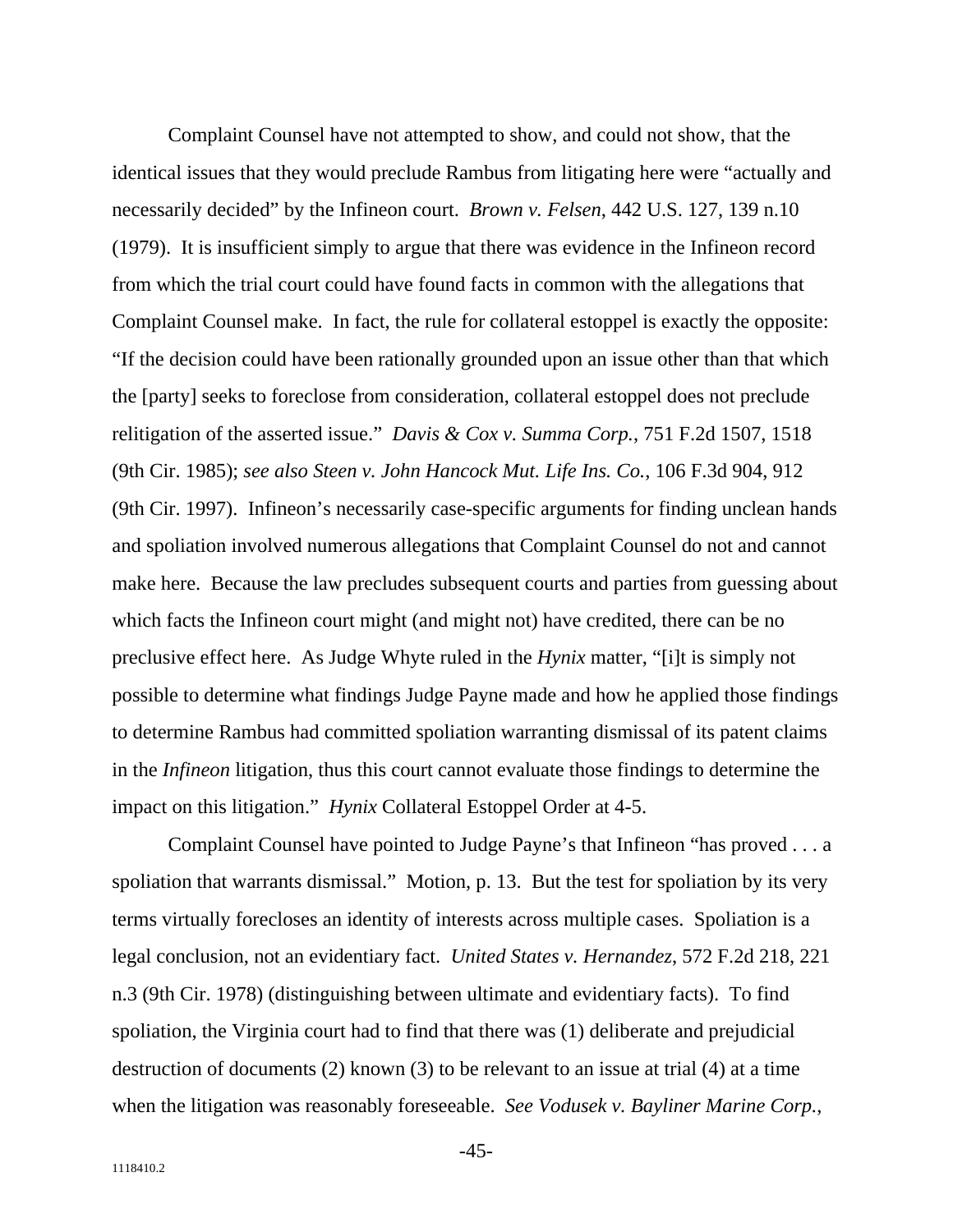Complaint Counsel have not attempted to show, and could not show, that the identical issues that they would preclude Rambus from litigating here were "actually and necessarily decided" by the Infineon court. *Brown v. Felsen*, 442 U.S. 127, 139 n.10 (1979). It is insufficient simply to argue that there was evidence in the Infineon record from which the trial court could have found facts in common with the allegations that Complaint Counsel make. In fact, the rule for collateral estoppel is exactly the opposite: "If the decision could have been rationally grounded upon an issue other than that which the [party] seeks to foreclose from consideration, collateral estoppel does not preclude relitigation of the asserted issue." *Davis & Cox v. Summa Corp.*, 751 F.2d 1507, 1518 (9th Cir. 1985); *see also Steen v. John Hancock Mut. Life Ins. Co.*, 106 F.3d 904, 912 (9th Cir. 1997). Infineon's necessarily case-specific arguments for finding unclean hands and spoliation involved numerous allegations that Complaint Counsel do not and cannot make here. Because the law precludes subsequent courts and parties from guessing about which facts the Infineon court might (and might not) have credited, there can be no preclusive effect here. As Judge Whyte ruled in the *Hynix* matter, "[i]t is simply not possible to determine what findings Judge Payne made and how he applied those findings to determine Rambus had committed spoliation warranting dismissal of its patent claims in the *Infineon* litigation, thus this court cannot evaluate those findings to determine the impact on this litigation." *Hynix* Collateral Estoppel Order at 4-5.

Complaint Counsel have pointed to Judge Payne's that Infineon "has proved . . . a spoliation that warrants dismissal." Motion, p. 13. But the test for spoliation by its very terms virtually forecloses an identity of interests across multiple cases. Spoliation is a legal conclusion, not an evidentiary fact. *United States v. Hernandez*, 572 F.2d 218, 221 n.3 (9th Cir. 1978) (distinguishing between ultimate and evidentiary facts). To find spoliation, the Virginia court had to find that there was (1) deliberate and prejudicial destruction of documents (2) known (3) to be relevant to an issue at trial (4) at a time when the litigation was reasonably foreseeable. *See Vodusek v. Bayliner Marine Corp.*,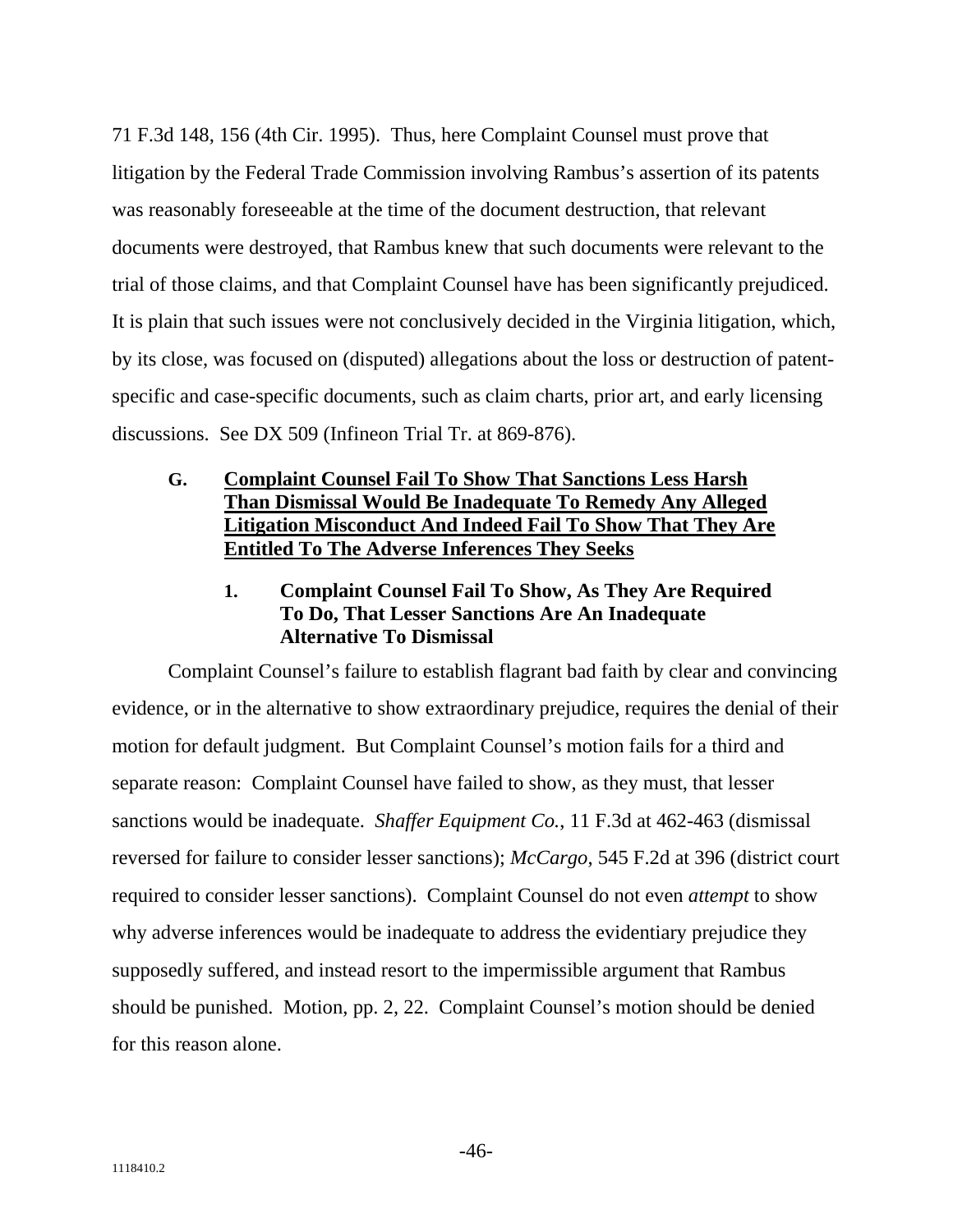71 F.3d 148, 156 (4th Cir. 1995). Thus, here Complaint Counsel must prove that litigation by the Federal Trade Commission involving Rambus's assertion of its patents was reasonably foreseeable at the time of the document destruction, that relevant documents were destroyed, that Rambus knew that such documents were relevant to the trial of those claims, and that Complaint Counsel have has been significantly prejudiced. It is plain that such issues were not conclusively decided in the Virginia litigation, which, by its close, was focused on (disputed) allegations about the loss or destruction of patent-specific and case-specific documents, such as claim charts, prior art, and early licensing discussions. See DX 509 (Infineon Trial Tr. at 869-876).

### G. <u>Complaint Counsel Fail To Show That Sanctions Less Harsh Than Dismissal Would Be Inadequate To Remedy Any Alleged Litigation Misconduct And Indeed Fail To Show That They Are Entitled To The Adverse Inferences They Seeks</u>

#### 1. Complaint Counsel Fail To Show, As They Are Required To Do, That Lesser Sanctions Are An Inadequate Alternative To Dismissal

Complaint Counsel's failure to establish flagrant bad faith by clear and convincing evidence, or in the alternative to show extraordinary prejudice, requires the denial of their motion for default judgment. But Complaint Counsel's motion fails for a third and separate reason: Complaint Counsel have failed to show, as they must, that lesser sanctions would be inadequate. *Shaffer Equipment Co.*, 11 F.3d at 462-463 (dismissal reversed for failure to consider lesser sanctions); *McCargo*, 545 F.2d at 396 (district court required to consider lesser sanctions). Complaint Counsel do not even *attempt* to show why adverse inferences would be inadequate to address the evidentiary prejudice they supposedly suffered, and instead resort to the impermissible argument that Rambus should be punished. Motion, pp. 2, 22. Complaint Counsel's motion should be denied for this reason alone.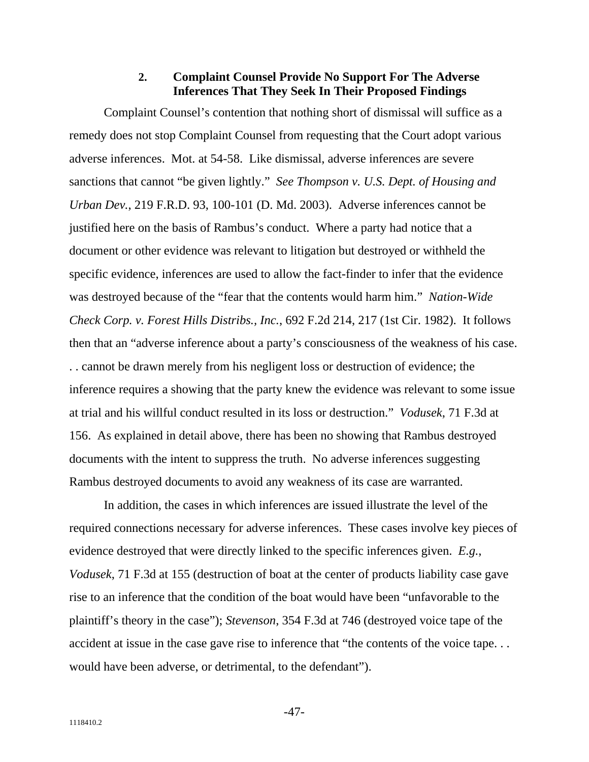### 2. Complaint Counsel Provide No Support For The Adverse Inferences That They Seek In Their Proposed Findings

Complaint Counsel's contention that nothing short of dismissal will suffice as a remedy does not stop Complaint Counsel from requesting that the Court adopt various adverse inferences. Mot. at 54-58. Like dismissal, adverse inferences are severe sanctions that cannot "be given lightly." *See Thompson v. U.S. Dept. of Housing and Urban Dev.*, 219 F.R.D. 93, 100-101 (D. Md. 2003). Adverse inferences cannot be justified here on the basis of Rambus's conduct. Where a party had notice that a document or other evidence was relevant to litigation but destroyed or withheld the specific evidence, inferences are used to allow the fact-finder to infer that the evidence was destroyed because of the "fear that the contents would harm him." *Nation-Wide Check Corp. v. Forest Hills Distribs., Inc.*, 692 F.2d 214, 217 (1st Cir. 1982). It follows then that an "adverse inference about a party's consciousness of the weakness of his case. . . cannot be drawn merely from his negligent loss or destruction of evidence; the inference requires a showing that the party knew the evidence was relevant to some issue at trial and his willful conduct resulted in its loss or destruction." *Vodusek*, 71 F.3d at 156. As explained in detail above, there has been no showing that Rambus destroyed documents with the intent to suppress the truth. No adverse inferences suggesting Rambus destroyed documents to avoid any weakness of its case are warranted.

In addition, the cases in which inferences are issued illustrate the level of the required connections necessary for adverse inferences. These cases involve key pieces of evidence destroyed that were directly linked to the specific inferences given. *E.g.*, *Vodusek*, 71 F.3d at 155 (destruction of boat at the center of products liability case gave rise to an inference that the condition of the boat would have been "unfavorable to the plaintiff's theory in the case"); *Stevenson*, 354 F.3d at 746 (destroyed voice tape of the accident at issue in the case gave rise to inference that "the contents of the voice tape. . . would have been adverse, or detrimental, to the defendant").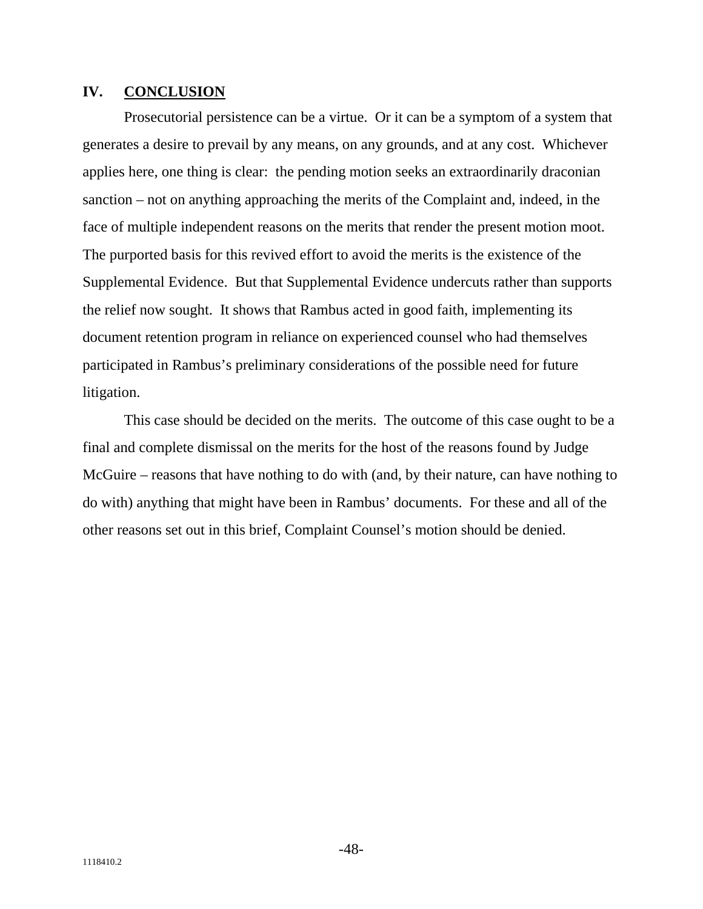## IV. CONCLUSION

Prosecutorial persistence can be a virtue. Or it can be a symptom of a system that generates a desire to prevail by any means, on any grounds, and at any cost. Whichever applies here, one thing is clear: the pending motion seeks an extraordinarily draconian sanction – not on anything approaching the merits of the Complaint and, indeed, in the face of multiple independent reasons on the merits that render the present motion moot. The purported basis for this revived effort to avoid the merits is the existence of the Supplemental Evidence. But that Supplemental Evidence undercuts rather than supports the relief now sought. It shows that Rambus acted in good faith, implementing its document retention program in reliance on experienced counsel who had themselves participated in Rambus's preliminary considerations of the possible need for future litigation.

This case should be decided on the merits. The outcome of this case ought to be a final and complete dismissal on the merits for the host of the reasons found by Judge McGuire – reasons that have nothing to do with (and, by their nature, can have nothing to do with) anything that might have been in Rambus' documents. For these and all of the other reasons set out in this brief, Complaint Counsel's motion should be denied.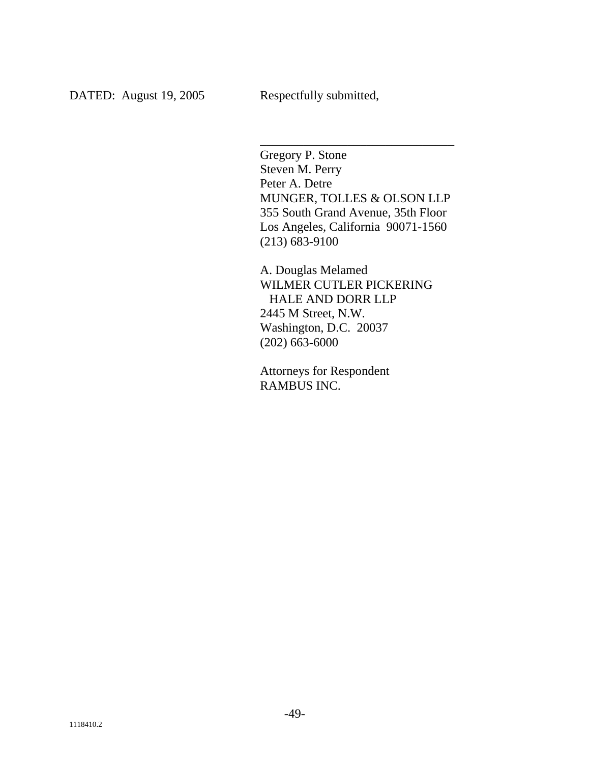DATED: August 19, 2005

Respectfully submitted,

\_\_\_\_\_\_\_\_\_\_\_\_\_\_\_\_\_\_\_\_\_\_\_\_\_\_\_\_\_\_\_\_

Gregory P. Stone
Steven M. Perry
Peter A. Detre
MUNGER, TOLLES & OLSON LLP
355 South Grand Avenue, 35th Floor
Los Angeles, California 90071-1560
(213) 683-9100

A. Douglas Melamed
WILMER CUTLER PICKERING
HALE AND DORR LLP
2445 M Street, N.W.
Washington, D.C. 20037
(202) 663-6000

Attorneys for Respondent
RAMBUS INC.

1118410.2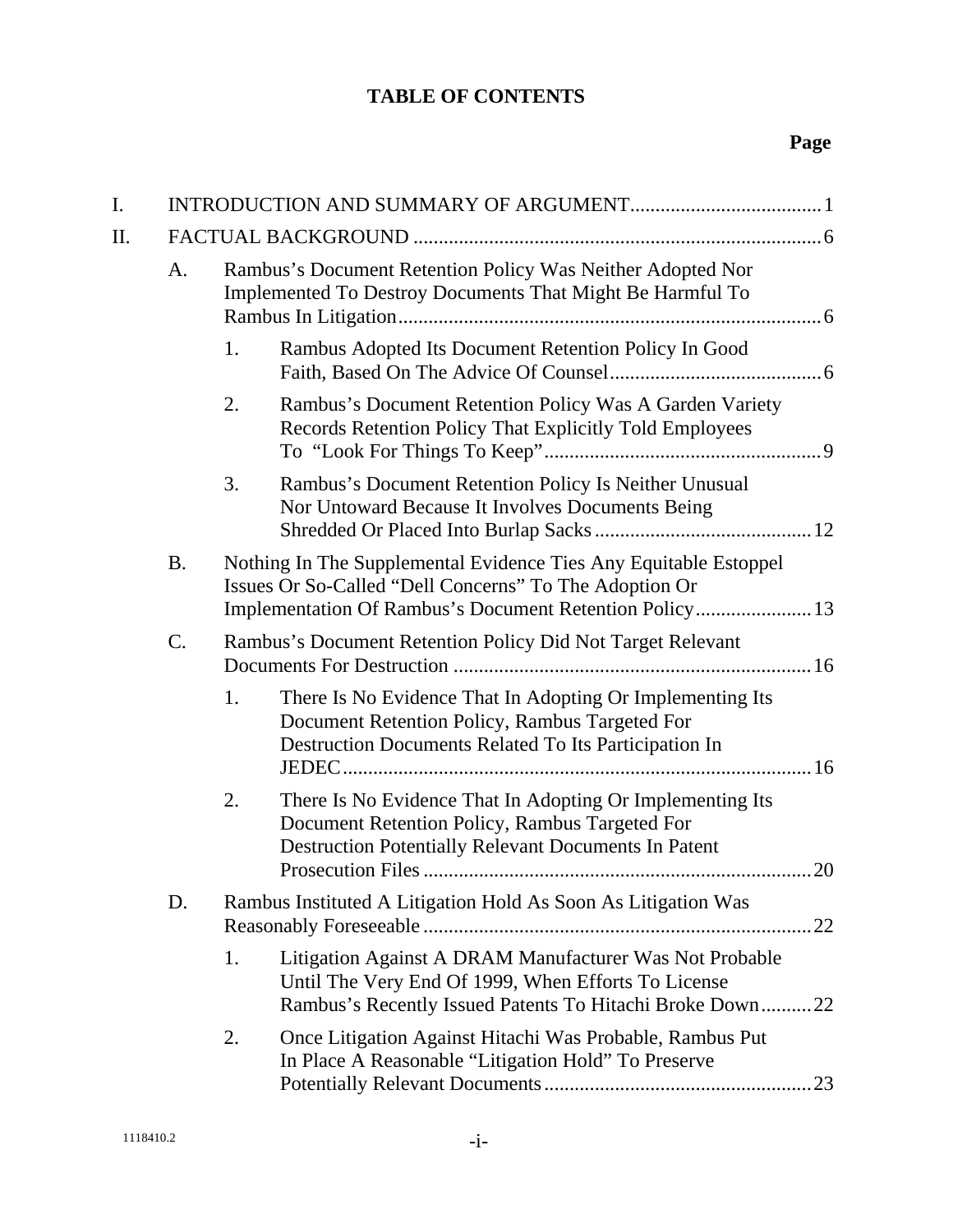# TABLE OF CONTENTS

**Page**

I. INTRODUCTION AND SUMMARY OF ARGUMENT ...................................... 1

II. FACTUAL BACKGROUND ................................................................................ 6

- A. Rambus's Document Retention Policy Was Neither Adopted Nor Implemented To Destroy Documents That Might Be Harmful To Rambus In Litigation ................................................................................... 6
  - 1. Rambus Adopted Its Document Retention Policy In Good Faith, Based On The Advice Of Counsel .......................................... 6
  - 2. Rambus's Document Retention Policy Was A Garden Variety Records Retention Policy That Explicitly Told Employees To "Look For Things To Keep" ....................................................... 9
  - 3. Rambus's Document Retention Policy Is Neither Unusual Nor Untoward Because It Involves Documents Being Shredded Or Placed Into Burlap Sacks ........................................... 12
- B. Nothing In The Supplemental Evidence Ties Any Equitable Estoppel Issues Or So-Called "Dell Concerns" To The Adoption Or Implementation Of Rambus's Document Retention Policy ....................... 13
- C. Rambus's Document Retention Policy Did Not Target Relevant Documents For Destruction ....................................................................... 16
  - 1. There Is No Evidence That In Adopting Or Implementing Its Document Retention Policy, Rambus Targeted For Destruction Documents Related To Its Participation In JEDEC ............................................................................................ 16
  - 2. There Is No Evidence That In Adopting Or Implementing Its Document Retention Policy, Rambus Targeted For Destruction Potentially Relevant Documents In Patent Prosecution Files ............................................................................. 20
- D. Rambus Instituted A Litigation Hold As Soon As Litigation Was Reasonably Foreseeable ............................................................................ 22
  - 1. Litigation Against A DRAM Manufacturer Was Not Probable Until The Very End Of 1999, When Efforts To License Rambus's Recently Issued Patents To Hitachi Broke Down .......... 22
  - 2. Once Litigation Against Hitachi Was Probable, Rambus Put In Place A Reasonable "Litigation Hold" To Preserve Potentially Relevant Documents .................................................... 23

1118410.2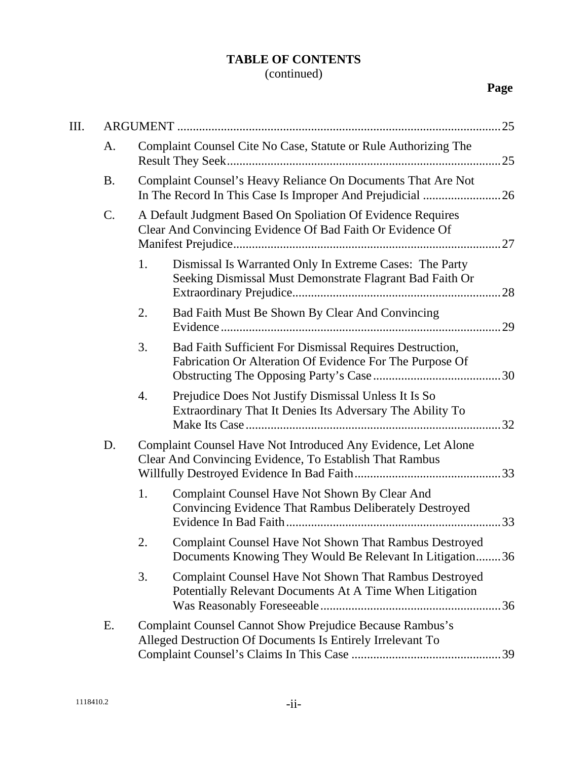**TABLE OF CONTENTS**
(continued)

**Page**

III. ARGUMENT ....................................................................................................... 25

A. Complaint Counsel Cite No Case, Statute or Rule Authorizing The Result They Seek ....................................................................................... 25

B. Complaint Counsel's Heavy Reliance On Documents That Are Not In The Record In This Case Is Improper And Prejudicial ......................... 26

C. A Default Judgment Based On Spoliation Of Evidence Requires Clear And Convincing Evidence Of Bad Faith Or Evidence Of Manifest Prejudice ..................................................................................... 27

1. Dismissal Is Warranted Only In Extreme Cases: The Party Seeking Dismissal Must Demonstrate Flagrant Bad Faith Or Extraordinary Prejudice .................................................................. 28

2. Bad Faith Must Be Shown By Clear And Convincing Evidence .......................................................................................... 29

3. Bad Faith Sufficient For Dismissal Requires Destruction, Fabrication Or Alteration Of Evidence For The Purpose Of Obstructing The Opposing Party's Case ......................................... 30

4. Prejudice Does Not Justify Dismissal Unless It Is So Extraordinary That It Denies Its Adversary The Ability To Make Its Case ................................................................................. 32

D. Complaint Counsel Have Not Introduced Any Evidence, Let Alone Clear And Convincing Evidence, To Establish That Rambus Willfully Destroyed Evidence In Bad Faith ............................................... 33

1. Complaint Counsel Have Not Shown By Clear And Convincing Evidence That Rambus Deliberately Destroyed Evidence In Bad Faith ..................................................................... 33

2. Complaint Counsel Have Not Shown That Rambus Destroyed Documents Knowing They Would Be Relevant In Litigation ........ 36

3. Complaint Counsel Have Not Shown That Rambus Destroyed Potentially Relevant Documents At A Time When Litigation Was Reasonably Foreseeable .......................................................... 36

E. Complaint Counsel Cannot Show Prejudice Because Rambus's Alleged Destruction Of Documents Is Entirely Irrelevant To Complaint Counsel's Claims In This Case ................................................ 39

1118410.2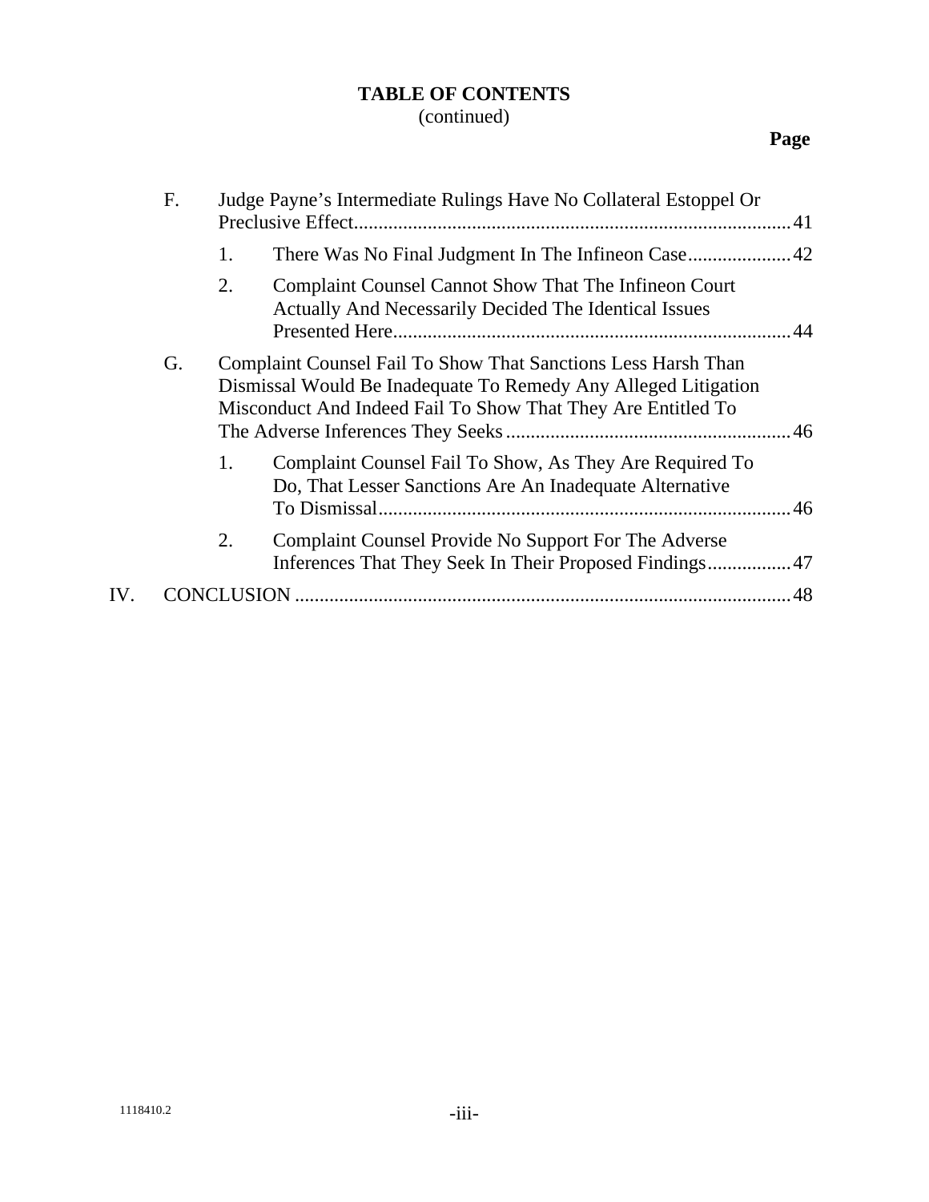**TABLE OF CONTENTS**
(continued)

**Page**

F. Judge Payne's Intermediate Rulings Have No Collateral Estoppel Or Preclusive Effect........................................................................................41

1. There Was No Final Judgment In The Infineon Case.....................42

2. Complaint Counsel Cannot Show That The Infineon Court Actually And Necessarily Decided The Identical Issues Presented Here.................................................................................44

G. Complaint Counsel Fail To Show That Sanctions Less Harsh Than Dismissal Would Be Inadequate To Remedy Any Alleged Litigation Misconduct And Indeed Fail To Show That They Are Entitled To The Adverse Inferences They Seeks..........................................................46

1. Complaint Counsel Fail To Show, As They Are Required To Do, That Lesser Sanctions Are An Inadequate Alternative To Dismissal...................................................................................46

2. Complaint Counsel Provide No Support For The Adverse Inferences That They Seek In Their Proposed Findings.................47

IV. CONCLUSION ....................................................................................................48

1118410.2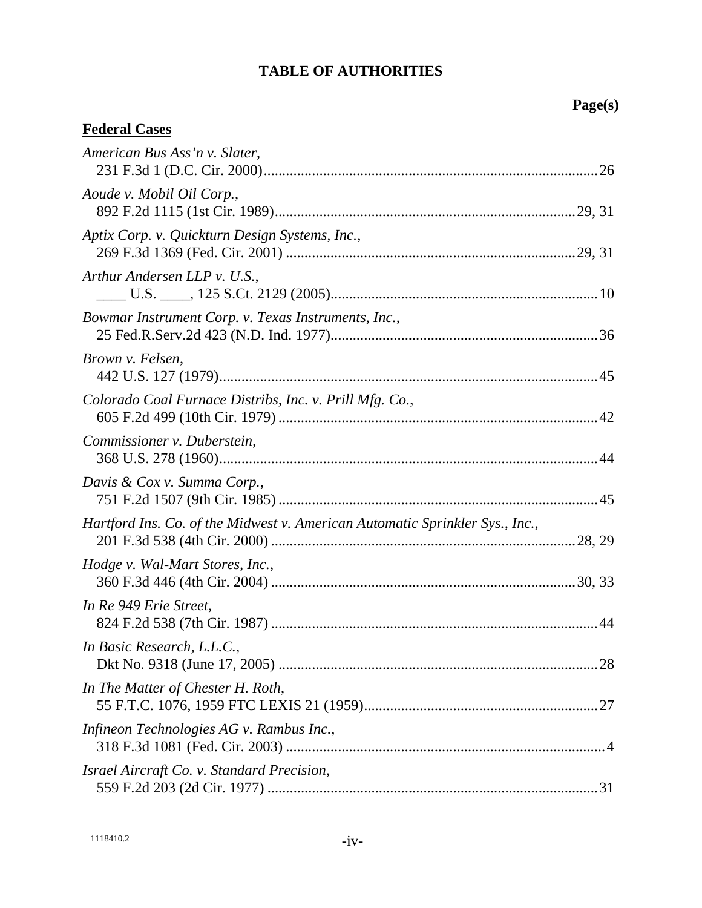# TABLE OF AUTHORITIES

**Page(s)**

**Federal Cases**

*American Bus Ass'n v. Slater*,
231 F.3d 1 (D.C. Cir. 2000) ........................................................................................ 26

*Aoude v. Mobil Oil Corp.*,
892 F.2d 1115 (1st Cir. 1989) ................................................................................ 29, 31

*Aptix Corp. v. Quickturn Design Systems, Inc.*,
269 F.3d 1369 (Fed. Cir. 2001) .............................................................................. 29, 31

*Arthur Andersen LLP v. U.S.*,
____ U.S. ____, 125 S.Ct. 2129 (2005) ....................................................................... 10

*Bowmar Instrument Corp. v. Texas Instruments, Inc.*,
25 Fed.R.Serv.2d 423 (N.D. Ind. 1977) ....................................................................... 36

*Brown v. Felsen*,
442 U.S. 127 (1979) ..................................................................................................... 45

*Colorado Coal Furnace Distribs, Inc. v. Prill Mfg. Co.*,
605 F.2d 499 (10th Cir. 1979) ..................................................................................... 42

*Commissioner v. Duberstein*,
368 U.S. 278 (1960) ..................................................................................................... 44

*Davis & Cox v. Summa Corp.*,
751 F.2d 1507 (9th Cir. 1985) ..................................................................................... 45

*Hartford Ins. Co. of the Midwest v. American Automatic Sprinkler Sys., Inc.*,
201 F.3d 538 (4th Cir. 2000) ................................................................................. 28, 29

*Hodge v. Wal-Mart Stores, Inc.*,
360 F.3d 446 (4th Cir. 2004) ................................................................................. 30, 33

*In Re 949 Erie Street*,
824 F.2d 538 (7th Cir. 1987) ....................................................................................... 44

*In Basic Research, L.L.C.*,
Dkt No. 9318 (June 17, 2005) ..................................................................................... 28

*In The Matter of Chester H. Roth*,
55 F.T.C. 1076, 1959 FTC LEXIS 21 (1959) .............................................................. 27

*Infineon Technologies AG v. Rambus Inc.*,
318 F.3d 1081 (Fed. Cir. 2003) ...................................................................................... 4

*Israel Aircraft Co. v. Standard Precision*,
559 F.2d 203 (2d Cir. 1977) ........................................................................................ 31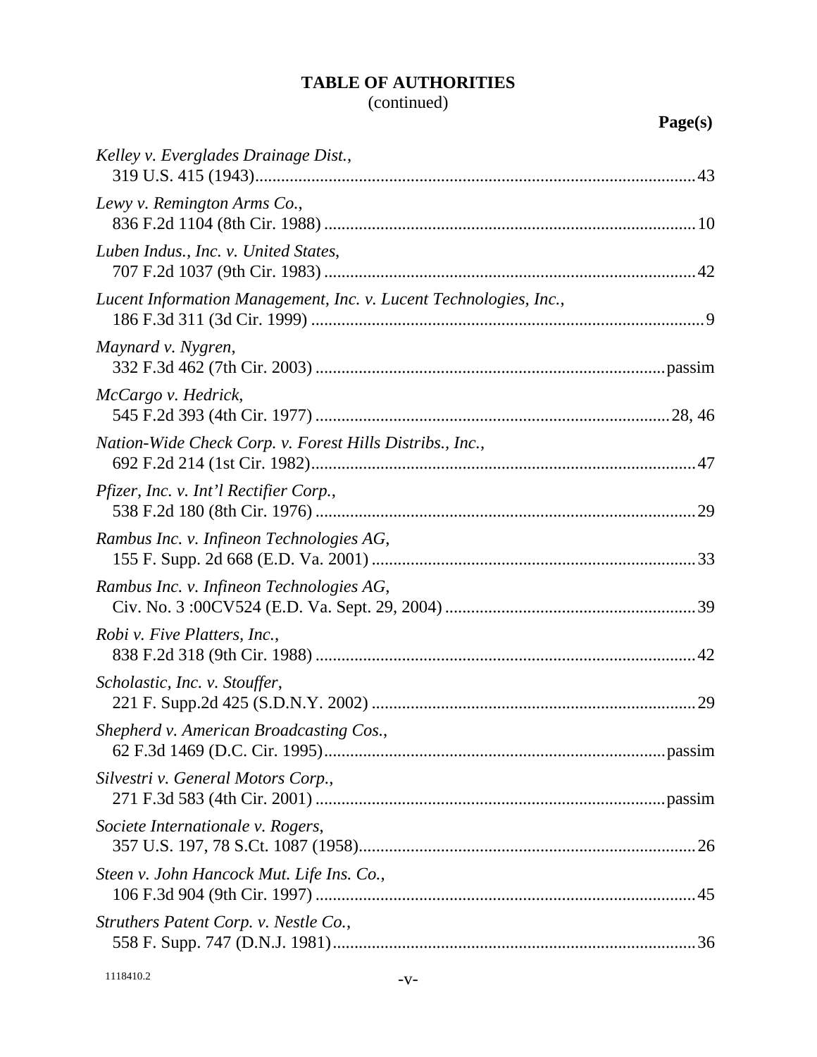**TABLE OF AUTHORITIES**
(continued)

**Page(s)**

*Kelley v. Everglades Drainage Dist.*,
319 U.S. 415 (1943)....................................................................................................43

*Lewy v. Remington Arms Co.*,
836 F.2d 1104 (8th Cir. 1988) ....................................................................................10

*Luben Indus., Inc. v. United States*,
707 F.2d 1037 (9th Cir. 1983) ....................................................................................42

*Lucent Information Management, Inc. v. Lucent Technologies, Inc.*,
186 F.3d 311 (3d Cir. 1999) ..........................................................................................9

*Maynard v. Nygren*,
332 F.3d 462 (7th Cir. 2003) ................................................................................passim

*McCargo v. Hedrick*,
545 F.2d 393 (4th Cir. 1977) ................................................................................28, 46

*Nation-Wide Check Corp. v. Forest Hills Distribs., Inc.*,
692 F.2d 214 (1st Cir. 1982).......................................................................................47

*Pfizer, Inc. v. Int'l Rectifier Corp.*,
538 F.2d 180 (8th Cir. 1976) .......................................................................................29

*Rambus Inc. v. Infineon Technologies AG*,
155 F. Supp. 2d 668 (E.D. Va. 2001) ..........................................................................33

*Rambus Inc. v. Infineon Technologies AG*,
Civ. No. 3 :00CV524 (E.D. Va. Sept. 29, 2004) .........................................................39

*Robi v. Five Platters, Inc.*,
838 F.2d 318 (9th Cir. 1988) .......................................................................................42

*Scholastic, Inc. v. Stouffer*,
221 F. Supp.2d 425 (S.D.N.Y. 2002) ..........................................................................29

*Shepherd v. American Broadcasting Cos.*,
62 F.3d 1469 (D.C. Cir. 1995).............................................................................passim

*Silvestri v. General Motors Corp.*,
271 F.3d 583 (4th Cir. 2001) ...............................................................................passim

*Societe Internationale v. Rogers*,
357 U.S. 197, 78 S.Ct. 1087 (1958).............................................................................26

*Steen v. John Hancock Mut. Life Ins. Co.*,
106 F.3d 904 (9th Cir. 1997) .......................................................................................45

*Struthers Patent Corp. v. Nestle Co.*,
558 F. Supp. 747 (D.N.J. 1981)...................................................................................36

1118410.2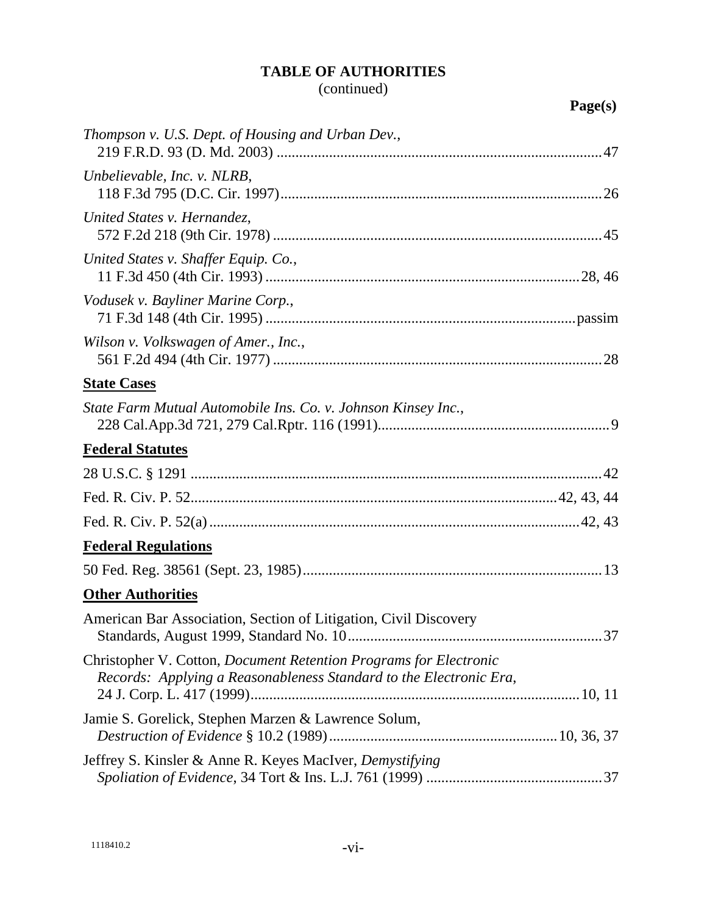**TABLE OF AUTHORITIES**
(continued)

**Page(s)**

*Thompson v. U.S. Dept. of Housing and Urban Dev.*,
219 F.R.D. 93 (D. Md. 2003) .......................................................................................47

*Unbelievable, Inc. v. NLRB*,
118 F.3d 795 (D.C. Cir. 1997).....................................................................................26

*United States v. Hernandez*,
572 F.2d 218 (9th Cir. 1978) .......................................................................................45

*United States v. Shaffer Equip. Co.*,
11 F.3d 450 (4th Cir. 1993) ...................................................................................28, 46

*Vodusek v. Bayliner Marine Corp.*,
71 F.3d 148 (4th Cir. 1995) ..................................................................................passim

*Wilson v. Volkswagen of Amer., Inc.*,
561 F.2d 494 (4th Cir. 1977) .......................................................................................28

**State Cases**

*State Farm Mutual Automobile Ins. Co. v. Johnson Kinsey Inc.*,
228 Cal.App.3d 721, 279 Cal.Rptr. 116 (1991)..............................................................9

**Federal Statutes**

28 U.S.C. § 1291 ..............................................................................................................42

Fed. R. Civ. P. 52.................................................................................................42, 43, 44

Fed. R. Civ. P. 52(a) ...................................................................................................42, 43

**Federal Regulations**

50 Fed. Reg. 38561 (Sept. 23, 1985)................................................................................13

**Other Authorities**

American Bar Association, Section of Litigation, Civil Discovery
Standards, August 1999, Standard No. 10....................................................................37

Christopher V. Cotton, *Document Retention Programs for Electronic Records: Applying a Reasonableness Standard to the Electronic Era*,
24 J. Corp. L. 417 (1999)........................................................................................10, 11

Jamie S. Gorelick, Stephen Marzen & Lawrence Solum,
*Destruction of Evidence* § 10.2 (1989)............................................................10, 36, 37

Jeffrey S. Kinsler & Anne R. Keyes MacIver, *Demystifying Spoliation of Evidence*, 34 Tort & Ins. L.J. 761 (1999) ...............................................37

1118410.2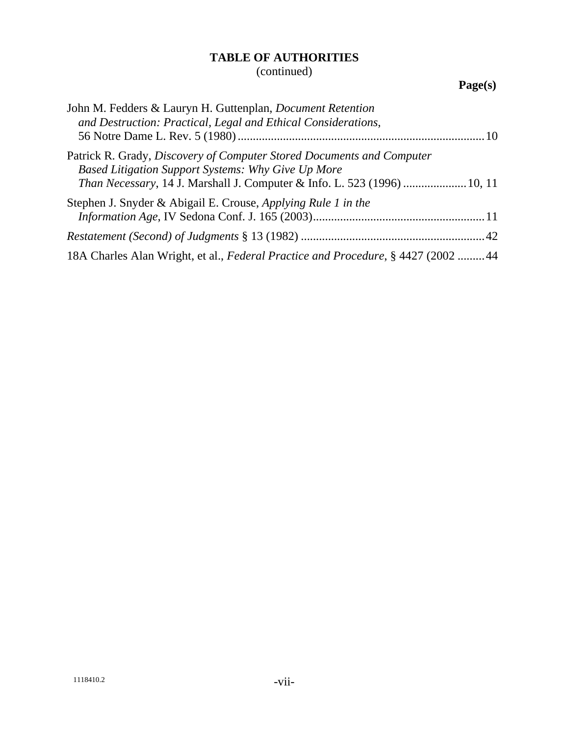## TABLE OF AUTHORITIES
(continued)

**Page(s)**

John M. Fedders & Lauryn H. Guttenplan, *Document Retention and Destruction: Practical, Legal and Ethical Considerations*, 56 Notre Dame L. Rev. 5 (1980) ........................................................ 10

Patrick R. Grady, *Discovery of Computer Stored Documents and Computer Based Litigation Support Systems: Why Give Up More Than Necessary*, 14 J. Marshall J. Computer & Info. L. 523 (1996) .................... 10, 11

Stephen J. Snyder & Abigail E. Crouse, *Applying Rule 1 in the Information Age*, IV Sedona Conf. J. 165 (2003) ........................................................ 11

*Restatement (Second) of Judgments* § 13 (1982) ........................................................ 42

18A Charles Alan Wright, et al., *Federal Practice and Procedure*, § 4427 (2002 ......... 44

1118410.2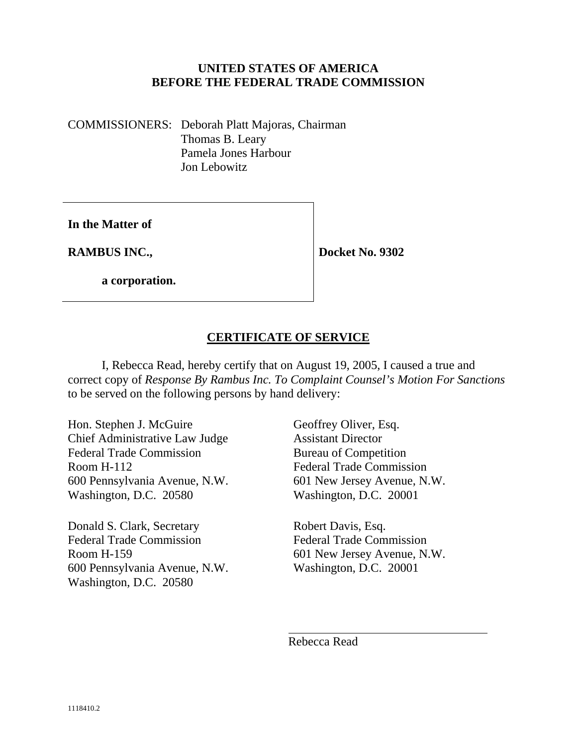**UNITED STATES OF AMERICA**
**BEFORE THE FEDERAL TRADE COMMISSION**

COMMISSIONERS: Deborah Platt Majoras, Chairman
Thomas B. Leary
Pamela Jones Harbour
Jon Lebowitz

| | |
|---|---|
| **In the Matter of**<br><br>**RAMBUS INC.,**<br><br>**a corporation.** | **Docket No. 9302** |

## CERTIFICATE OF SERVICE

I, Rebecca Read, hereby certify that on August 19, 2005, I caused a true and correct copy of *Response By Rambus Inc. To Complaint Counsel's Motion For Sanctions* to be served on the following persons by hand delivery:

Hon. Stephen J. McGuire
Chief Administrative Law Judge
Federal Trade Commission
Room H-112
600 Pennsylvania Avenue, N.W.
Washington, D.C. 20580

Donald S. Clark, Secretary
Federal Trade Commission
Room H-159
600 Pennsylvania Avenue, N.W.
Washington, D.C. 20580

Geoffrey Oliver, Esq.
Assistant Director
Bureau of Competition
Federal Trade Commission
601 New Jersey Avenue, N.W.
Washington, D.C. 20001

Robert Davis, Esq.
Federal Trade Commission
601 New Jersey Avenue, N.W.
Washington, D.C. 20001

\_\_\_\_\_\_\_\_\_\_\_\_\_\_\_\_\_\_\_\_\_\_\_\_\_\_\_\_
Rebecca Read

1118410.2